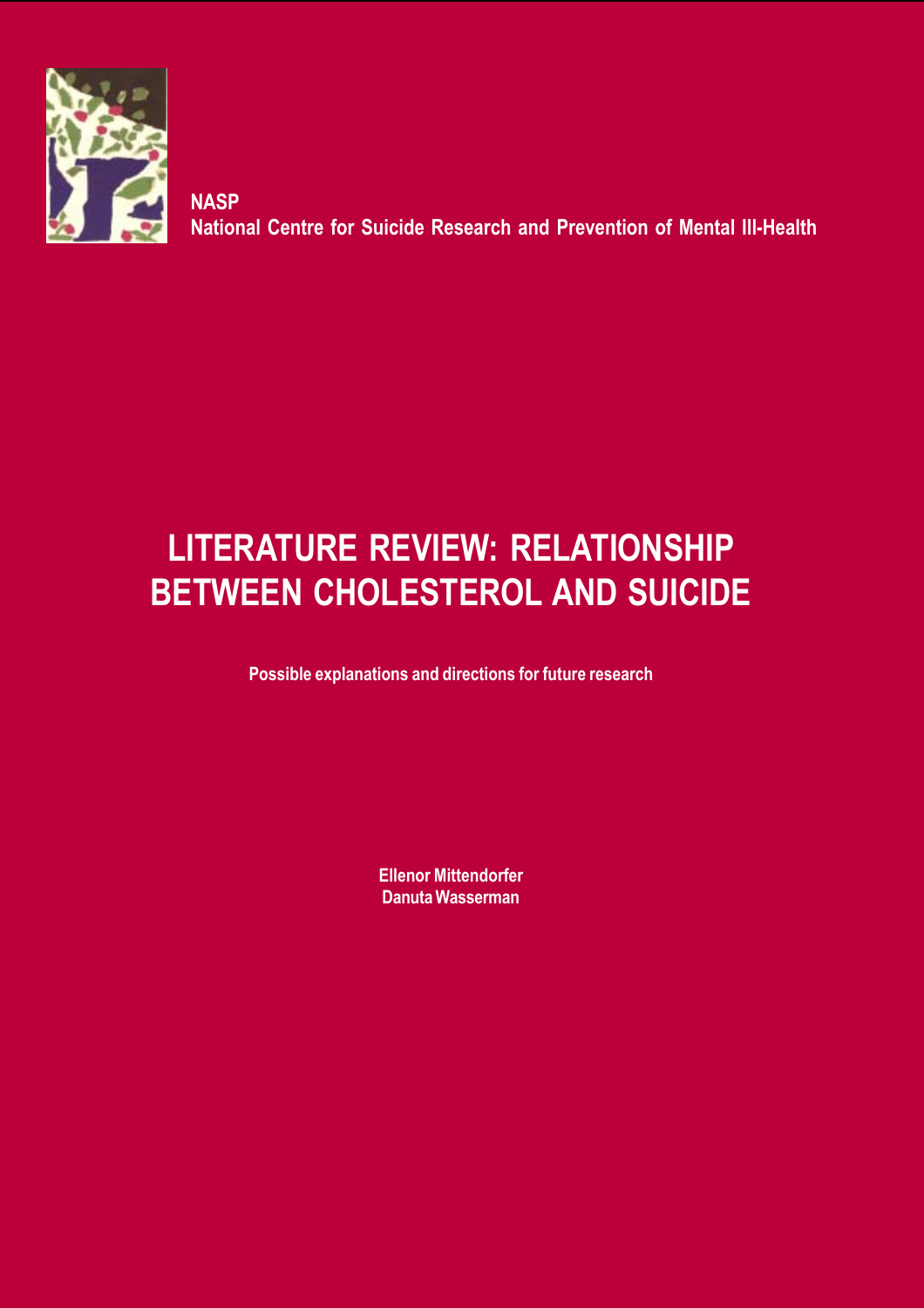**NASP**
**National Centre for Suicide Research and Prevention of Mental Ill-Health**

# LITERATURE REVIEW: RELATIONSHIP BETWEEN CHOLESTEROL AND SUICIDE

**Possible explanations and directions for future research**

**Ellenor Mittendorfer**
**Danuta Wasserman**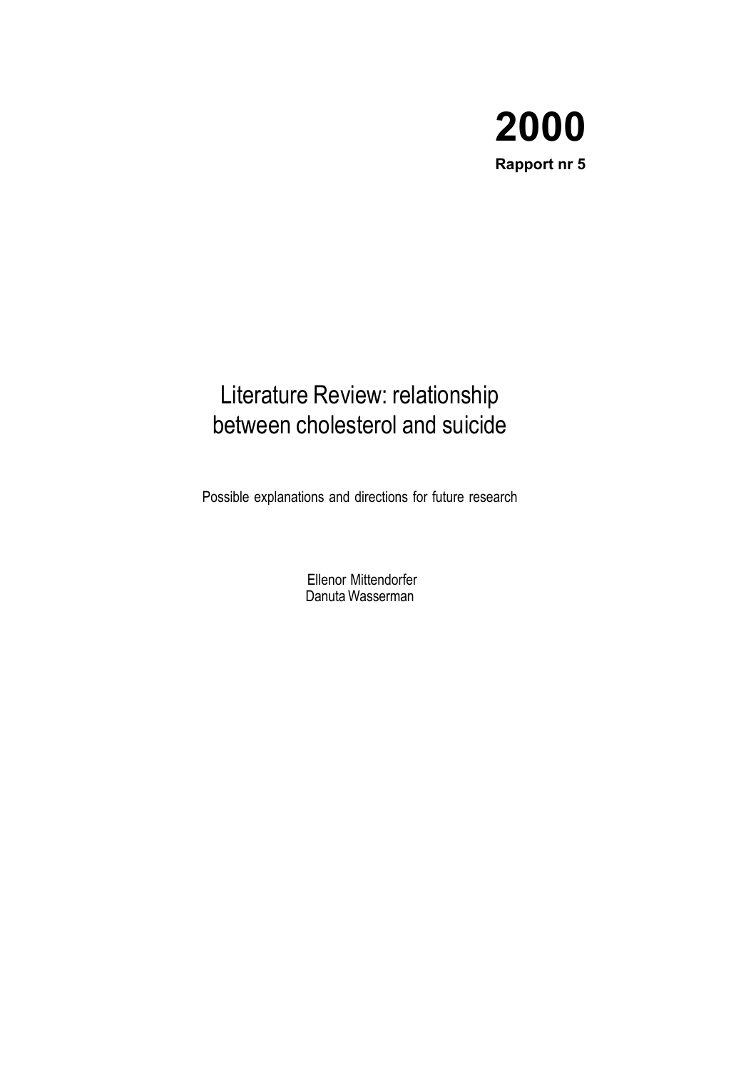# 2000

**Rapport nr 5**

# Literature Review: relationship between cholesterol and suicide

Possible explanations and directions for future research

Ellenor Mittendorfer
Danuta Wasserman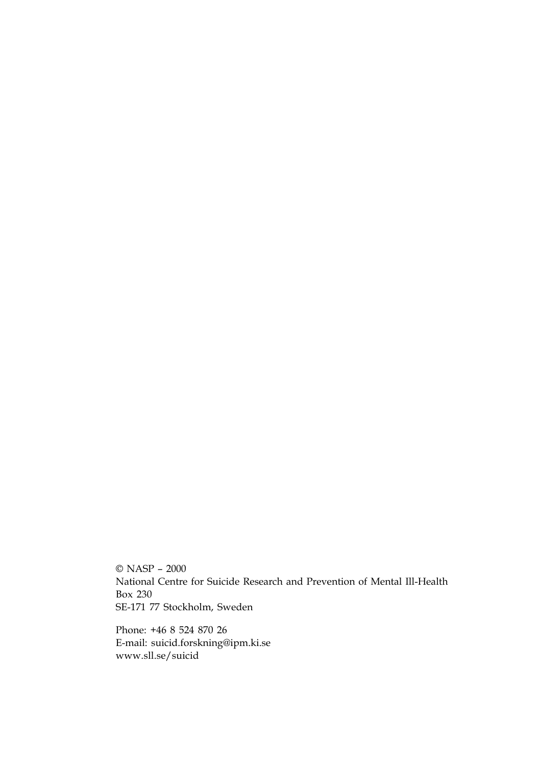© NASP – 2000
National Centre for Suicide Research and Prevention of Mental Ill-Health
Box 230
SE-171 77 Stockholm, Sweden

Phone: +46 8 524 870 26
E-mail: suicid.forskning@ipm.ki.se
www.sll.se/suicid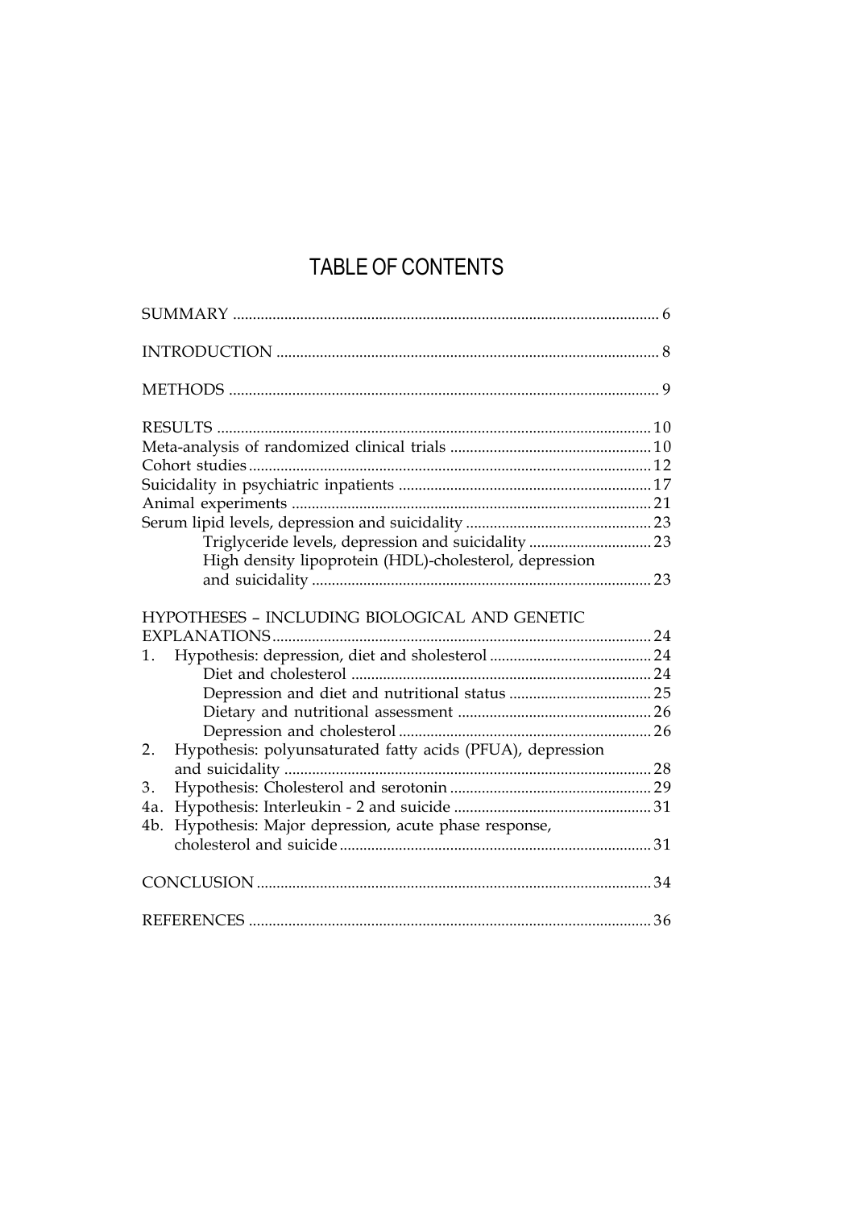# TABLE OF CONTENTS

SUMMARY ..... 6

INTRODUCTION ..... 8

METHODS ..... 9

RESULTS ..... 10
Meta-analysis of randomized clinical trials ..... 10
Cohort studies ..... 12
Suicidality in psychiatric inpatients ..... 17
Animal experiments ..... 21
Serum lipid levels, depression and suicidality ..... 23
  Triglyceride levels, depression and suicidality ..... 23
  High density lipoprotein (HDL)-cholesterol, depression and suicidality ..... 23

HYPOTHESES – INCLUDING BIOLOGICAL AND GENETIC EXPLANATIONS ..... 24
1. Hypothesis: depression, diet and sholesterol ..... 24
  Diet and cholesterol ..... 24
  Depression and diet and nutritional status ..... 25
  Dietary and nutritional assessment ..... 26
  Depression and cholesterol ..... 26
2. Hypothesis: polyunsaturated fatty acids (PFUA), depression and suicidality ..... 28
3. Hypothesis: Cholesterol and serotonin ..... 29
4a. Hypothesis: Interleukin - 2 and suicide ..... 31
4b. Hypothesis: Major depression, acute phase response, cholesterol and suicide ..... 31

CONCLUSION ..... 34

REFERENCES ..... 36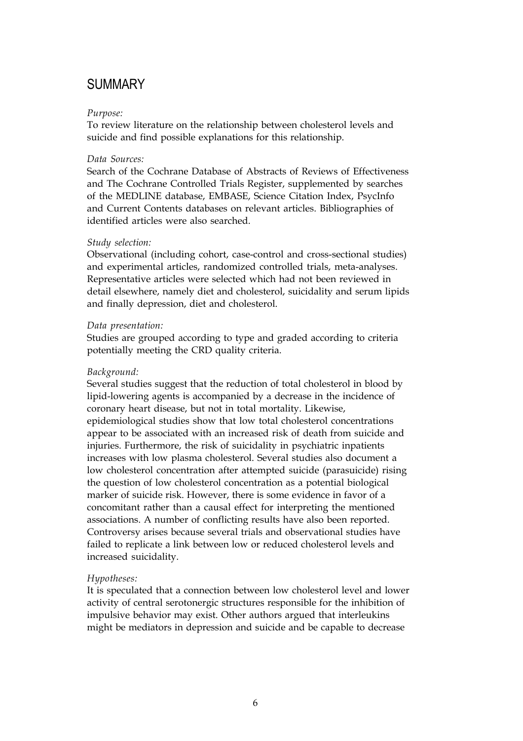# SUMMARY

*Purpose:*
To review literature on the relationship between cholesterol levels and suicide and find possible explanations for this relationship.

*Data Sources:*
Search of the Cochrane Database of Abstracts of Reviews of Effectiveness and The Cochrane Controlled Trials Register, supplemented by searches of the MEDLINE database, EMBASE, Science Citation Index, PsycInfo and Current Contents databases on relevant articles. Bibliographies of identified articles were also searched.

*Study selection:*
Observational (including cohort, case-control and cross-sectional studies) and experimental articles, randomized controlled trials, meta-analyses. Representative articles were selected which had not been reviewed in detail elsewhere, namely diet and cholesterol, suicidality and serum lipids and finally depression, diet and cholesterol.

*Data presentation:*
Studies are grouped according to type and graded according to criteria potentially meeting the CRD quality criteria.

*Background:*
Several studies suggest that the reduction of total cholesterol in blood by lipid-lowering agents is accompanied by a decrease in the incidence of coronary heart disease, but not in total mortality. Likewise, epidemiological studies show that low total cholesterol concentrations appear to be associated with an increased risk of death from suicide and injuries. Furthermore, the risk of suicidality in psychiatric inpatients increases with low plasma cholesterol. Several studies also document a low cholesterol concentration after attempted suicide (parasuicide) rising the question of low cholesterol concentration as a potential biological marker of suicide risk. However, there is some evidence in favor of a concomitant rather than a causal effect for interpreting the mentioned associations. A number of conflicting results have also been reported. Controversy arises because several trials and observational studies have failed to replicate a link between low or reduced cholesterol levels and increased suicidality.

*Hypotheses:*
It is speculated that a connection between low cholesterol level and lower activity of central serotonergic structures responsible for the inhibition of impulsive behavior may exist. Other authors argued that interleukins might be mediators in depression and suicide and be capable to decrease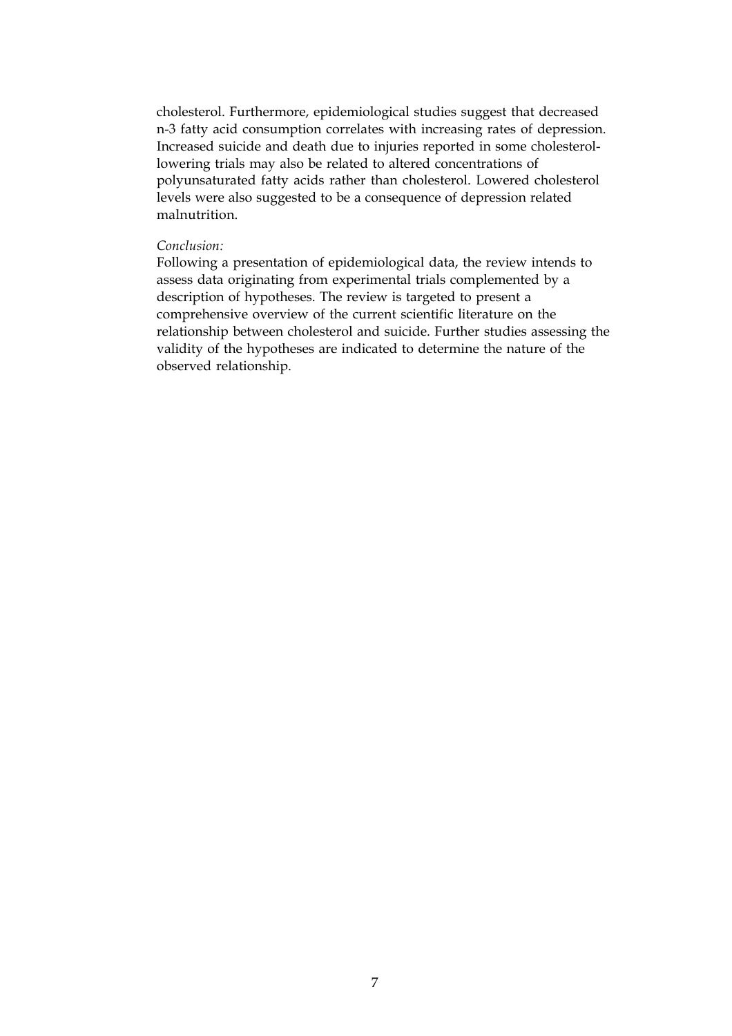cholesterol. Furthermore, epidemiological studies suggest that decreased n-3 fatty acid consumption correlates with increasing rates of depression. Increased suicide and death due to injuries reported in some cholesterol-lowering trials may also be related to altered concentrations of polyunsaturated fatty acids rather than cholesterol. Lowered cholesterol levels were also suggested to be a consequence of depression related malnutrition.

*Conclusion:*

Following a presentation of epidemiological data, the review intends to assess data originating from experimental trials complemented by a description of hypotheses. The review is targeted to present a comprehensive overview of the current scientific literature on the relationship between cholesterol and suicide. Further studies assessing the validity of the hypotheses are indicated to determine the nature of the observed relationship.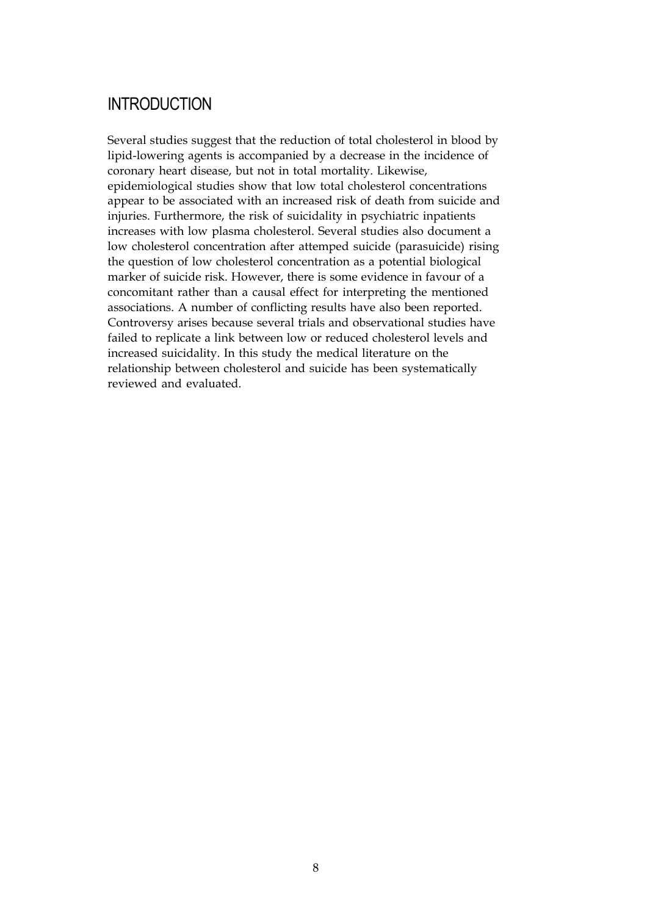# INTRODUCTION

Several studies suggest that the reduction of total cholesterol in blood by lipid-lowering agents is accompanied by a decrease in the incidence of coronary heart disease, but not in total mortality. Likewise, epidemiological studies show that low total cholesterol concentrations appear to be associated with an increased risk of death from suicide and injuries. Furthermore, the risk of suicidality in psychiatric inpatients increases with low plasma cholesterol. Several studies also document a low cholesterol concentration after attemped suicide (parasuicide) rising the question of low cholesterol concentration as a potential biological marker of suicide risk. However, there is some evidence in favour of a concomitant rather than a causal effect for interpreting the mentioned associations. A number of conflicting results have also been reported. Controversy arises because several trials and observational studies have failed to replicate a link between low or reduced cholesterol levels and increased suicidality. In this study the medical literature on the relationship between cholesterol and suicide has been systematically reviewed and evaluated.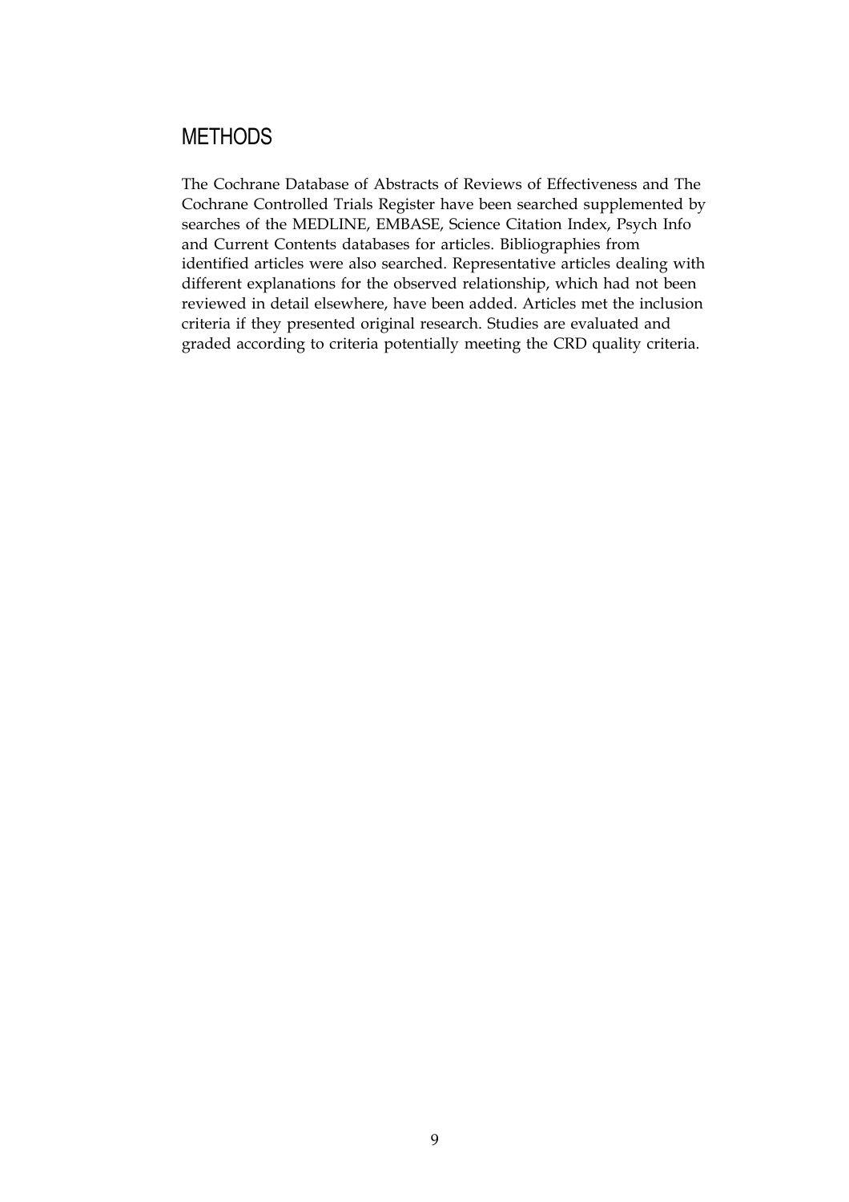## METHODS

The Cochrane Database of Abstracts of Reviews of Effectiveness and The Cochrane Controlled Trials Register have been searched supplemented by searches of the MEDLINE, EMBASE, Science Citation Index, Psych Info and Current Contents databases for articles. Bibliographies from identified articles were also searched. Representative articles dealing with different explanations for the observed relationship, which had not been reviewed in detail elsewhere, have been added. Articles met the inclusion criteria if they presented original research. Studies are evaluated and graded according to criteria potentially meeting the CRD quality criteria.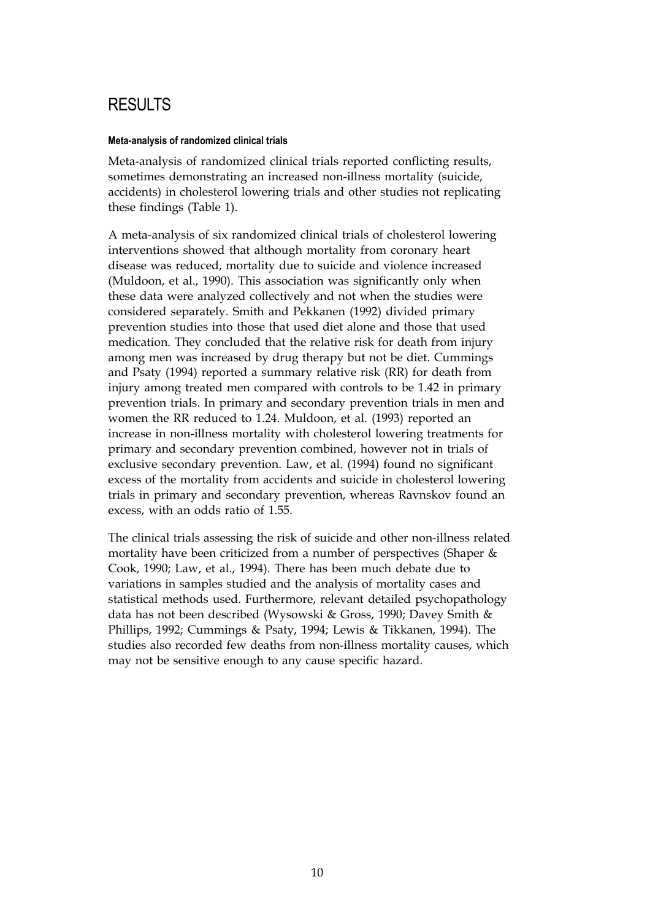# RESULTS

#### Meta-analysis of randomized clinical trials

Meta-analysis of randomized clinical trials reported conflicting results, sometimes demonstrating an increased non-illness mortality (suicide, accidents) in cholesterol lowering trials and other studies not replicating these findings (Table 1).

A meta-analysis of six randomized clinical trials of cholesterol lowering interventions showed that although mortality from coronary heart disease was reduced, mortality due to suicide and violence increased (Muldoon, et al., 1990). This association was significantly only when these data were analyzed collectively and not when the studies were considered separately. Smith and Pekkanen (1992) divided primary prevention studies into those that used diet alone and those that used medication. They concluded that the relative risk for death from injury among men was increased by drug therapy but not be diet. Cummings and Psaty (1994) reported a summary relative risk (RR) for death from injury among treated men compared with controls to be 1.42 in primary prevention trials. In primary and secondary prevention trials in men and women the RR reduced to 1.24. Muldoon, et al. (1993) reported an increase in non-illness mortality with cholesterol lowering treatments for primary and secondary prevention combined, however not in trials of exclusive secondary prevention. Law, et al. (1994) found no significant excess of the mortality from accidents and suicide in cholesterol lowering trials in primary and secondary prevention, whereas Ravnskov found an excess, with an odds ratio of 1.55.

The clinical trials assessing the risk of suicide and other non-illness related mortality have been criticized from a number of perspectives (Shaper & Cook, 1990; Law, et al., 1994). There has been much debate due to variations in samples studied and the analysis of mortality cases and statistical methods used. Furthermore, relevant detailed psychopathology data has not been described (Wysowski & Gross, 1990; Davey Smith & Phillips, 1992; Cummings & Psaty, 1994; Lewis & Tikkanen, 1994). The studies also recorded few deaths from non-illness mortality causes, which may not be sensitive enough to any cause specific hazard.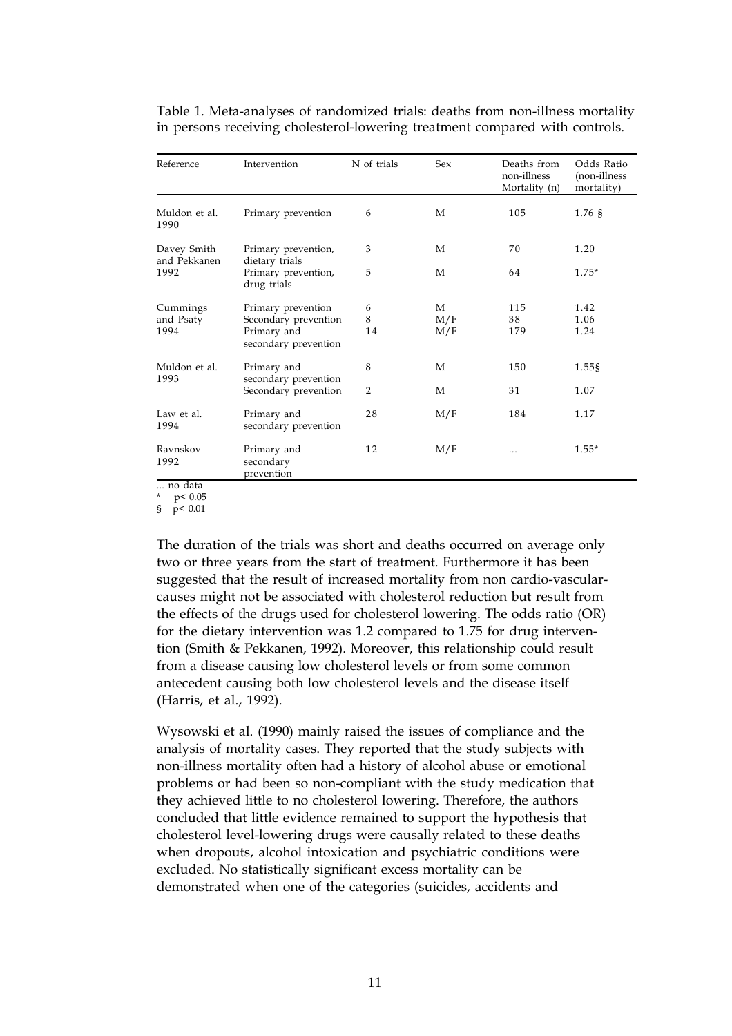Table 1. Meta-analyses of randomized trials: deaths from non-illness mortality in persons receiving cholesterol-lowering treatment compared with controls.

| Reference | Intervention | N of trials | Sex | Deaths from non-illness Mortality (n) | Odds Ratio (non-illness mortality) |
|---|---|---|---|---|---|
| Muldon et al. 1990 | Primary prevention | 6 | M | 105 | 1.76 § |
| Davey Smith and Pekkanen 1992 | Primary prevention, dietary trials | 3 | M | 70 | 1.20 |
| | Primary prevention, drug trials | 5 | M | 64 | 1.75* |
| Cummings and Psaty 1994 | Primary prevention | 6 | M | 115 | 1.42 |
| | Secondary prevention | 8 | M/F | 38 | 1.06 |
| | Primary and secondary prevention | 14 | M/F | 179 | 1.24 |
| Muldon et al. 1993 | Primary and secondary prevention | 8 | M | 150 | 1.55§ |
| | Secondary prevention | 2 | M | 31 | 1.07 |
| Law et al. 1994 | Primary and secondary prevention | 28 | M/F | 184 | 1.17 |
| Ravnskov 1992 | Primary and secondary prevention | 12 | M/F | ... | 1.55* |

... no data
\* $p < 0.05$
§ $p < 0.01$

The duration of the trials was short and deaths occurred on average only two or three years from the start of treatment. Furthermore it has been suggested that the result of increased mortality from non cardio-vascular-causes might not be associated with cholesterol reduction but result from the effects of the drugs used for cholesterol lowering. The odds ratio (OR) for the dietary intervention was 1.2 compared to 1.75 for drug intervention (Smith & Pekkanen, 1992). Moreover, this relationship could result from a disease causing low cholesterol levels or from some common antecedent causing both low cholesterol levels and the disease itself (Harris, et al., 1992).

Wysowski et al. (1990) mainly raised the issues of compliance and the analysis of mortality cases. They reported that the study subjects with non-illness mortality often had a history of alcohol abuse or emotional problems or had been so non-compliant with the study medication that they achieved little to no cholesterol lowering. Therefore, the authors concluded that little evidence remained to support the hypothesis that cholesterol level-lowering drugs were causally related to these deaths when dropouts, alcohol intoxication and psychiatric conditions were excluded. No statistically significant excess mortality can be demonstrated when one of the categories (suicides, accidents and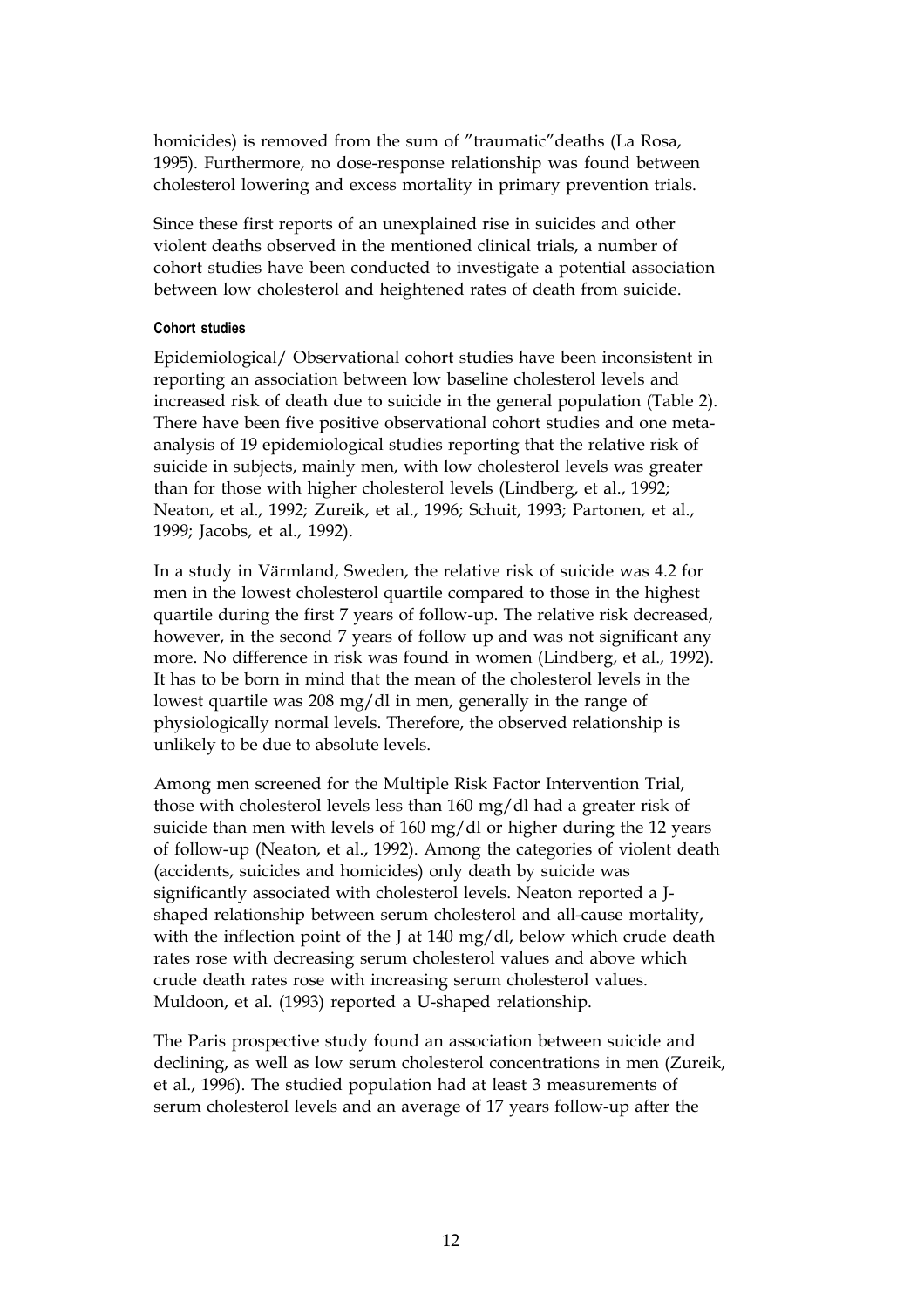homicides) is removed from the sum of ”traumatic”deaths (La Rosa, 1995). Furthermore, no dose-response relationship was found between cholesterol lowering and excess mortality in primary prevention trials.

Since these first reports of an unexplained rise in suicides and other violent deaths observed in the mentioned clinical trials, a number of cohort studies have been conducted to investigate a potential association between low cholesterol and heightened rates of death from suicide.

#### Cohort studies

Epidemiological/ Observational cohort studies have been inconsistent in reporting an association between low baseline cholesterol levels and increased risk of death due to suicide in the general population (Table 2). There have been five positive observational cohort studies and one meta-analysis of 19 epidemiological studies reporting that the relative risk of suicide in subjects, mainly men, with low cholesterol levels was greater than for those with higher cholesterol levels (Lindberg, et al., 1992; Neaton, et al., 1992; Zureik, et al., 1996; Schuit, 1993; Partonen, et al., 1999; Jacobs, et al., 1992).

In a study in Värmland, Sweden, the relative risk of suicide was 4.2 for men in the lowest cholesterol quartile compared to those in the highest quartile during the first 7 years of follow-up. The relative risk decreased, however, in the second 7 years of follow up and was not significant any more. No difference in risk was found in women (Lindberg, et al., 1992). It has to be born in mind that the mean of the cholesterol levels in the lowest quartile was 208 mg/dl in men, generally in the range of physiologically normal levels. Therefore, the observed relationship is unlikely to be due to absolute levels.

Among men screened for the Multiple Risk Factor Intervention Trial, those with cholesterol levels less than 160 mg/dl had a greater risk of suicide than men with levels of 160 mg/dl or higher during the 12 years of follow-up (Neaton, et al., 1992). Among the categories of violent death (accidents, suicides and homicides) only death by suicide was significantly associated with cholesterol levels. Neaton reported a J-shaped relationship between serum cholesterol and all-cause mortality, with the inflection point of the J at 140 mg/dl, below which crude death rates rose with decreasing serum cholesterol values and above which crude death rates rose with increasing serum cholesterol values. Muldoon, et al. (1993) reported a U-shaped relationship.

The Paris prospective study found an association between suicide and declining, as well as low serum cholesterol concentrations in men (Zureik, et al., 1996). The studied population had at least 3 measurements of serum cholesterol levels and an average of 17 years follow-up after the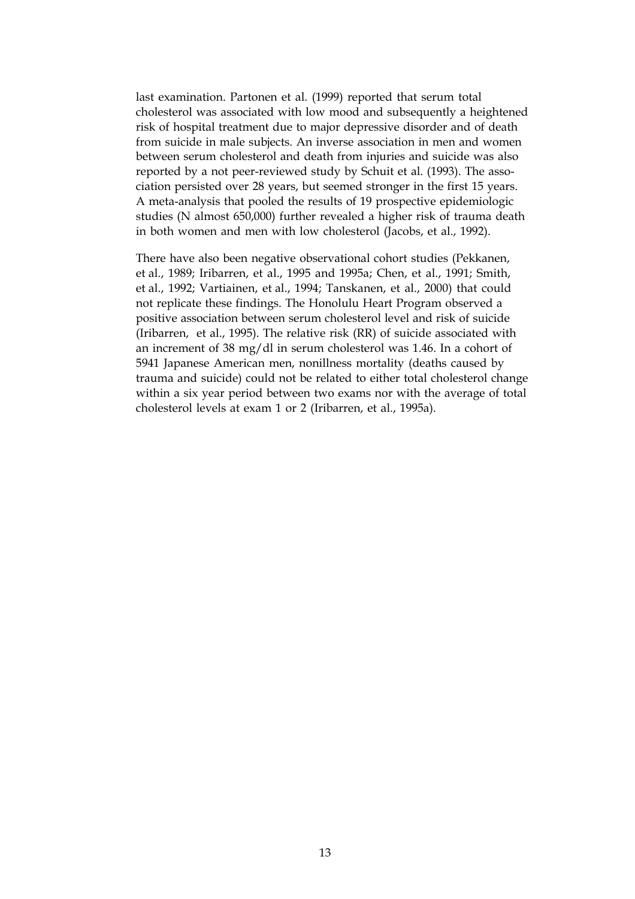last examination. Partonen et al. (1999) reported that serum total cholesterol was associated with low mood and subsequently a heightened risk of hospital treatment due to major depressive disorder and of death from suicide in male subjects. An inverse association in men and women between serum cholesterol and death from injuries and suicide was also reported by a not peer-reviewed study by Schuit et al. (1993). The association persisted over 28 years, but seemed stronger in the first 15 years. A meta-analysis that pooled the results of 19 prospective epidemiologic studies (N almost 650,000) further revealed a higher risk of trauma death in both women and men with low cholesterol (Jacobs, et al., 1992).

There have also been negative observational cohort studies (Pekkanen, et al., 1989; Iribarren, et al., 1995 and 1995a; Chen, et al., 1991; Smith, et al., 1992; Vartiainen, et al., 1994; Tanskanen, et al., 2000) that could not replicate these findings. The Honolulu Heart Program observed a positive association between serum cholesterol level and risk of suicide (Iribarren, et al., 1995). The relative risk (RR) of suicide associated with an increment of 38 mg/dl in serum cholesterol was 1.46. In a cohort of 5941 Japanese American men, nonillness mortality (deaths caused by trauma and suicide) could not be related to either total cholesterol change within a six year period between two exams nor with the average of total cholesterol levels at exam 1 or 2 (Iribarren, et al., 1995a).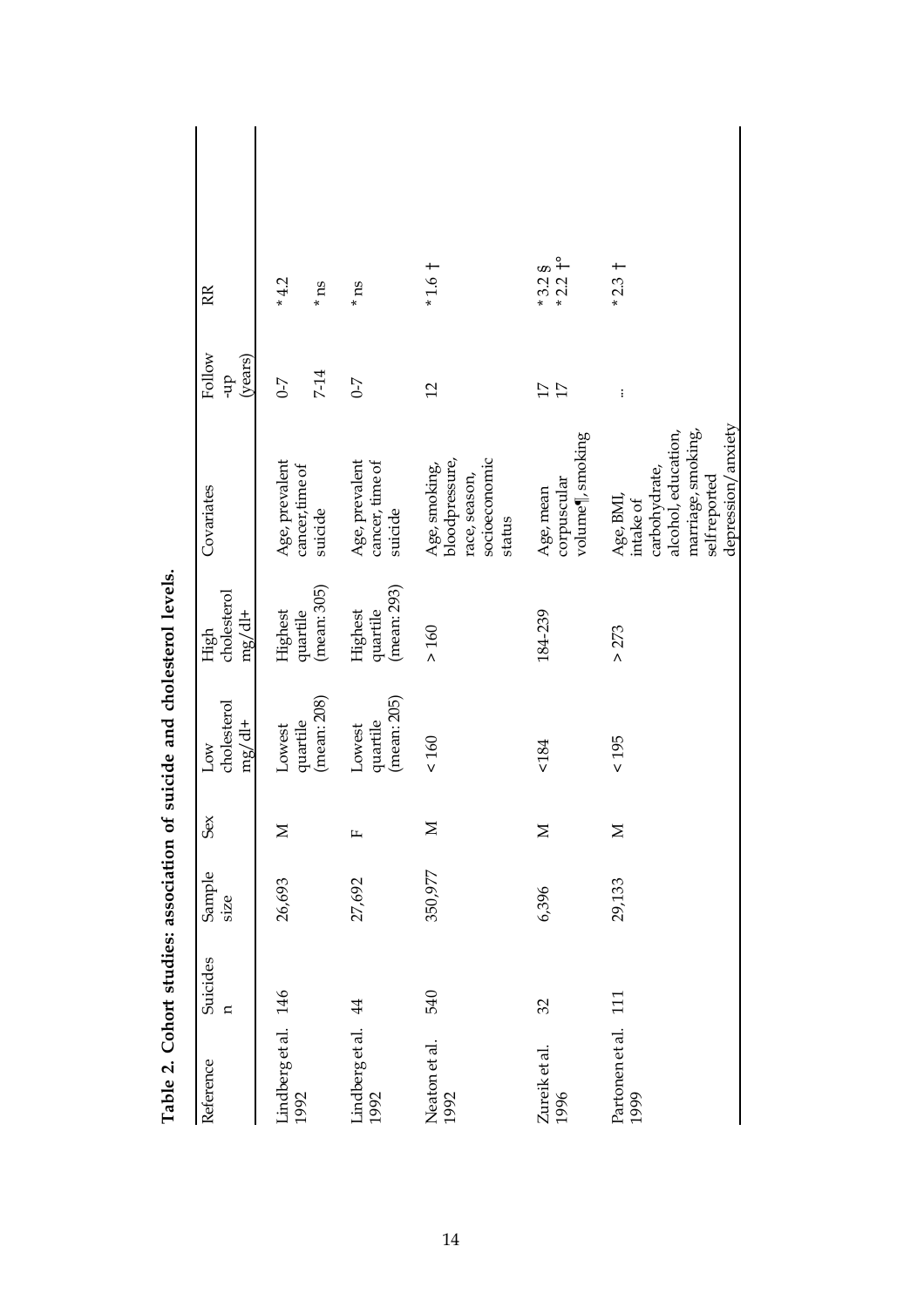**Table 2. Cohort studies: association of suicide and cholesterol levels.**

| Reference | Suicides n | Sample size | Sex | Low cholesterol mg/dl+ | High cholesterol mg/dl+ | Covariates | Follow -up (years) | RR |
|---|---|---|---|---|---|---|---|---|
| Lindberg et al. 1992 | 146 | 26,693 | M | Lowest quartile (mean: 208) | Highest quartile (mean: 305) | Age, prevalent cancer, time of suicide | 0-7 | * 4.2 |
| | | | | | | | 7-14 | * ns |
| Lindberg et al. 1992 | 44 | 27,692 | F | Lowest quartile (mean: 205) | Highest quartile (mean: 293) | Age, prevalent cancer, time of suicide | 0-7 | * ns |
| Neaton et al. 1992 | 540 | 350,977 | M | < 160 | > 160 | Age, smoking, bloodpressure, race, season, socioeconomic status | 12 | * 1.6 † |
| Zureik et al. 1996 | 32 | 6,396 | M | <184 | 184-239 | Age, mean corpuscular volume¶, smoking | 17 | * 3.2 § |
| | | | | | | | 17 | * 2.2 †° |
| Partonen et al. 1999 | 111 | 29,133 | M | < 195 | > 273 | Age, BMI, intake of carbohydrate, alcohol, education, marriage, smoking, self reported depression/anxiety | ... | * 2.3 † |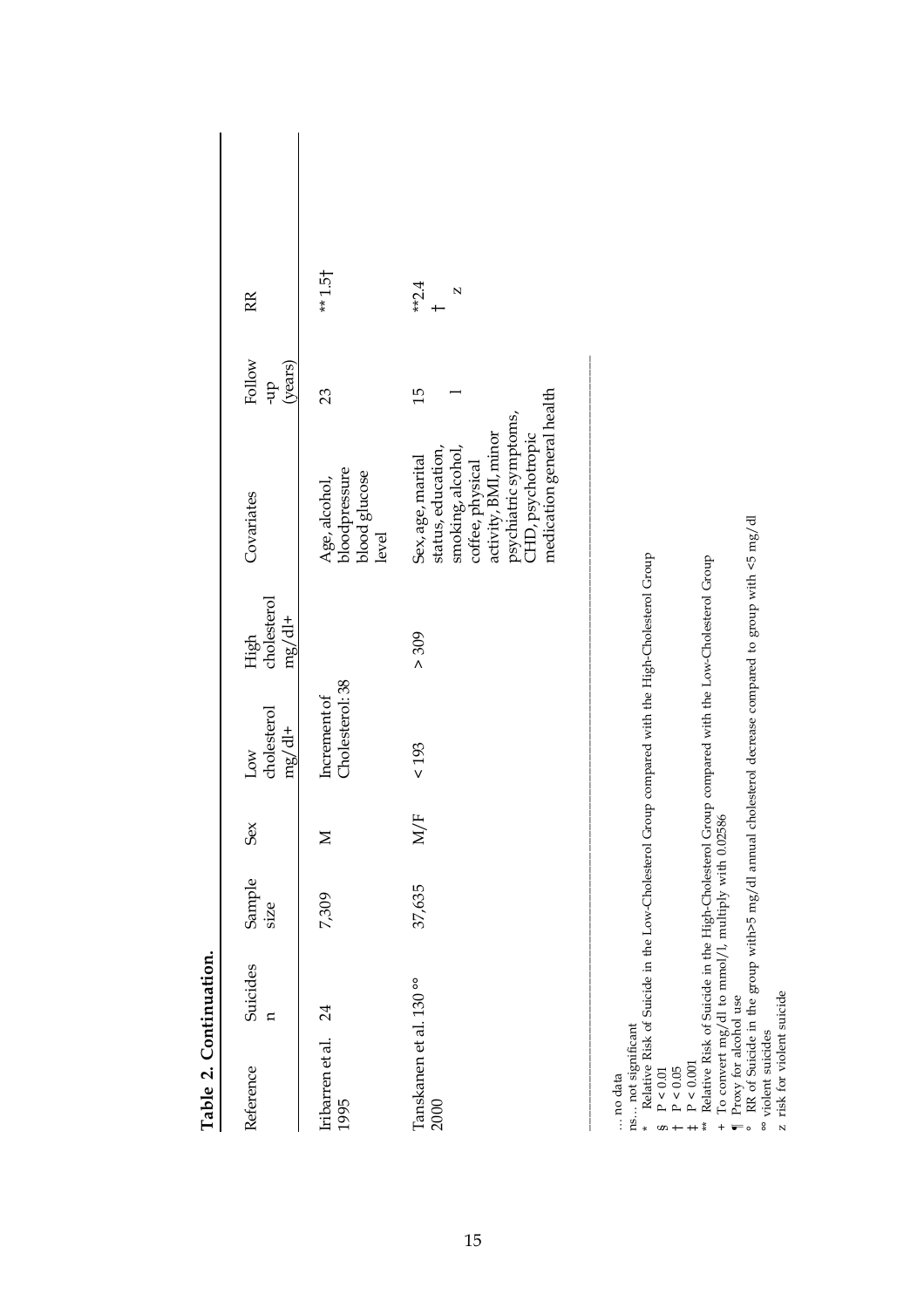**Table 2. Continuation.**

| Reference | Suicides n | Sample size | Sex | Low cholesterol mg/dl+ | High cholesterol mg/dl+ | Covariates | Follow -up (years) | RR |
|---|---|---|---|---|---|---|---|---|
| Iribarren et al. 1995 | 24 | 7,309 | M | Increment of Cholesterol: 38 | | Age, alcohol, bloodpressure blood glucose level | 23 | **1.5† |
| Tanskanen et al. 130 °° 2000 | | 37,635 | M/F | < 193 | > 309 | Sex, age, marital status, education, smoking, alcohol, coffee, physical activity, BMI, minor psychiatric symptoms, CHD, psychotropic medication general health | 15 | **2.4 |
| | | | | | | | 1 | † z |

… no data
ns… not significant
\* Relative Risk of Suicide in the Low-Cholesterol Group compared with the High-Cholesterol Group
§ P < 0.01
† P < 0.05
‡ P < 0.001
\*\* Relative Risk of Suicide in the High-Cholesterol Group compared with the Low-Cholesterol Group
\+ To convert mg/dl to mmol/l, multiply with 0.02586
¶ Proxy for alcohol use
° RR of Suicide in the group with>5 mg/dl annual cholesterol decrease compared to group with <5 mg/dl
°° violent suicides
z risk for violent suicide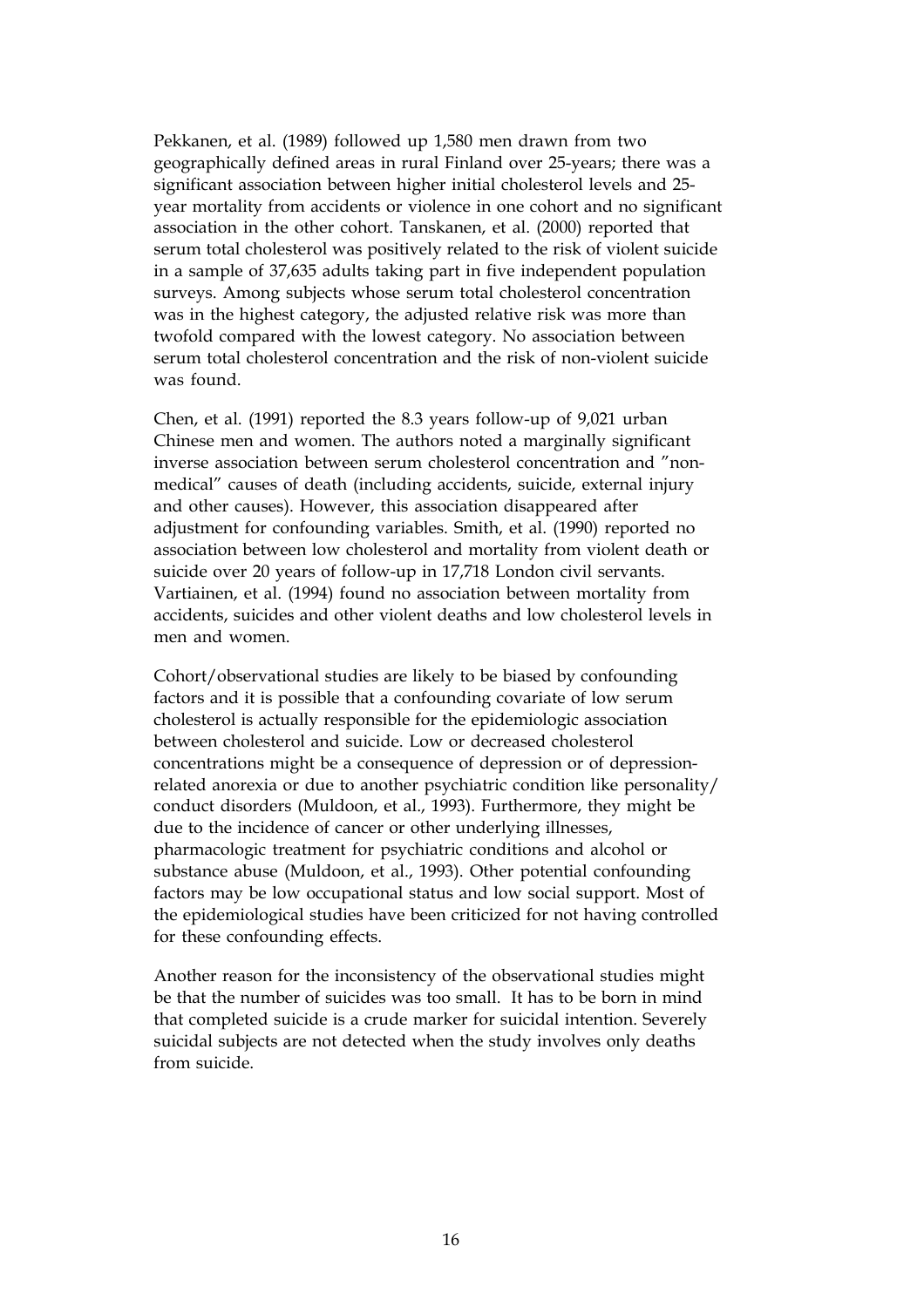Pekkanen, et al. (1989) followed up 1,580 men drawn from two geographically defined areas in rural Finland over 25-years; there was a significant association between higher initial cholesterol levels and 25-year mortality from accidents or violence in one cohort and no significant association in the other cohort. Tanskanen, et al. (2000) reported that serum total cholesterol was positively related to the risk of violent suicide in a sample of 37,635 adults taking part in five independent population surveys. Among subjects whose serum total cholesterol concentration was in the highest category, the adjusted relative risk was more than twofold compared with the lowest category. No association between serum total cholesterol concentration and the risk of non-violent suicide was found.

Chen, et al. (1991) reported the 8.3 years follow-up of 9,021 urban Chinese men and women. The authors noted a marginally significant inverse association between serum cholesterol concentration and "non-medical" causes of death (including accidents, suicide, external injury and other causes). However, this association disappeared after adjustment for confounding variables. Smith, et al. (1990) reported no association between low cholesterol and mortality from violent death or suicide over 20 years of follow-up in 17,718 London civil servants. Vartiainen, et al. (1994) found no association between mortality from accidents, suicides and other violent deaths and low cholesterol levels in men and women.

Cohort/observational studies are likely to be biased by confounding factors and it is possible that a confounding covariate of low serum cholesterol is actually responsible for the epidemiologic association between cholesterol and suicide. Low or decreased cholesterol concentrations might be a consequence of depression or of depression-related anorexia or due to another psychiatric condition like personality/conduct disorders (Muldoon, et al., 1993). Furthermore, they might be due to the incidence of cancer or other underlying illnesses, pharmacologic treatment for psychiatric conditions and alcohol or substance abuse (Muldoon, et al., 1993). Other potential confounding factors may be low occupational status and low social support. Most of the epidemiological studies have been criticized for not having controlled for these confounding effects.

Another reason for the inconsistency of the observational studies might be that the number of suicides was too small. It has to be born in mind that completed suicide is a crude marker for suicidal intention. Severely suicidal subjects are not detected when the study involves only deaths from suicide.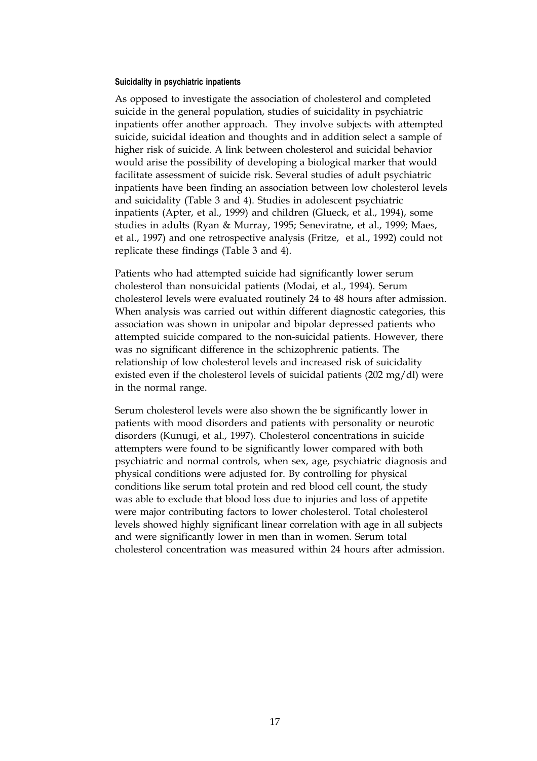#### Suicidality in psychiatric inpatients

As opposed to investigate the association of cholesterol and completed suicide in the general population, studies of suicidality in psychiatric inpatients offer another approach. They involve subjects with attempted suicide, suicidal ideation and thoughts and in addition select a sample of higher risk of suicide. A link between cholesterol and suicidal behavior would arise the possibility of developing a biological marker that would facilitate assessment of suicide risk. Several studies of adult psychiatric inpatients have been finding an association between low cholesterol levels and suicidality (Table 3 and 4). Studies in adolescent psychiatric inpatients (Apter, et al., 1999) and children (Glueck, et al., 1994), some studies in adults (Ryan & Murray, 1995; Seneviratne, et al., 1999; Maes, et al., 1997) and one retrospective analysis (Fritze, et al., 1992) could not replicate these findings (Table 3 and 4).

Patients who had attempted suicide had significantly lower serum cholesterol than nonsuicidal patients (Modai, et al., 1994). Serum cholesterol levels were evaluated routinely 24 to 48 hours after admission. When analysis was carried out within different diagnostic categories, this association was shown in unipolar and bipolar depressed patients who attempted suicide compared to the non-suicidal patients. However, there was no significant difference in the schizophrenic patients. The relationship of low cholesterol levels and increased risk of suicidality existed even if the cholesterol levels of suicidal patients (202 mg/dl) were in the normal range.

Serum cholesterol levels were also shown the be significantly lower in patients with mood disorders and patients with personality or neurotic disorders (Kunugi, et al., 1997). Cholesterol concentrations in suicide attempters were found to be significantly lower compared with both psychiatric and normal controls, when sex, age, psychiatric diagnosis and physical conditions were adjusted for. By controlling for physical conditions like serum total protein and red blood cell count, the study was able to exclude that blood loss due to injuries and loss of appetite were major contributing factors to lower cholesterol. Total cholesterol levels showed highly significant linear correlation with age in all subjects and were significantly lower in men than in women. Serum total cholesterol concentration was measured within 24 hours after admission.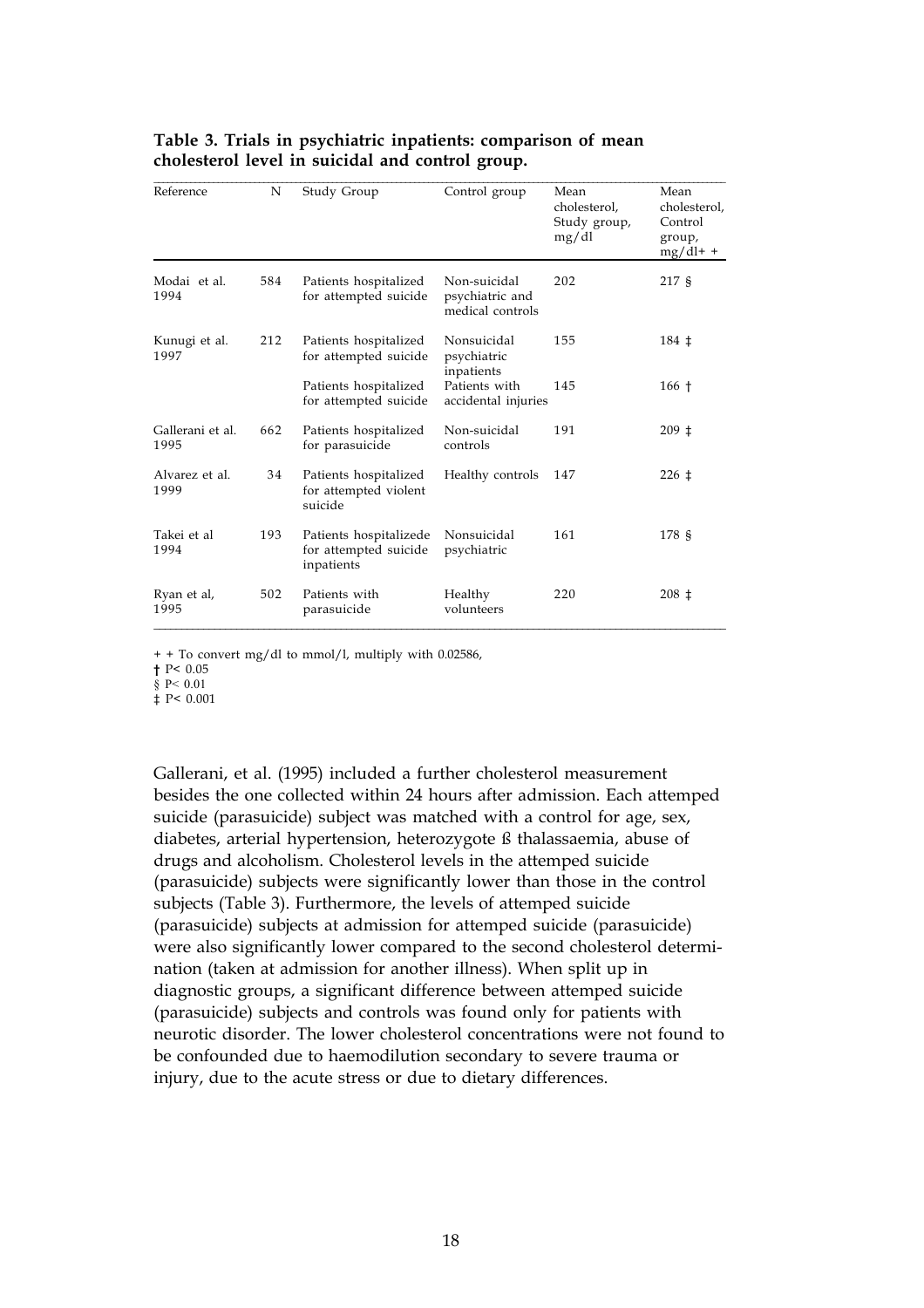**Table 3. Trials in psychiatric inpatients: comparison of mean cholesterol level in suicidal and control group.**

| Reference | N | Study Group | Control group | Mean cholesterol, Study group, mg/dl | Mean cholesterol, Control group, mg/dl+ + |
|---|---|---|---|---|---|
| Modai et al. 1994 | 584 | Patients hospitalized for attempted suicide | Non-suicidal psychiatric and medical controls | 202 | 217 § |
| Kunugi et al. 1997 | 212 | Patients hospitalized for attempted suicide | Nonsuicidal psychiatric inpatients | 155 | 184 ‡ |
| | | Patients hospitalized for attempted suicide | Patients with accidental injuries | 145 | 166 † |
| Gallerani et al. 1995 | 662 | Patients hospitalized for parasuicide | Non-suicidal controls | 191 | 209 ‡ |
| Alvarez et al. 1999 | 34 | Patients hospitalized for attempted violent suicide | Healthy controls | 147 | 226 ‡ |
| Takei et al 1994 | 193 | Patients hospitalizede for attempted suicide inpatients | Nonsuicidal psychiatric | 161 | 178 § |
| Ryan et al, 1995 | 502 | Patients with parasuicide | Healthy volunteers | 220 | 208 ‡ |

+ + To convert mg/dl to mmol/l, multiply with 0.02586,

† $P < 0.05$

§ $P < 0.01$

‡ $P < 0.001$

Gallerani, et al. (1995) included a further cholesterol measurement besides the one collected within 24 hours after admission. Each attemped suicide (parasuicide) subject was matched with a control for age, sex, diabetes, arterial hypertension, heterozygote ß thalassaemia, abuse of drugs and alcoholism. Cholesterol levels in the attemped suicide (parasuicide) subjects were significantly lower than those in the control subjects (Table 3). Furthermore, the levels of attemped suicide (parasuicide) subjects at admission for attemped suicide (parasuicide) were also significantly lower compared to the second cholesterol determination (taken at admission for another illness). When split up in diagnostic groups, a significant difference between attemped suicide (parasuicide) subjects and controls was found only for patients with neurotic disorder. The lower cholesterol concentrations were not found to be confounded due to haemodilution secondary to severe trauma or injury, due to the acute stress or due to dietary differences.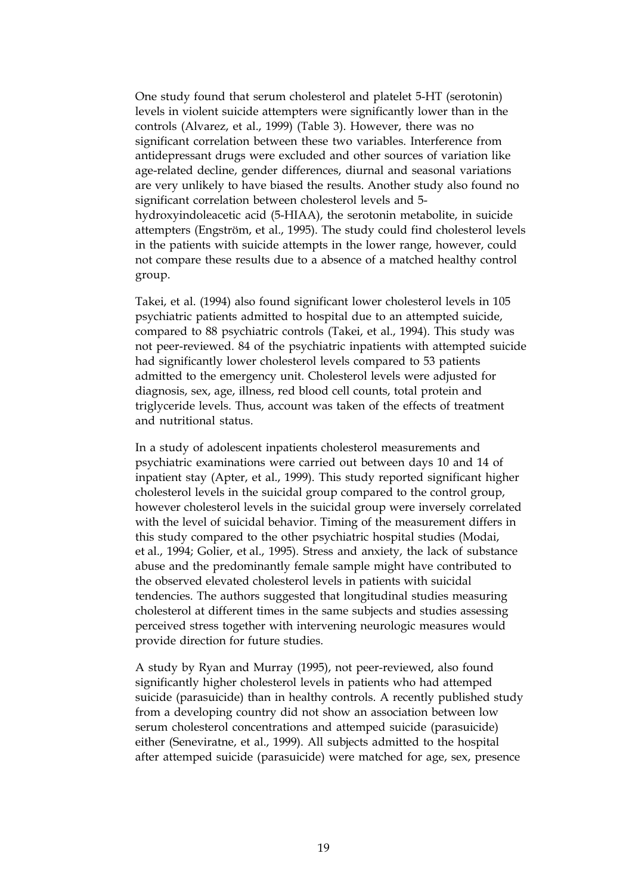One study found that serum cholesterol and platelet 5-HT (serotonin) levels in violent suicide attempters were significantly lower than in the controls (Alvarez, et al., 1999) (Table 3). However, there was no significant correlation between these two variables. Interference from antidepressant drugs were excluded and other sources of variation like age-related decline, gender differences, diurnal and seasonal variations are very unlikely to have biased the results. Another study also found no significant correlation between cholesterol levels and 5-hydroxyindoleacetic acid (5-HIAA), the serotonin metabolite, in suicide attempters (Engström, et al., 1995). The study could find cholesterol levels in the patients with suicide attempts in the lower range, however, could not compare these results due to a absence of a matched healthy control group.

Takei, et al. (1994) also found significant lower cholesterol levels in 105 psychiatric patients admitted to hospital due to an attempted suicide, compared to 88 psychiatric controls (Takei, et al., 1994). This study was not peer-reviewed. 84 of the psychiatric inpatients with attempted suicide had significantly lower cholesterol levels compared to 53 patients admitted to the emergency unit. Cholesterol levels were adjusted for diagnosis, sex, age, illness, red blood cell counts, total protein and triglyceride levels. Thus, account was taken of the effects of treatment and nutritional status.

In a study of adolescent inpatients cholesterol measurements and psychiatric examinations were carried out between days 10 and 14 of inpatient stay (Apter, et al., 1999). This study reported significant higher cholesterol levels in the suicidal group compared to the control group, however cholesterol levels in the suicidal group were inversely correlated with the level of suicidal behavior. Timing of the measurement differs in this study compared to the other psychiatric hospital studies (Modai, et al., 1994; Golier, et al., 1995). Stress and anxiety, the lack of substance abuse and the predominantly female sample might have contributed to the observed elevated cholesterol levels in patients with suicidal tendencies. The authors suggested that longitudinal studies measuring cholesterol at different times in the same subjects and studies assessing perceived stress together with intervening neurologic measures would provide direction for future studies.

A study by Ryan and Murray (1995), not peer-reviewed, also found significantly higher cholesterol levels in patients who had attemped suicide (parasuicide) than in healthy controls. A recently published study from a developing country did not show an association between low serum cholesterol concentrations and attemped suicide (parasuicide) either (Seneviratne, et al., 1999). All subjects admitted to the hospital after attemped suicide (parasuicide) were matched for age, sex, presence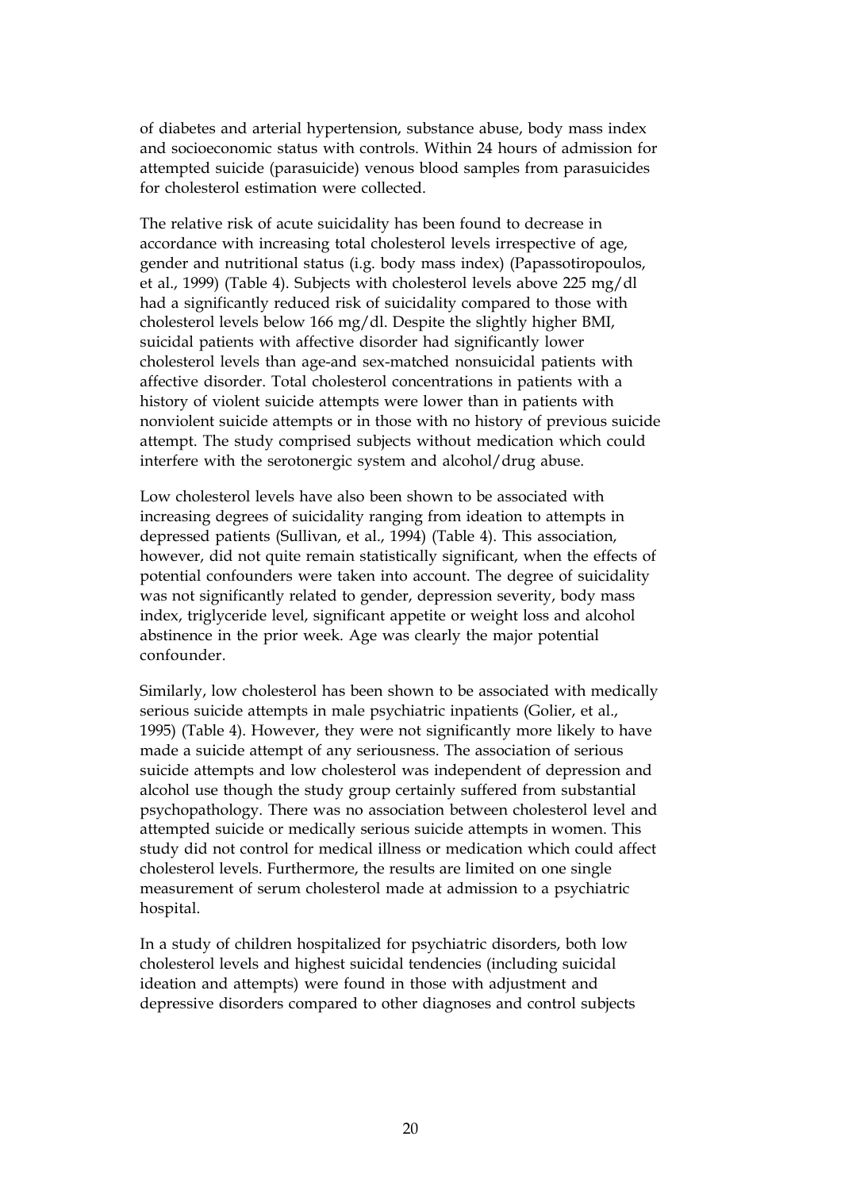of diabetes and arterial hypertension, substance abuse, body mass index and socioeconomic status with controls. Within 24 hours of admission for attempted suicide (parasuicide) venous blood samples from parasuicides for cholesterol estimation were collected.

The relative risk of acute suicidality has been found to decrease in accordance with increasing total cholesterol levels irrespective of age, gender and nutritional status (i.g. body mass index) (Papassotiropoulos, et al., 1999) (Table 4). Subjects with cholesterol levels above 225 mg/dl had a significantly reduced risk of suicidality compared to those with cholesterol levels below 166 mg/dl. Despite the slightly higher BMI, suicidal patients with affective disorder had significantly lower cholesterol levels than age-and sex-matched nonsuicidal patients with affective disorder. Total cholesterol concentrations in patients with a history of violent suicide attempts were lower than in patients with nonviolent suicide attempts or in those with no history of previous suicide attempt. The study comprised subjects without medication which could interfere with the serotonergic system and alcohol/drug abuse.

Low cholesterol levels have also been shown to be associated with increasing degrees of suicidality ranging from ideation to attempts in depressed patients (Sullivan, et al., 1994) (Table 4). This association, however, did not quite remain statistically significant, when the effects of potential confounders were taken into account. The degree of suicidality was not significantly related to gender, depression severity, body mass index, triglyceride level, significant appetite or weight loss and alcohol abstinence in the prior week. Age was clearly the major potential confounder.

Similarly, low cholesterol has been shown to be associated with medically serious suicide attempts in male psychiatric inpatients (Golier, et al., 1995) (Table 4). However, they were not significantly more likely to have made a suicide attempt of any seriousness. The association of serious suicide attempts and low cholesterol was independent of depression and alcohol use though the study group certainly suffered from substantial psychopathology. There was no association between cholesterol level and attempted suicide or medically serious suicide attempts in women. This study did not control for medical illness or medication which could affect cholesterol levels. Furthermore, the results are limited on one single measurement of serum cholesterol made at admission to a psychiatric hospital.

In a study of children hospitalized for psychiatric disorders, both low cholesterol levels and highest suicidal tendencies (including suicidal ideation and attempts) were found in those with adjustment and depressive disorders compared to other diagnoses and control subjects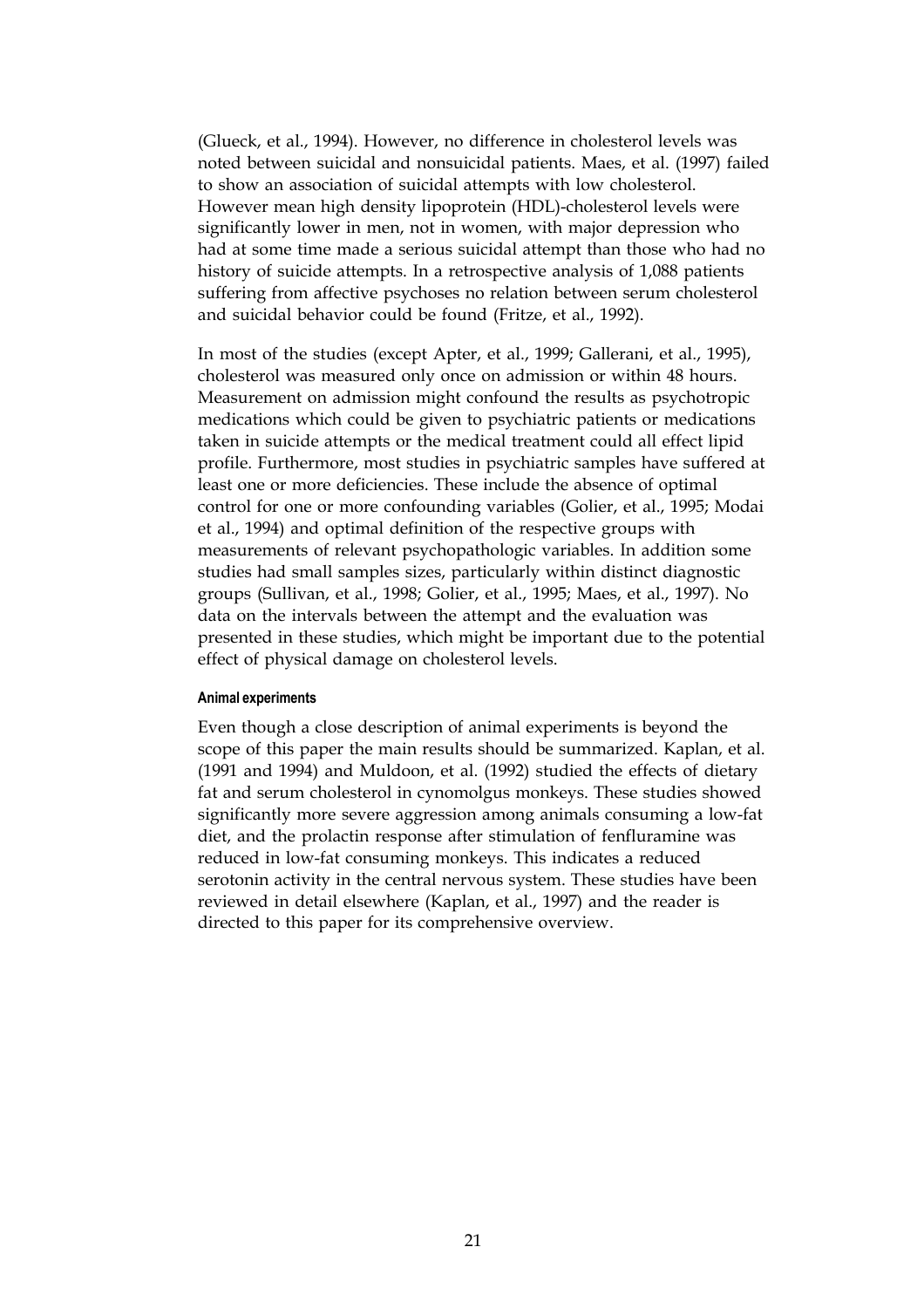(Glueck, et al., 1994). However, no difference in cholesterol levels was noted between suicidal and nonsuicidal patients. Maes, et al. (1997) failed to show an association of suicidal attempts with low cholesterol. However mean high density lipoprotein (HDL)-cholesterol levels were significantly lower in men, not in women, with major depression who had at some time made a serious suicidal attempt than those who had no history of suicide attempts. In a retrospective analysis of 1,088 patients suffering from affective psychoses no relation between serum cholesterol and suicidal behavior could be found (Fritze, et al., 1992).

In most of the studies (except Apter, et al., 1999; Gallerani, et al., 1995), cholesterol was measured only once on admission or within 48 hours. Measurement on admission might confound the results as psychotropic medications which could be given to psychiatric patients or medications taken in suicide attempts or the medical treatment could all effect lipid profile. Furthermore, most studies in psychiatric samples have suffered at least one or more deficiencies. These include the absence of optimal control for one or more confounding variables (Golier, et al., 1995; Modai et al., 1994) and optimal definition of the respective groups with measurements of relevant psychopathologic variables. In addition some studies had small samples sizes, particularly within distinct diagnostic groups (Sullivan, et al., 1998; Golier, et al., 1995; Maes, et al., 1997). No data on the intervals between the attempt and the evaluation was presented in these studies, which might be important due to the potential effect of physical damage on cholesterol levels.

#### Animal experiments

Even though a close description of animal experiments is beyond the scope of this paper the main results should be summarized. Kaplan, et al. (1991 and 1994) and Muldoon, et al. (1992) studied the effects of dietary fat and serum cholesterol in cynomolgus monkeys. These studies showed significantly more severe aggression among animals consuming a low-fat diet, and the prolactin response after stimulation of fenfluramine was reduced in low-fat consuming monkeys. This indicates a reduced serotonin activity in the central nervous system. These studies have been reviewed in detail elsewhere (Kaplan, et al., 1997) and the reader is directed to this paper for its comprehensive overview.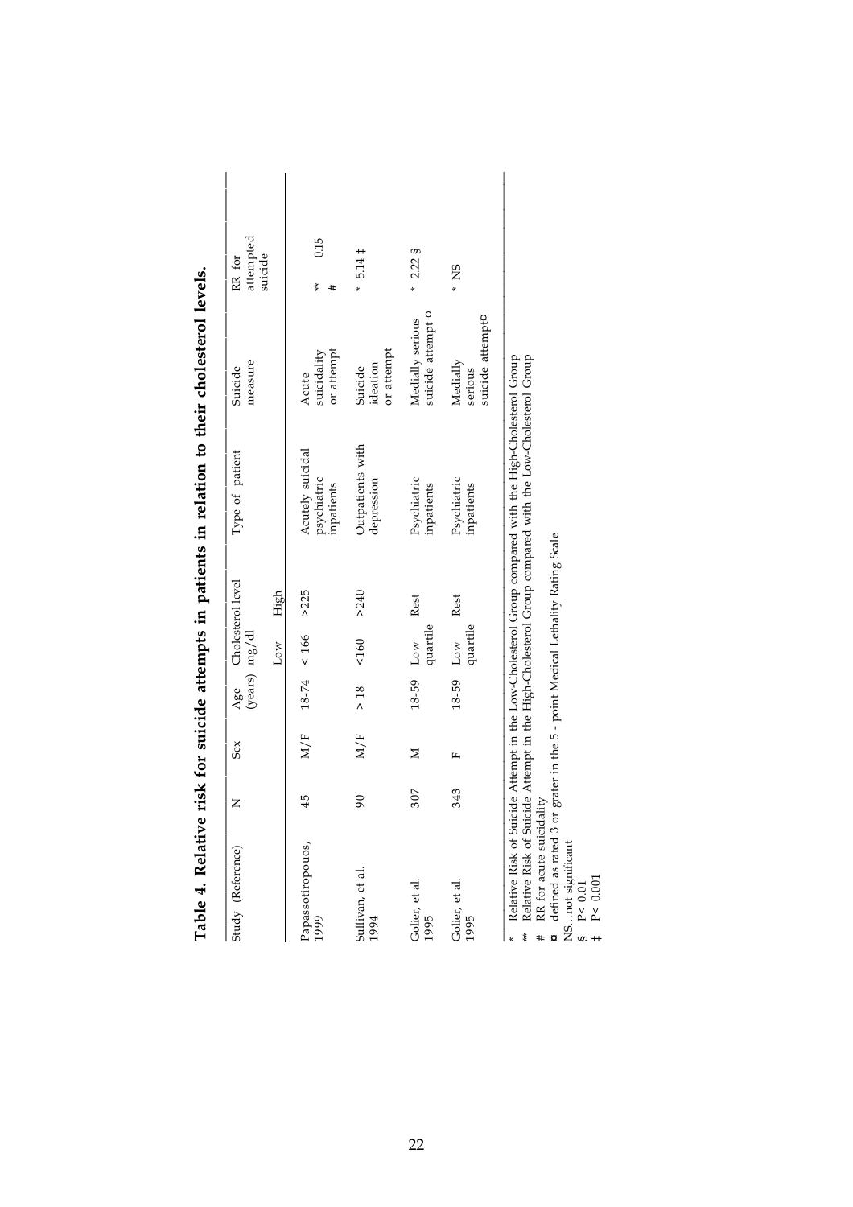**Table 4. Relative risk for suicide attempts in patients in relation to their cholesterol levels.**

| Study (Reference) | N | Sex | Age (years) | Cholesterol level mg/dl | | Type of patient | Suicide measure | RR for attempted suicide |
|---|---|---|---|---|---|---|---|---|
| | | | | Low | High | | | |
| Papassotiropouos, 1999 | 45 | M/F | 18-74 | < 166 | >225 | Acutely suicidal psychiatric inpatients | Acute suicidality or attempt | ** 0.15 # |
| Sullivan, et al. 1994 | 90 | M/F | > 18 | <160 | >240 | Outpatients with depression | Suicide ideation or attempt | * 5.14 ‡ |
| Golier, et al. 1995 | 307 | M | 18-59 | Low quartile | Rest | Psychiatric inpatients | Medially serious suicide attempt ¤ | * 2.22 § |
| Golier, et al. 1995 | 343 | F | 18-59 | Low quartile | Rest | Psychiatric inpatients | Medially serious suicide attempt¤ | * NS |

\* Relative Risk of Suicide Attempt in the Low-Cholesterol Group compared with the High-Cholesterol Group
** Relative Risk of Suicide Attempt in the High-Cholesterol Group compared with the Low-Cholesterol Group
\# RR for acute suicidality
¤ defined as rated 3 or grater in the 5 - point Medical Lethality Rating Scale
NS...not significant
§ $P < 0.01$
‡ $P < 0.001$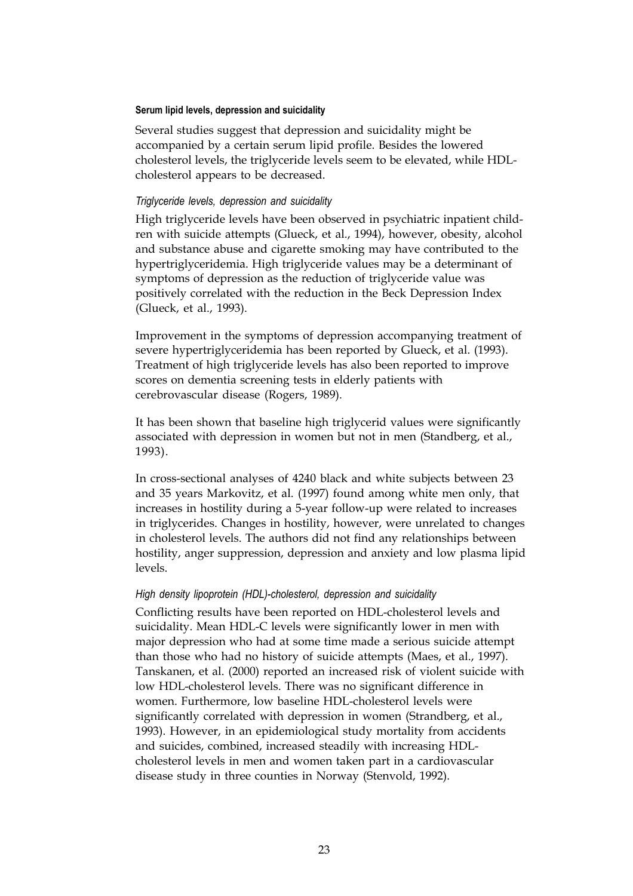### Serum lipid levels, depression and suicidality

Several studies suggest that depression and suicidality might be accompanied by a certain serum lipid profile. Besides the lowered cholesterol levels, the triglyceride levels seem to be elevated, while HDL-cholesterol appears to be decreased.

#### *Triglyceride levels, depression and suicidality*

High triglyceride levels have been observed in psychiatric inpatient children with suicide attempts (Glueck, et al., 1994), however, obesity, alcohol and substance abuse and cigarette smoking may have contributed to the hypertriglyceridemia. High triglyceride values may be a determinant of symptoms of depression as the reduction of triglyceride value was positively correlated with the reduction in the Beck Depression Index (Glueck, et al., 1993).

Improvement in the symptoms of depression accompanying treatment of severe hypertriglyceridemia has been reported by Glueck, et al. (1993). Treatment of high triglyceride levels has also been reported to improve scores on dementia screening tests in elderly patients with cerebrovascular disease (Rogers, 1989).

It has been shown that baseline high triglycerid values were significantly associated with depression in women but not in men (Standberg, et al., 1993).

In cross-sectional analyses of 4240 black and white subjects between 23 and 35 years Markovitz, et al. (1997) found among white men only, that increases in hostility during a 5-year follow-up were related to increases in triglycerides. Changes in hostility, however, were unrelated to changes in cholesterol levels. The authors did not find any relationships between hostility, anger suppression, depression and anxiety and low plasma lipid levels.

#### *High density lipoprotein (HDL)-cholesterol, depression and suicidality*

Conflicting results have been reported on HDL-cholesterol levels and suicidality. Mean HDL-C levels were significantly lower in men with major depression who had at some time made a serious suicide attempt than those who had no history of suicide attempts (Maes, et al., 1997). Tanskanen, et al. (2000) reported an increased risk of violent suicide with low HDL-cholesterol levels. There was no significant difference in women. Furthermore, low baseline HDL-cholesterol levels were significantly correlated with depression in women (Strandberg, et al., 1993). However, in an epidemiological study mortality from accidents and suicides, combined, increased steadily with increasing HDL-cholesterol levels in men and women taken part in a cardiovascular disease study in three counties in Norway (Stenvold, 1992).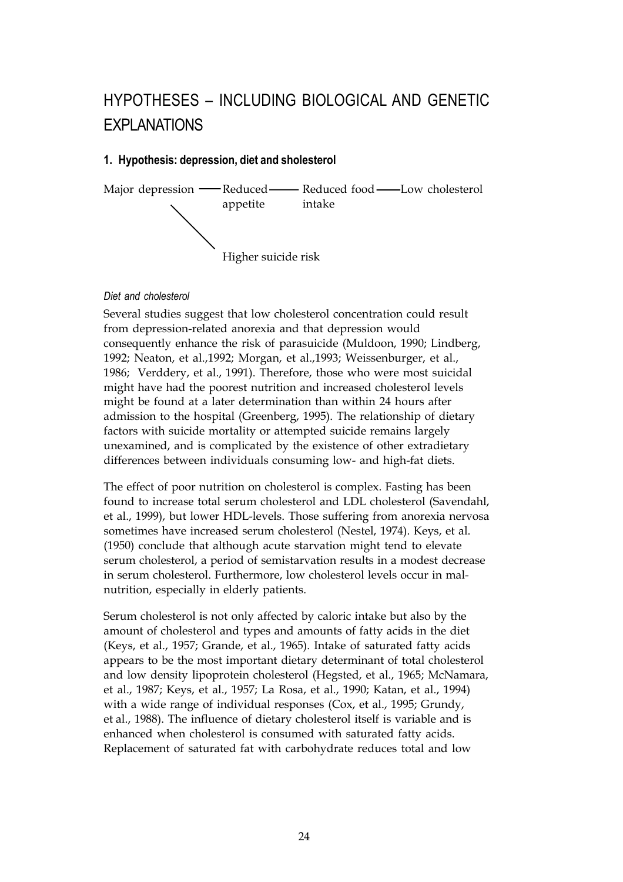# HYPOTHESES – INCLUDING BIOLOGICAL AND GENETIC EXPLANATIONS

### 1. Hypothesis: depression, diet and sholesterol

Major depression —— Reduced appetite —— Reduced food intake —— Low cholesterol

Major depression → Higher suicide risk

*Diet and cholesterol*

Several studies suggest that low cholesterol concentration could result from depression-related anorexia and that depression would consequently enhance the risk of parasuicide (Muldoon, 1990; Lindberg, 1992; Neaton, et al.,1992; Morgan, et al.,1993; Weissenburger, et al., 1986; Verddery, et al., 1991). Therefore, those who were most suicidal might have had the poorest nutrition and increased cholesterol levels might be found at a later determination than within 24 hours after admission to the hospital (Greenberg, 1995). The relationship of dietary factors with suicide mortality or attempted suicide remains largely unexamined, and is complicated by the existence of other extradietary differences between individuals consuming low- and high-fat diets.

The effect of poor nutrition on cholesterol is complex. Fasting has been found to increase total serum cholesterol and LDL cholesterol (Savendahl, et al., 1999), but lower HDL-levels. Those suffering from anorexia nervosa sometimes have increased serum cholesterol (Nestel, 1974). Keys, et al. (1950) conclude that although acute starvation might tend to elevate serum cholesterol, a period of semistarvation results in a modest decrease in serum cholesterol. Furthermore, low cholesterol levels occur in malnutrition, especially in elderly patients.

Serum cholesterol is not only affected by caloric intake but also by the amount of cholesterol and types and amounts of fatty acids in the diet (Keys, et al., 1957; Grande, et al., 1965). Intake of saturated fatty acids appears to be the most important dietary determinant of total cholesterol and low density lipoprotein cholesterol (Hegsted, et al., 1965; McNamara, et al., 1987; Keys, et al., 1957; La Rosa, et al., 1990; Katan, et al., 1994) with a wide range of individual responses (Cox, et al., 1995; Grundy, et al., 1988). The influence of dietary cholesterol itself is variable and is enhanced when cholesterol is consumed with saturated fatty acids. Replacement of saturated fat with carbohydrate reduces total and low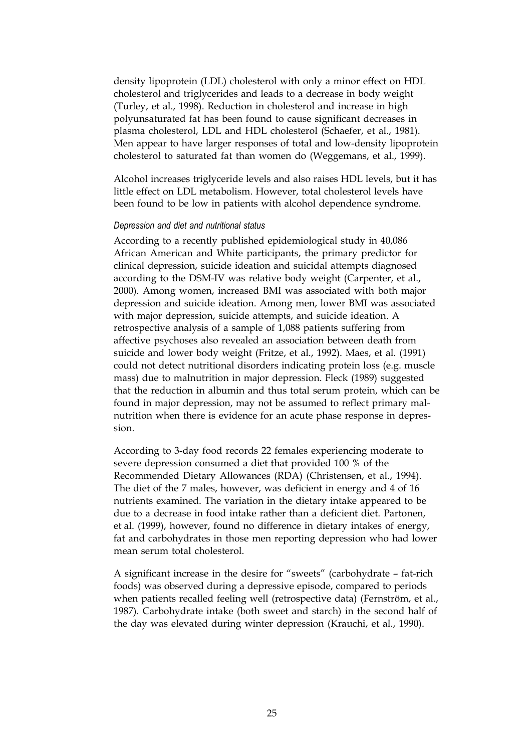density lipoprotein (LDL) cholesterol with only a minor effect on HDL cholesterol and triglycerides and leads to a decrease in body weight (Turley, et al., 1998). Reduction in cholesterol and increase in high polyunsaturated fat has been found to cause significant decreases in plasma cholesterol, LDL and HDL cholesterol (Schaefer, et al., 1981). Men appear to have larger responses of total and low-density lipoprotein cholesterol to saturated fat than women do (Weggemans, et al., 1999).

Alcohol increases triglyceride levels and also raises HDL levels, but it has little effect on LDL metabolism. However, total cholesterol levels have been found to be low in patients with alcohol dependence syndrome.

*Depression and diet and nutritional status*

According to a recently published epidemiological study in 40,086 African American and White participants, the primary predictor for clinical depression, suicide ideation and suicidal attempts diagnosed according to the DSM-IV was relative body weight (Carpenter, et al., 2000). Among women, increased BMI was associated with both major depression and suicide ideation. Among men, lower BMI was associated with major depression, suicide attempts, and suicide ideation. A retrospective analysis of a sample of 1,088 patients suffering from affective psychoses also revealed an association between death from suicide and lower body weight (Fritze, et al., 1992). Maes, et al. (1991) could not detect nutritional disorders indicating protein loss (e.g. muscle mass) due to malnutrition in major depression. Fleck (1989) suggested that the reduction in albumin and thus total serum protein, which can be found in major depression, may not be assumed to reflect primary malnutrition when there is evidence for an acute phase response in depression.

According to 3-day food records 22 females experiencing moderate to severe depression consumed a diet that provided 100 % of the Recommended Dietary Allowances (RDA) (Christensen, et al., 1994). The diet of the 7 males, however, was deficient in energy and 4 of 16 nutrients examined. The variation in the dietary intake appeared to be due to a decrease in food intake rather than a deficient diet. Partonen, et al. (1999), however, found no difference in dietary intakes of energy, fat and carbohydrates in those men reporting depression who had lower mean serum total cholesterol.

A significant increase in the desire for "sweets" (carbohydrate – fat-rich foods) was observed during a depressive episode, compared to periods when patients recalled feeling well (retrospective data) (Fernström, et al., 1987). Carbohydrate intake (both sweet and starch) in the second half of the day was elevated during winter depression (Krauchi, et al., 1990).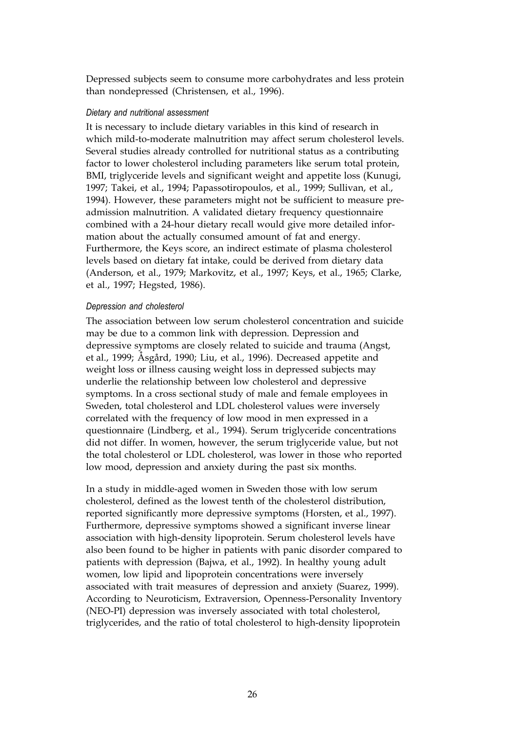Depressed subjects seem to consume more carbohydrates and less protein than nondepressed (Christensen, et al., 1996).

### *Dietary and nutritional assessment*

It is necessary to include dietary variables in this kind of research in which mild-to-moderate malnutrition may affect serum cholesterol levels. Several studies already controlled for nutritional status as a contributing factor to lower cholesterol including parameters like serum total protein, BMI, triglyceride levels and significant weight and appetite loss (Kunugi, 1997; Takei, et al., 1994; Papassotiropoulos, et al., 1999; Sullivan, et al., 1994). However, these parameters might not be sufficient to measure pre-admission malnutrition. A validated dietary frequency questionnaire combined with a 24-hour dietary recall would give more detailed information about the actually consumed amount of fat and energy. Furthermore, the Keys score, an indirect estimate of plasma cholesterol levels based on dietary fat intake, could be derived from dietary data (Anderson, et al., 1979; Markovitz, et al., 1997; Keys, et al., 1965; Clarke, et al., 1997; Hegsted, 1986).

### *Depression and cholesterol*

The association between low serum cholesterol concentration and suicide may be due to a common link with depression. Depression and depressive symptoms are closely related to suicide and trauma (Angst, et al., 1999; Åsgård, 1990; Liu, et al., 1996). Decreased appetite and weight loss or illness causing weight loss in depressed subjects may underlie the relationship between low cholesterol and depressive symptoms. In a cross sectional study of male and female employees in Sweden, total cholesterol and LDL cholesterol values were inversely correlated with the frequency of low mood in men expressed in a questionnaire (Lindberg, et al., 1994). Serum triglyceride concentrations did not differ. In women, however, the serum triglyceride value, but not the total cholesterol or LDL cholesterol, was lower in those who reported low mood, depression and anxiety during the past six months.

In a study in middle-aged women in Sweden those with low serum cholesterol, defined as the lowest tenth of the cholesterol distribution, reported significantly more depressive symptoms (Horsten, et al., 1997). Furthermore, depressive symptoms showed a significant inverse linear association with high-density lipoprotein. Serum cholesterol levels have also been found to be higher in patients with panic disorder compared to patients with depression (Bajwa, et al., 1992). In healthy young adult women, low lipid and lipoprotein concentrations were inversely associated with trait measures of depression and anxiety (Suarez, 1999). According to Neuroticism, Extraversion, Openness-Personality Inventory (NEO-PI) depression was inversely associated with total cholesterol, triglycerides, and the ratio of total cholesterol to high-density lipoprotein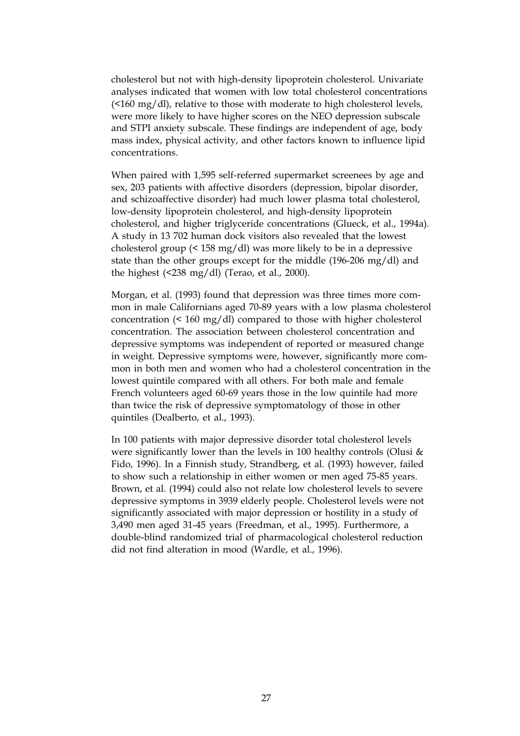cholesterol but not with high-density lipoprotein cholesterol. Univariate analyses indicated that women with low total cholesterol concentrations (<160 mg/dl), relative to those with moderate to high cholesterol levels, were more likely to have higher scores on the NEO depression subscale and STPI anxiety subscale. These findings are independent of age, body mass index, physical activity, and other factors known to influence lipid concentrations.

When paired with 1,595 self-referred supermarket screenees by age and sex, 203 patients with affective disorders (depression, bipolar disorder, and schizoaffective disorder) had much lower plasma total cholesterol, low-density lipoprotein cholesterol, and high-density lipoprotein cholesterol, and higher triglyceride concentrations (Glueck, et al., 1994a). A study in 13 702 human dock visitors also revealed that the lowest cholesterol group (< 158 mg/dl) was more likely to be in a depressive state than the other groups except for the middle (196-206 mg/dl) and the highest (<238 mg/dl) (Terao, et al., 2000).

Morgan, et al. (1993) found that depression was three times more common in male Californians aged 70-89 years with a low plasma cholesterol concentration (< 160 mg/dl) compared to those with higher cholesterol concentration. The association between cholesterol concentration and depressive symptoms was independent of reported or measured change in weight. Depressive symptoms were, however, significantly more common in both men and women who had a cholesterol concentration in the lowest quintile compared with all others. For both male and female French volunteers aged 60-69 years those in the low quintile had more than twice the risk of depressive symptomatology of those in other quintiles (Dealberto, et al., 1993).

In 100 patients with major depressive disorder total cholesterol levels were significantly lower than the levels in 100 healthy controls (Olusi & Fido, 1996). In a Finnish study, Strandberg, et al. (1993) however, failed to show such a relationship in either women or men aged 75-85 years. Brown, et al. (1994) could also not relate low cholesterol levels to severe depressive symptoms in 3939 elderly people. Cholesterol levels were not significantly associated with major depression or hostility in a study of 3,490 men aged 31-45 years (Freedman, et al., 1995). Furthermore, a double-blind randomized trial of pharmacological cholesterol reduction did not find alteration in mood (Wardle, et al., 1996).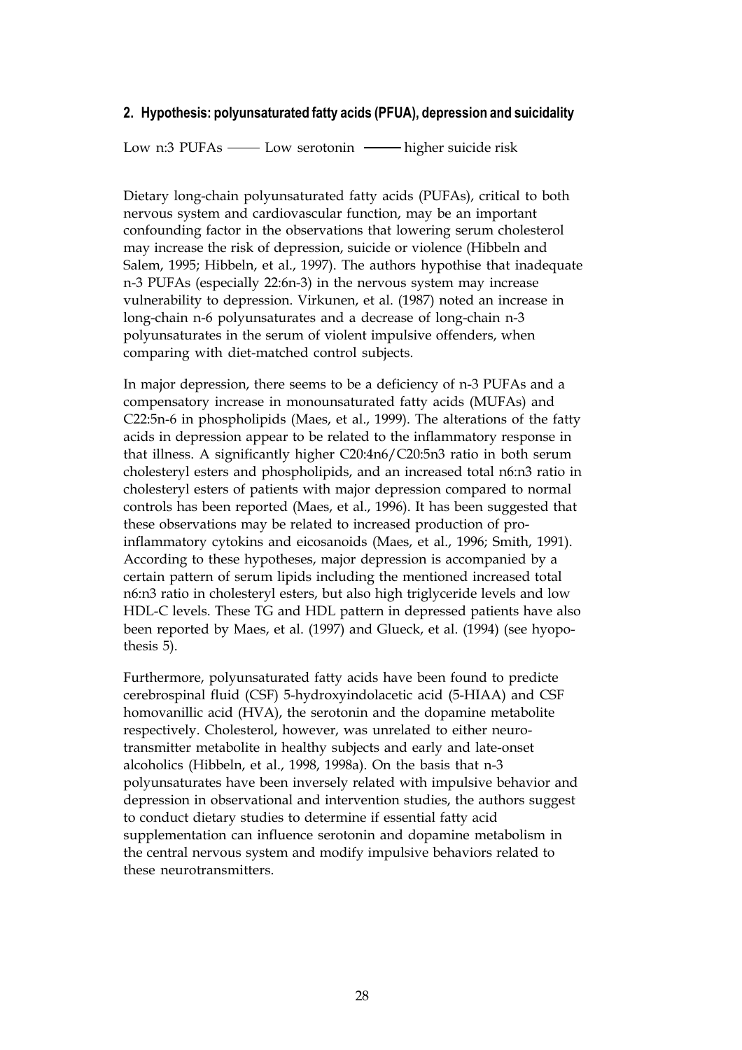## 2. Hypothesis: polyunsaturated fatty acids (PFUA), depression and suicidality

Low n:3 PUFAs —— Low serotonin —— higher suicide risk

Dietary long-chain polyunsaturated fatty acids (PUFAs), critical to both nervous system and cardiovascular function, may be an important confounding factor in the observations that lowering serum cholesterol may increase the risk of depression, suicide or violence (Hibbeln and Salem, 1995; Hibbeln, et al., 1997). The authors hypothise that inadequate n-3 PUFAs (especially 22:6n-3) in the nervous system may increase vulnerability to depression. Virkunen, et al. (1987) noted an increase in long-chain n-6 polyunsaturates and a decrease of long-chain n-3 polyunsaturates in the serum of violent impulsive offenders, when comparing with diet-matched control subjects.

In major depression, there seems to be a deficiency of n-3 PUFAs and a compensatory increase in monounsaturated fatty acids (MUFAs) and C22:5n-6 in phospholipids (Maes, et al., 1999). The alterations of the fatty acids in depression appear to be related to the inflammatory response in that illness. A significantly higher C20:4n6/C20:5n3 ratio in both serum cholesteryl esters and phospholipids, and an increased total n6:n3 ratio in cholesteryl esters of patients with major depression compared to normal controls has been reported (Maes, et al., 1996). It has been suggested that these observations may be related to increased production of pro-inflammatory cytokins and eicosanoids (Maes, et al., 1996; Smith, 1991). According to these hypotheses, major depression is accompanied by a certain pattern of serum lipids including the mentioned increased total n6:n3 ratio in cholesteryl esters, but also high triglyceride levels and low HDL-C levels. These TG and HDL pattern in depressed patients have also been reported by Maes, et al. (1997) and Glueck, et al. (1994) (see hyopothesis 5).

Furthermore, polyunsaturated fatty acids have been found to predicte cerebrospinal fluid (CSF) 5-hydroxyindolacetic acid (5-HIAA) and CSF homovanillic acid (HVA), the serotonin and the dopamine metabolite respectively. Cholesterol, however, was unrelated to either neurotransmitter metabolite in healthy subjects and early and late-onset alcoholics (Hibbeln, et al., 1998, 1998a). On the basis that n-3 polyunsaturates have been inversely related with impulsive behavior and depression in observational and intervention studies, the authors suggest to conduct dietary studies to determine if essential fatty acid supplementation can influence serotonin and dopamine metabolism in the central nervous system and modify impulsive behaviors related to these neurotransmitters.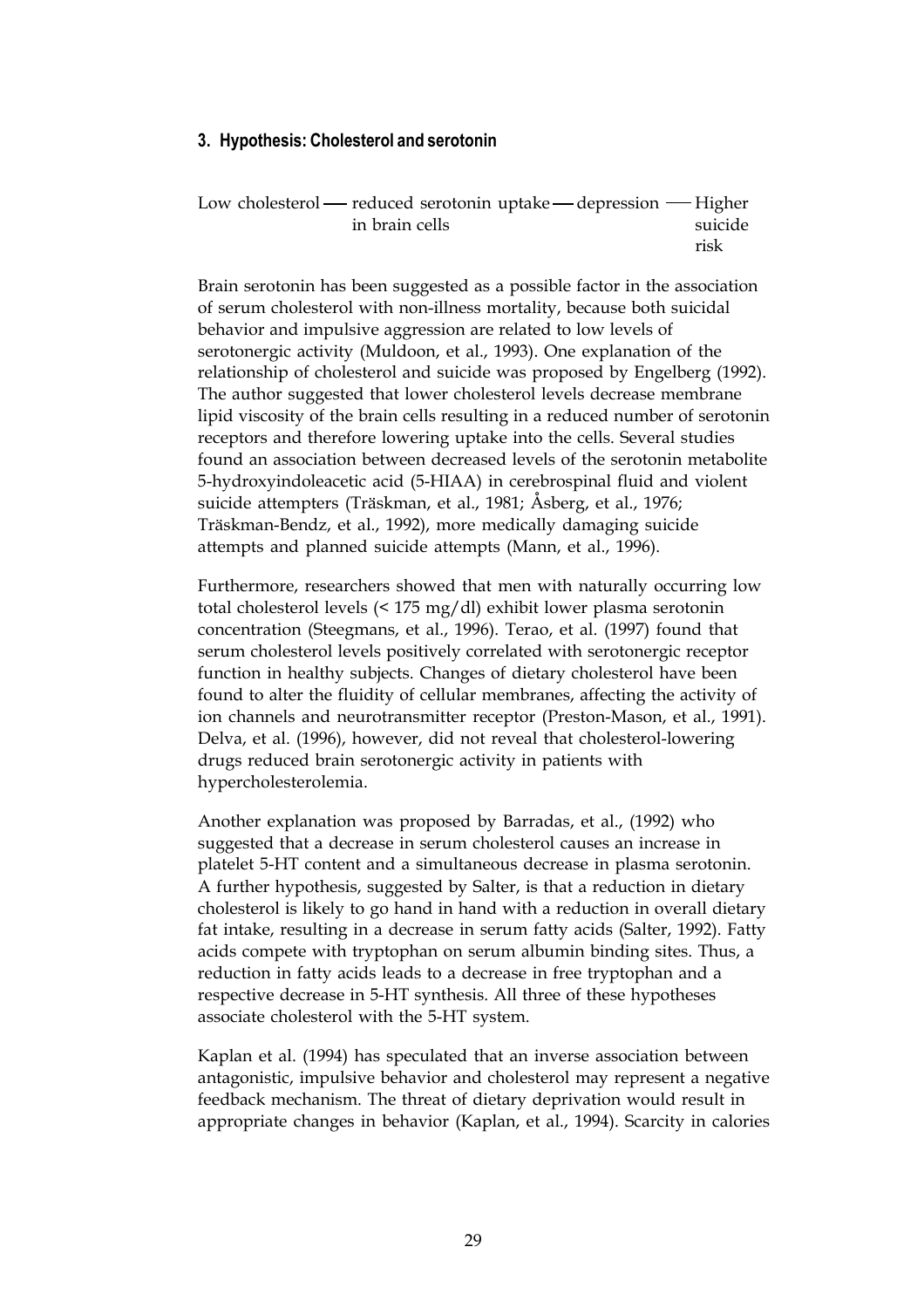### 3. Hypothesis: Cholesterol and serotonin

Low cholesterol — reduced serotonin uptake in brain cells — depression — Higher suicide risk

Brain serotonin has been suggested as a possible factor in the association of serum cholesterol with non-illness mortality, because both suicidal behavior and impulsive aggression are related to low levels of serotonergic activity (Muldoon, et al., 1993). One explanation of the relationship of cholesterol and suicide was proposed by Engelberg (1992). The author suggested that lower cholesterol levels decrease membrane lipid viscosity of the brain cells resulting in a reduced number of serotonin receptors and therefore lowering uptake into the cells. Several studies found an association between decreased levels of the serotonin metabolite 5-hydroxyindoleacetic acid (5-HIAA) in cerebrospinal fluid and violent suicide attempters (Träskman, et al., 1981; Åsberg, et al., 1976; Träskman-Bendz, et al., 1992), more medically damaging suicide attempts and planned suicide attempts (Mann, et al., 1996).

Furthermore, researchers showed that men with naturally occurring low total cholesterol levels (< 175 mg/dl) exhibit lower plasma serotonin concentration (Steegmans, et al., 1996). Terao, et al. (1997) found that serum cholesterol levels positively correlated with serotonergic receptor function in healthy subjects. Changes of dietary cholesterol have been found to alter the fluidity of cellular membranes, affecting the activity of ion channels and neurotransmitter receptor (Preston-Mason, et al., 1991). Delva, et al. (1996), however, did not reveal that cholesterol-lowering drugs reduced brain serotonergic activity in patients with hypercholesterolemia.

Another explanation was proposed by Barradas, et al., (1992) who suggested that a decrease in serum cholesterol causes an increase in platelet 5-HT content and a simultaneous decrease in plasma serotonin. A further hypothesis, suggested by Salter, is that a reduction in dietary cholesterol is likely to go hand in hand with a reduction in overall dietary fat intake, resulting in a decrease in serum fatty acids (Salter, 1992). Fatty acids compete with tryptophan on serum albumin binding sites. Thus, a reduction in fatty acids leads to a decrease in free tryptophan and a respective decrease in 5-HT synthesis. All three of these hypotheses associate cholesterol with the 5-HT system.

Kaplan et al. (1994) has speculated that an inverse association between antagonistic, impulsive behavior and cholesterol may represent a negative feedback mechanism. The threat of dietary deprivation would result in appropriate changes in behavior (Kaplan, et al., 1994). Scarcity in calories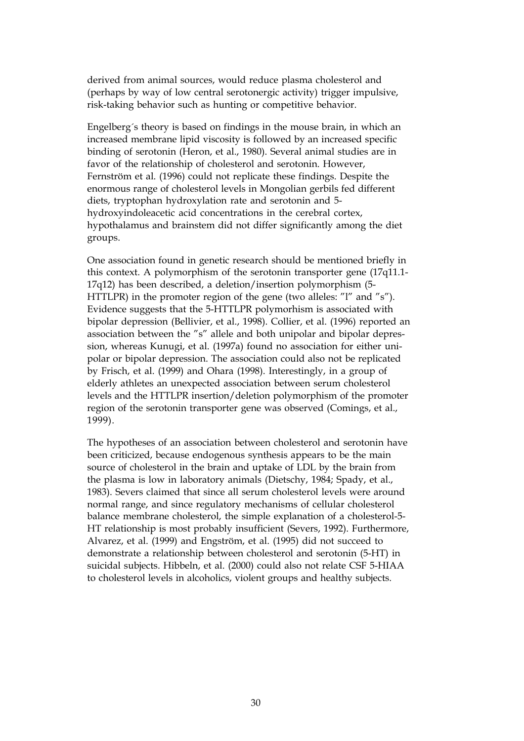derived from animal sources, would reduce plasma cholesterol and (perhaps by way of low central serotonergic activity) trigger impulsive, risk-taking behavior such as hunting or competitive behavior.

Engelberg´s theory is based on findings in the mouse brain, in which an increased membrane lipid viscosity is followed by an increased specific binding of serotonin (Heron, et al., 1980). Several animal studies are in favor of the relationship of cholesterol and serotonin. However, Fernström et al. (1996) could not replicate these findings. Despite the enormous range of cholesterol levels in Mongolian gerbils fed different diets, tryptophan hydroxylation rate and serotonin and 5-hydroxyindoleacetic acid concentrations in the cerebral cortex, hypothalamus and brainstem did not differ significantly among the diet groups.

One association found in genetic research should be mentioned briefly in this context. A polymorphism of the serotonin transporter gene (17q11.1-17q12) has been described, a deletion/insertion polymorphism (5-HTTLPR) in the promoter region of the gene (two alleles: ”l” and ”s”). Evidence suggests that the 5-HTTLPR polymorhism is associated with bipolar depression (Bellivier, et al., 1998). Collier, et al. (1996) reported an association between the ”s” allele and both unipolar and bipolar depression, whereas Kunugi, et al. (1997a) found no association for either unipolar or bipolar depression. The association could also not be replicated by Frisch, et al. (1999) and Ohara (1998). Interestingly, in a group of elderly athletes an unexpected association between serum cholesterol levels and the HTTLPR insertion/deletion polymorphism of the promoter region of the serotonin transporter gene was observed (Comings, et al., 1999).

The hypotheses of an association between cholesterol and serotonin have been criticized, because endogenous synthesis appears to be the main source of cholesterol in the brain and uptake of LDL by the brain from the plasma is low in laboratory animals (Dietschy, 1984; Spady, et al., 1983). Severs claimed that since all serum cholesterol levels were around normal range, and since regulatory mechanisms of cellular cholesterol balance membrane cholesterol, the simple explanation of a cholesterol-5-HT relationship is most probably insufficient (Severs, 1992). Furthermore, Alvarez, et al. (1999) and Engström, et al. (1995) did not succeed to demonstrate a relationship between cholesterol and serotonin (5-HT) in suicidal subjects. Hibbeln, et al. (2000) could also not relate CSF 5-HIAA to cholesterol levels in alcoholics, violent groups and healthy subjects.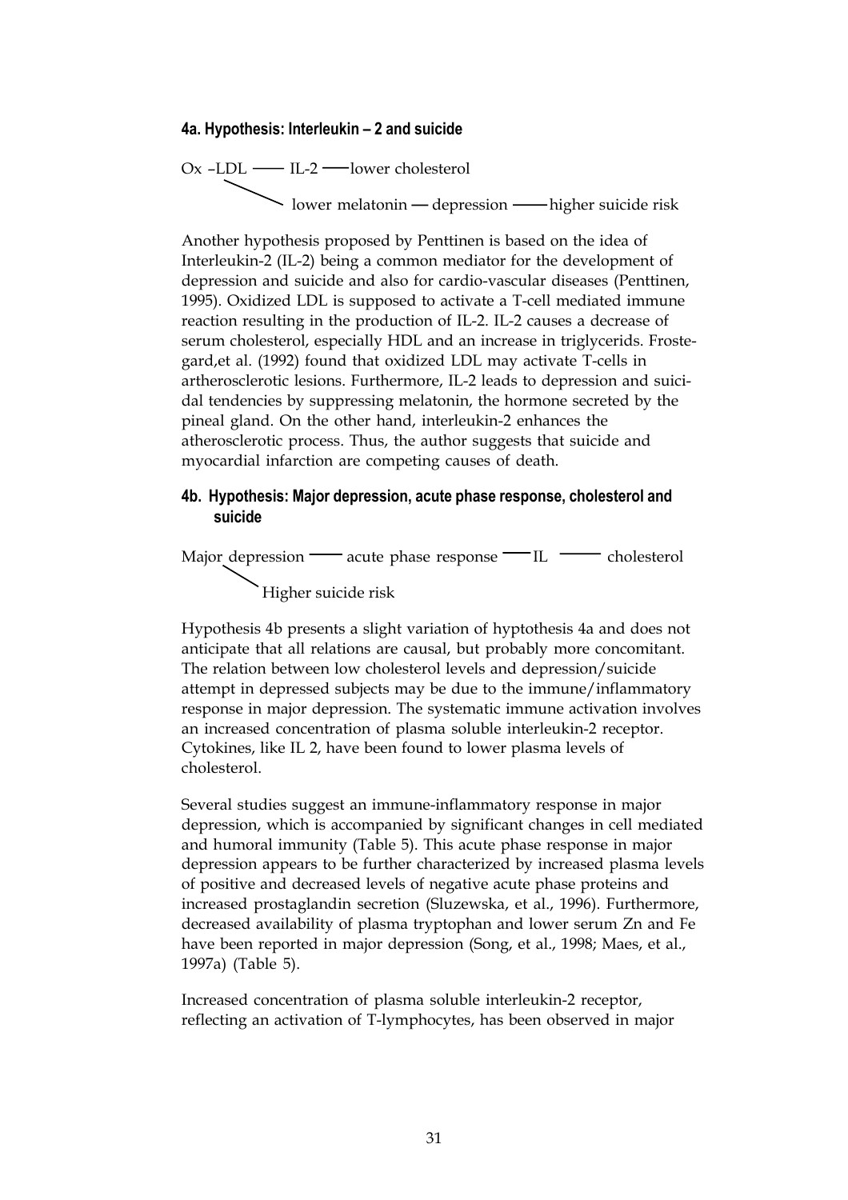### 4a. Hypothesis: Interleukin – 2 and suicide

```
Ox –LDL —— IL-2 ——lower cholesterol
     \
      lower melatonin — depression ——higher suicide risk
```

Another hypothesis proposed by Penttinen is based on the idea of Interleukin-2 (IL-2) being a common mediator for the development of depression and suicide and also for cardio-vascular diseases (Penttinen, 1995). Oxidized LDL is supposed to activate a T-cell mediated immune reaction resulting in the production of IL-2. IL-2 causes a decrease of serum cholesterol, especially HDL and an increase in triglycerids. Frostegard,et al. (1992) found that oxidized LDL may activate T-cells in artherosclerotic lesions. Furthermore, IL-2 leads to depression and suicidal tendencies by suppressing melatonin, the hormone secreted by the pineal gland. On the other hand, interleukin-2 enhances the atherosclerotic process. Thus, the author suggests that suicide and myocardial infarction are competing causes of death.

### 4b. Hypothesis: Major depression, acute phase response, cholesterol and suicide

```
Major depression —— acute phase response ——IL  —— cholesterol
     \
      Higher suicide risk
```

Hypothesis 4b presents a slight variation of hyptothesis 4a and does not anticipate that all relations are causal, but probably more concomitant. The relation between low cholesterol levels and depression/suicide attempt in depressed subjects may be due to the immune/inflammatory response in major depression. The systematic immune activation involves an increased concentration of plasma soluble interleukin-2 receptor. Cytokines, like IL 2, have been found to lower plasma levels of cholesterol.

Several studies suggest an immune-inflammatory response in major depression, which is accompanied by significant changes in cell mediated and humoral immunity (Table 5). This acute phase response in major depression appears to be further characterized by increased plasma levels of positive and decreased levels of negative acute phase proteins and increased prostaglandin secretion (Sluzewska, et al., 1996). Furthermore, decreased availability of plasma tryptophan and lower serum Zn and Fe have been reported in major depression (Song, et al., 1998; Maes, et al., 1997a) (Table 5).

Increased concentration of plasma soluble interleukin-2 receptor, reflecting an activation of T-lymphocytes, has been observed in major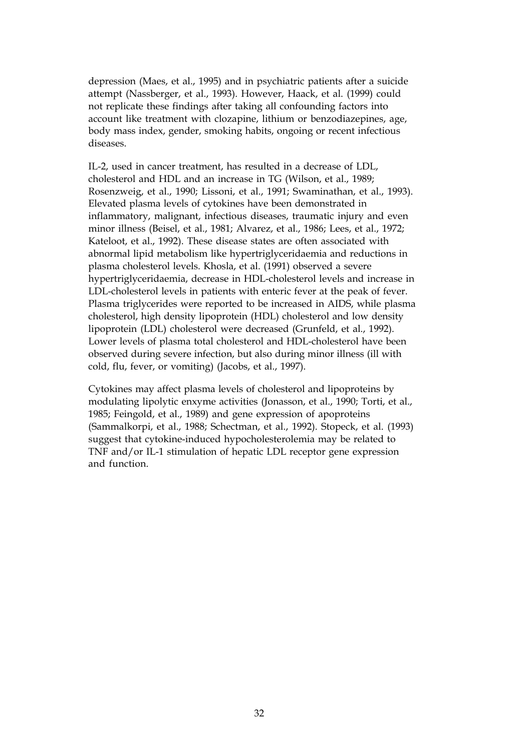depression (Maes, et al., 1995) and in psychiatric patients after a suicide attempt (Nassberger, et al., 1993). However, Haack, et al. (1999) could not replicate these findings after taking all confounding factors into account like treatment with clozapine, lithium or benzodiazepines, age, body mass index, gender, smoking habits, ongoing or recent infectious diseases.

IL-2, used in cancer treatment, has resulted in a decrease of LDL, cholesterol and HDL and an increase in TG (Wilson, et al., 1989; Rosenzweig, et al., 1990; Lissoni, et al., 1991; Swaminathan, et al., 1993). Elevated plasma levels of cytokines have been demonstrated in inflammatory, malignant, infectious diseases, traumatic injury and even minor illness (Beisel, et al., 1981; Alvarez, et al., 1986; Lees, et al., 1972; Kateloot, et al., 1992). These disease states are often associated with abnormal lipid metabolism like hypertriglyceridaemia and reductions in plasma cholesterol levels. Khosla, et al. (1991) observed a severe hypertriglyceridaemia, decrease in HDL-cholesterol levels and increase in LDL-cholesterol levels in patients with enteric fever at the peak of fever. Plasma triglycerides were reported to be increased in AIDS, while plasma cholesterol, high density lipoprotein (HDL) cholesterol and low density lipoprotein (LDL) cholesterol were decreased (Grunfeld, et al., 1992). Lower levels of plasma total cholesterol and HDL-cholesterol have been observed during severe infection, but also during minor illness (ill with cold, flu, fever, or vomiting) (Jacobs, et al., 1997).

Cytokines may affect plasma levels of cholesterol and lipoproteins by modulating lipolytic enxyme activities (Jonasson, et al., 1990; Torti, et al., 1985; Feingold, et al., 1989) and gene expression of apoproteins (Sammalkorpi, et al., 1988; Schectman, et al., 1992). Stopeck, et al. (1993) suggest that cytokine-induced hypocholesterolemia may be related to TNF and/or IL-1 stimulation of hepatic LDL receptor gene expression and function.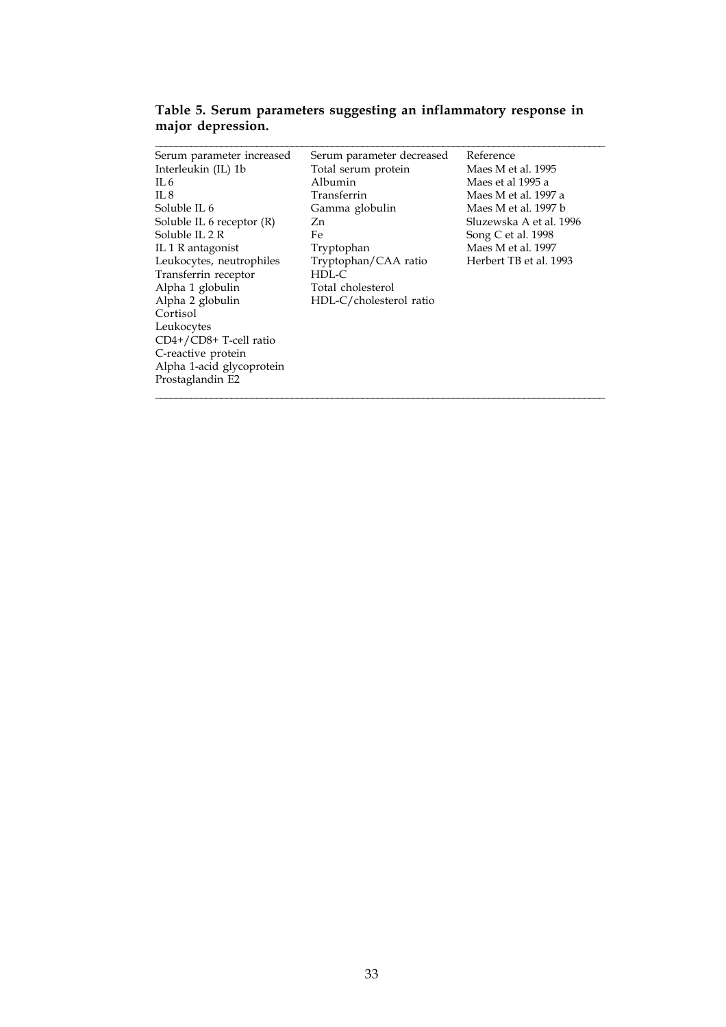**Table 5. Serum parameters suggesting an inflammatory response in major depression.**

| Serum parameter increased | Serum parameter decreased | Reference |
|---|---|---|
| Interleukin (IL) 1b | Total serum protein | Maes M et al. 1995 |
| IL 6 | Albumin | Maes et al 1995 a |
| IL 8 | Transferrin | Maes M et al. 1997 a |
| Soluble IL 6 | Gamma globulin | Maes M et al. 1997 b |
| Soluble IL 6 receptor (R) | Zn | Sluzewska A et al. 1996 |
| Soluble IL 2 R | Fe | Song C et al. 1998 |
| IL 1 R antagonist | Tryptophan | Maes M et al. 1997 |
| Leukocytes, neutrophiles | Tryptophan/CAA ratio | Herbert TB et al. 1993 |
| Transferrin receptor | HDL-C | |
| Alpha 1 globulin | Total cholesterol | |
| Alpha 2 globulin | HDL-C/cholesterol ratio | |
| Cortisol | | |
| Leukocytes | | |
| CD4+/CD8+ T-cell ratio | | |
| C-reactive protein | | |
| Alpha 1-acid glycoprotein | | |
| Prostaglandin E2 | | |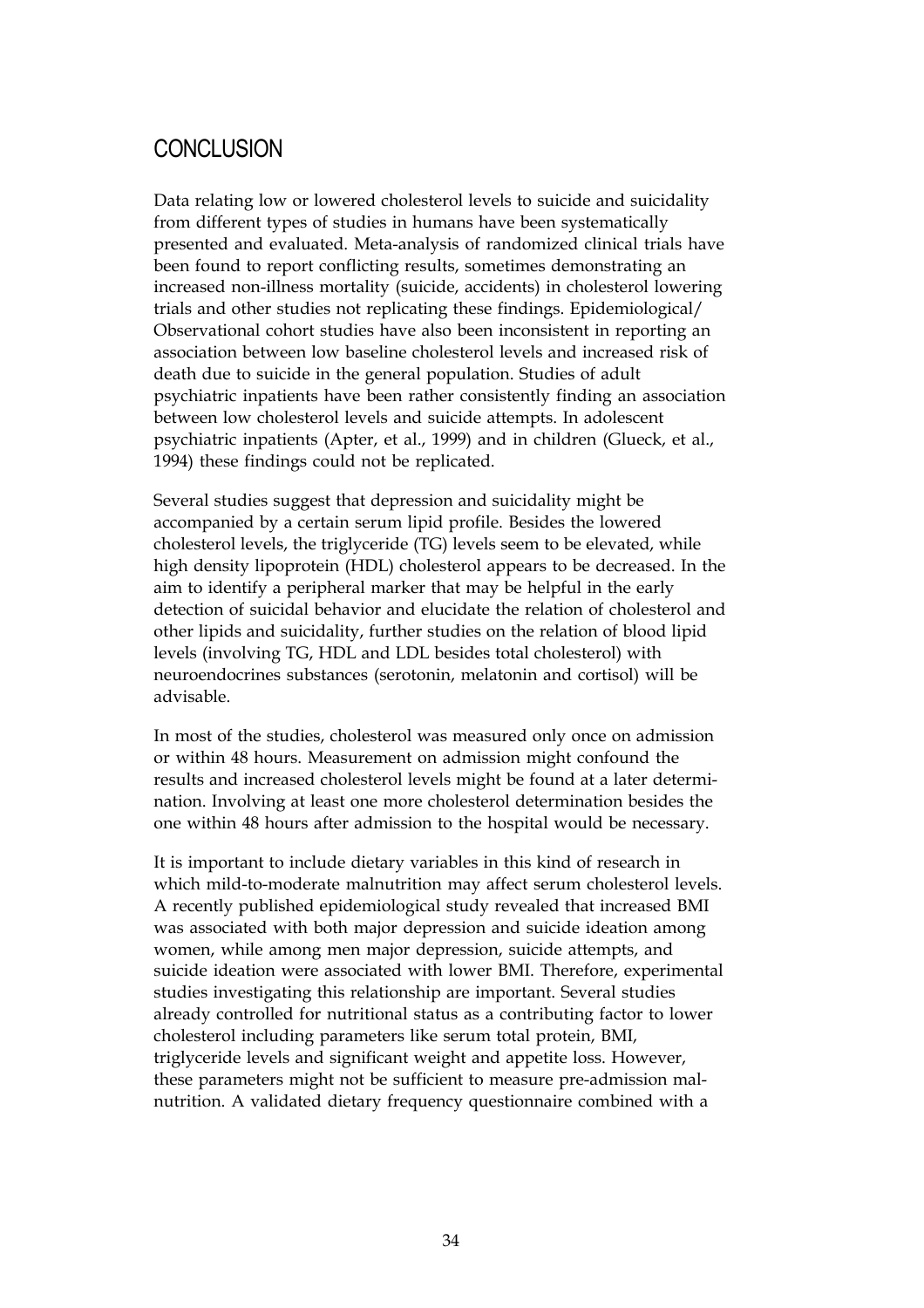# CONCLUSION

Data relating low or lowered cholesterol levels to suicide and suicidality from different types of studies in humans have been systematically presented and evaluated. Meta-analysis of randomized clinical trials have been found to report conflicting results, sometimes demonstrating an increased non-illness mortality (suicide, accidents) in cholesterol lowering trials and other studies not replicating these findings. Epidemiological/ Observational cohort studies have also been inconsistent in reporting an association between low baseline cholesterol levels and increased risk of death due to suicide in the general population. Studies of adult psychiatric inpatients have been rather consistently finding an association between low cholesterol levels and suicide attempts. In adolescent psychiatric inpatients (Apter, et al., 1999) and in children (Glueck, et al., 1994) these findings could not be replicated.

Several studies suggest that depression and suicidality might be accompanied by a certain serum lipid profile. Besides the lowered cholesterol levels, the triglyceride (TG) levels seem to be elevated, while high density lipoprotein (HDL) cholesterol appears to be decreased. In the aim to identify a peripheral marker that may be helpful in the early detection of suicidal behavior and elucidate the relation of cholesterol and other lipids and suicidality, further studies on the relation of blood lipid levels (involving TG, HDL and LDL besides total cholesterol) with neuroendocrines substances (serotonin, melatonin and cortisol) will be advisable.

In most of the studies, cholesterol was measured only once on admission or within 48 hours. Measurement on admission might confound the results and increased cholesterol levels might be found at a later determination. Involving at least one more cholesterol determination besides the one within 48 hours after admission to the hospital would be necessary.

It is important to include dietary variables in this kind of research in which mild-to-moderate malnutrition may affect serum cholesterol levels. A recently published epidemiological study revealed that increased BMI was associated with both major depression and suicide ideation among women, while among men major depression, suicide attempts, and suicide ideation were associated with lower BMI. Therefore, experimental studies investigating this relationship are important. Several studies already controlled for nutritional status as a contributing factor to lower cholesterol including parameters like serum total protein, BMI, triglyceride levels and significant weight and appetite loss. However, these parameters might not be sufficient to measure pre-admission malnutrition. A validated dietary frequency questionnaire combined with a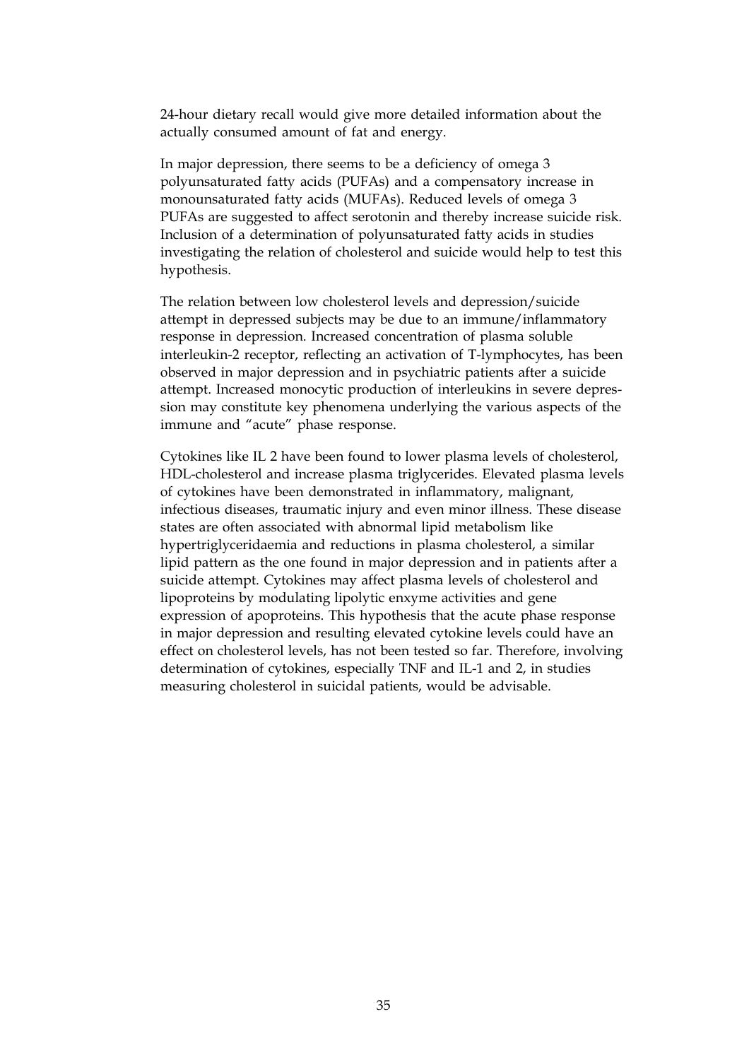24-hour dietary recall would give more detailed information about the actually consumed amount of fat and energy.

In major depression, there seems to be a deficiency of omega 3 polyunsaturated fatty acids (PUFAs) and a compensatory increase in monounsaturated fatty acids (MUFAs). Reduced levels of omega 3 PUFAs are suggested to affect serotonin and thereby increase suicide risk. Inclusion of a determination of polyunsaturated fatty acids in studies investigating the relation of cholesterol and suicide would help to test this hypothesis.

The relation between low cholesterol levels and depression/suicide attempt in depressed subjects may be due to an immune/inflammatory response in depression. Increased concentration of plasma soluble interleukin-2 receptor, reflecting an activation of T-lymphocytes, has been observed in major depression and in psychiatric patients after a suicide attempt. Increased monocytic production of interleukins in severe depression may constitute key phenomena underlying the various aspects of the immune and "acute" phase response.

Cytokines like IL 2 have been found to lower plasma levels of cholesterol, HDL-cholesterol and increase plasma triglycerides. Elevated plasma levels of cytokines have been demonstrated in inflammatory, malignant, infectious diseases, traumatic injury and even minor illness. These disease states are often associated with abnormal lipid metabolism like hypertriglyceridaemia and reductions in plasma cholesterol, a similar lipid pattern as the one found in major depression and in patients after a suicide attempt. Cytokines may affect plasma levels of cholesterol and lipoproteins by modulating lipolytic enxyme activities and gene expression of apoproteins. This hypothesis that the acute phase response in major depression and resulting elevated cytokine levels could have an effect on cholesterol levels, has not been tested so far. Therefore, involving determination of cytokines, especially TNF and IL-1 and 2, in studies measuring cholesterol in suicidal patients, would be advisable.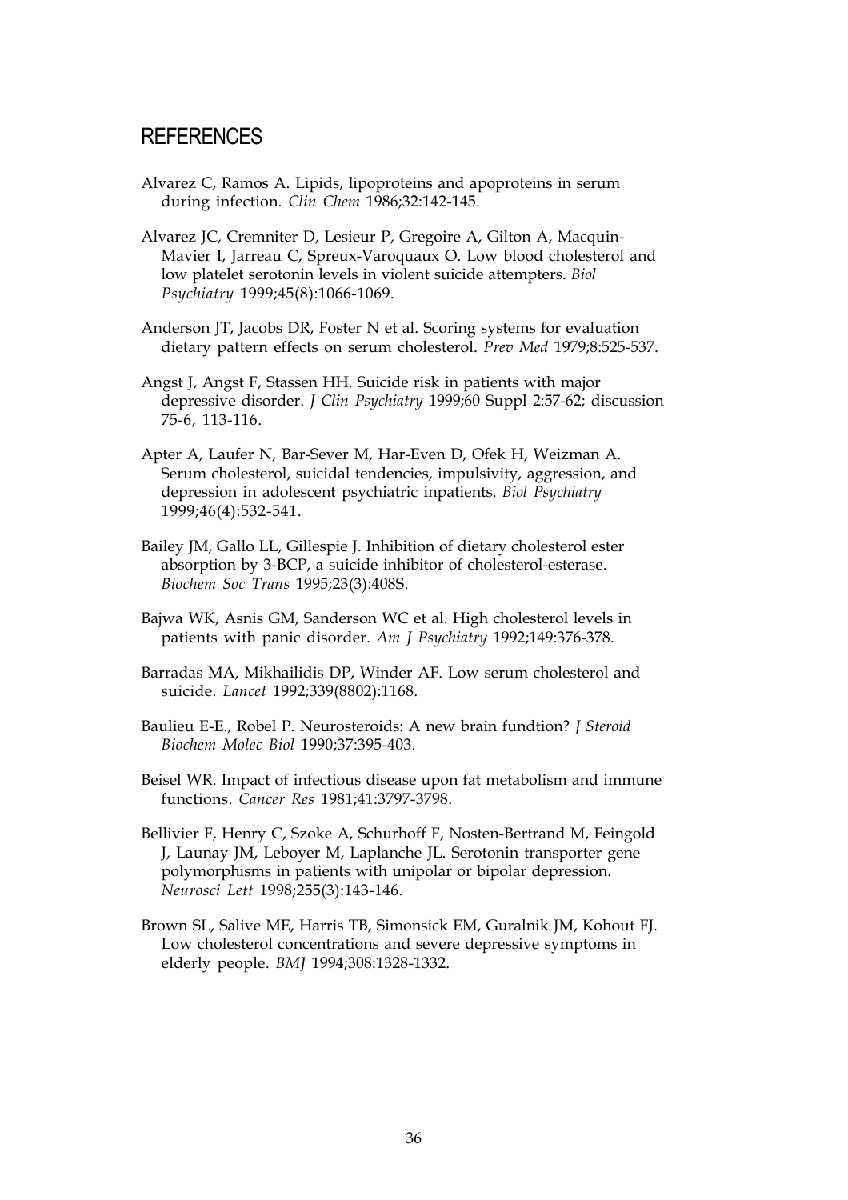## REFERENCES

Alvarez C, Ramos A. Lipids, lipoproteins and apoproteins in serum during infection. *Clin Chem* 1986;32:142-145.

Alvarez JC, Cremniter D, Lesieur P, Gregoire A, Gilton A, Macquin-Mavier I, Jarreau C, Spreux-Varoquaux O. Low blood cholesterol and low platelet serotonin levels in violent suicide attempters. *Biol Psychiatry* 1999;45(8):1066-1069.

Anderson JT, Jacobs DR, Foster N et al. Scoring systems for evaluation dietary pattern effects on serum cholesterol. *Prev Med* 1979;8:525-537.

Angst J, Angst F, Stassen HH. Suicide risk in patients with major depressive disorder. *J Clin Psychiatry* 1999;60 Suppl 2:57-62; discussion 75-6, 113-116.

Apter A, Laufer N, Bar-Sever M, Har-Even D, Ofek H, Weizman A. Serum cholesterol, suicidal tendencies, impulsivity, aggression, and depression in adolescent psychiatric inpatients. *Biol Psychiatry* 1999;46(4):532-541.

Bailey JM, Gallo LL, Gillespie J. Inhibition of dietary cholesterol ester absorption by 3-BCP, a suicide inhibitor of cholesterol-esterase. *Biochem Soc Trans* 1995;23(3):408S.

Bajwa WK, Asnis GM, Sanderson WC et al. High cholesterol levels in patients with panic disorder. *Am J Psychiatry* 1992;149:376-378.

Barradas MA, Mikhailidis DP, Winder AF. Low serum cholesterol and suicide. *Lancet* 1992;339(8802):1168.

Baulieu E-E., Robel P. Neurosteroids: A new brain fundtion? *J Steroid Biochem Molec Biol* 1990;37:395-403.

Beisel WR. Impact of infectious disease upon fat metabolism and immune functions. *Cancer Res* 1981;41:3797-3798.

Bellivier F, Henry C, Szoke A, Schurhoff F, Nosten-Bertrand M, Feingold J, Launay JM, Leboyer M, Laplanche JL. Serotonin transporter gene polymorphisms in patients with unipolar or bipolar depression. *Neurosci Lett* 1998;255(3):143-146.

Brown SL, Salive ME, Harris TB, Simonsick EM, Guralnik JM, Kohout FJ. Low cholesterol concentrations and severe depressive symptoms in elderly people. *BMJ* 1994;308:1328-1332.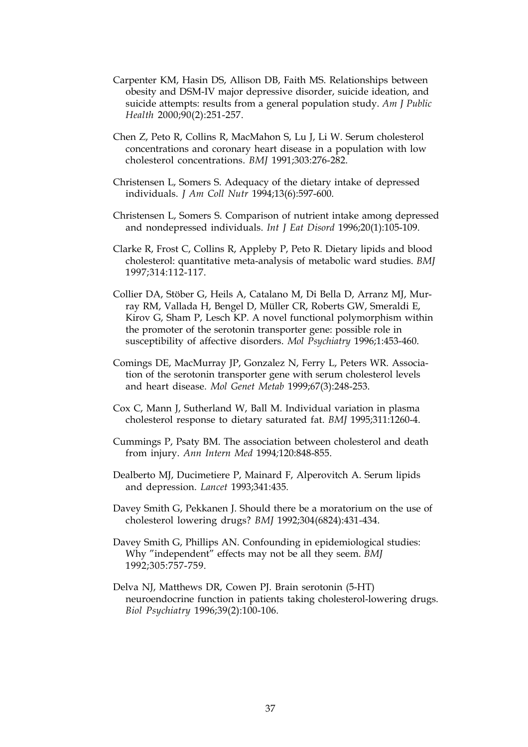Carpenter KM, Hasin DS, Allison DB, Faith MS. Relationships between obesity and DSM-IV major depressive disorder, suicide ideation, and suicide attempts: results from a general population study. *Am J Public Health* 2000;90(2):251-257.

Chen Z, Peto R, Collins R, MacMahon S, Lu J, Li W. Serum cholesterol concentrations and coronary heart disease in a population with low cholesterol concentrations. *BMJ* 1991;303:276-282.

Christensen L, Somers S. Adequacy of the dietary intake of depressed individuals. *J Am Coll Nutr* 1994;13(6):597-600.

Christensen L, Somers S. Comparison of nutrient intake among depressed and nondepressed individuals. *Int J Eat Disord* 1996;20(1):105-109.

Clarke R, Frost C, Collins R, Appleby P, Peto R. Dietary lipids and blood cholesterol: quantitative meta-analysis of metabolic ward studies. *BMJ* 1997;314:112-117.

Collier DA, Stöber G, Heils A, Catalano M, Di Bella D, Arranz MJ, Murray RM, Vallada H, Bengel D, Müller CR, Roberts GW, Smeraldi E, Kirov G, Sham P, Lesch KP. A novel functional polymorphism within the promoter of the serotonin transporter gene: possible role in susceptibility of affective disorders. *Mol Psychiatry* 1996;1:453-460.

Comings DE, MacMurray JP, Gonzalez N, Ferry L, Peters WR. Association of the serotonin transporter gene with serum cholesterol levels and heart disease. *Mol Genet Metab* 1999;67(3):248-253.

Cox C, Mann J, Sutherland W, Ball M. Individual variation in plasma cholesterol response to dietary saturated fat. *BMJ* 1995;311:1260-4.

Cummings P, Psaty BM. The association between cholesterol and death from injury. *Ann Intern Med* 1994;120:848-855.

Dealberto MJ, Ducimetiere P, Mainard F, Alperovitch A. Serum lipids and depression. *Lancet* 1993;341:435.

Davey Smith G, Pekkanen J. Should there be a moratorium on the use of cholesterol lowering drugs? *BMJ* 1992;304(6824):431-434.

Davey Smith G, Phillips AN. Confounding in epidemiological studies: Why "independent" effects may not be all they seem. *BMJ* 1992;305:757-759.

Delva NJ, Matthews DR, Cowen PJ. Brain serotonin (5-HT) neuroendocrine function in patients taking cholesterol-lowering drugs. *Biol Psychiatry* 1996;39(2):100-106.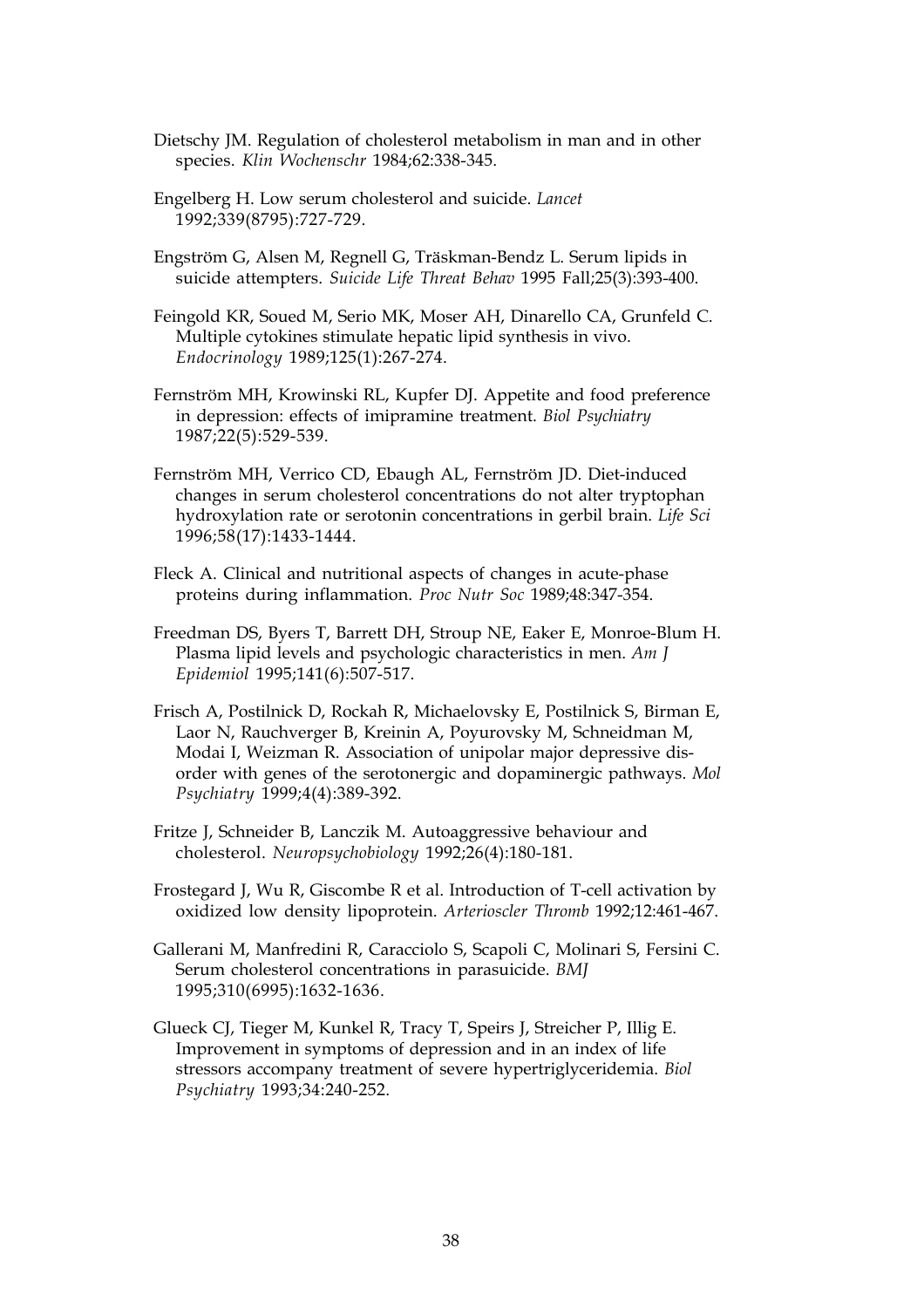Dietschy JM. Regulation of cholesterol metabolism in man and in other species. *Klin Wochenschr* 1984;62:338-345.

Engelberg H. Low serum cholesterol and suicide. *Lancet* 1992;339(8795):727-729.

Engström G, Alsen M, Regnell G, Träskman-Bendz L. Serum lipids in suicide attempters. *Suicide Life Threat Behav* 1995 Fall;25(3):393-400.

Feingold KR, Soued M, Serio MK, Moser AH, Dinarello CA, Grunfeld C. Multiple cytokines stimulate hepatic lipid synthesis in vivo. *Endocrinology* 1989;125(1):267-274.

Fernström MH, Krowinski RL, Kupfer DJ. Appetite and food preference in depression: effects of imipramine treatment. *Biol Psychiatry* 1987;22(5):529-539.

Fernström MH, Verrico CD, Ebaugh AL, Fernström JD. Diet-induced changes in serum cholesterol concentrations do not alter tryptophan hydroxylation rate or serotonin concentrations in gerbil brain. *Life Sci* 1996;58(17):1433-1444.

Fleck A. Clinical and nutritional aspects of changes in acute-phase proteins during inflammation. *Proc Nutr Soc* 1989;48:347-354.

Freedman DS, Byers T, Barrett DH, Stroup NE, Eaker E, Monroe-Blum H. Plasma lipid levels and psychologic characteristics in men. *Am J Epidemiol* 1995;141(6):507-517.

Frisch A, Postilnick D, Rockah R, Michaelovsky E, Postilnick S, Birman E, Laor N, Rauchverger B, Kreinin A, Poyurovsky M, Schneidman M, Modai I, Weizman R. Association of unipolar major depressive disorder with genes of the serotonergic and dopaminergic pathways. *Mol Psychiatry* 1999;4(4):389-392.

Fritze J, Schneider B, Lanczik M. Autoaggressive behaviour and cholesterol. *Neuropsychobiology* 1992;26(4):180-181.

Frostegard J, Wu R, Giscombe R et al. Introduction of T-cell activation by oxidized low density lipoprotein. *Arterioscler Thromb* 1992;12:461-467.

Gallerani M, Manfredini R, Caracciolo S, Scapoli C, Molinari S, Fersini C. Serum cholesterol concentrations in parasuicide. *BMJ* 1995;310(6995):1632-1636.

Glueck CJ, Tieger M, Kunkel R, Tracy T, Speirs J, Streicher P, Illig E. Improvement in symptoms of depression and in an index of life stressors accompany treatment of severe hypertriglyceridemia. *Biol Psychiatry* 1993;34:240-252.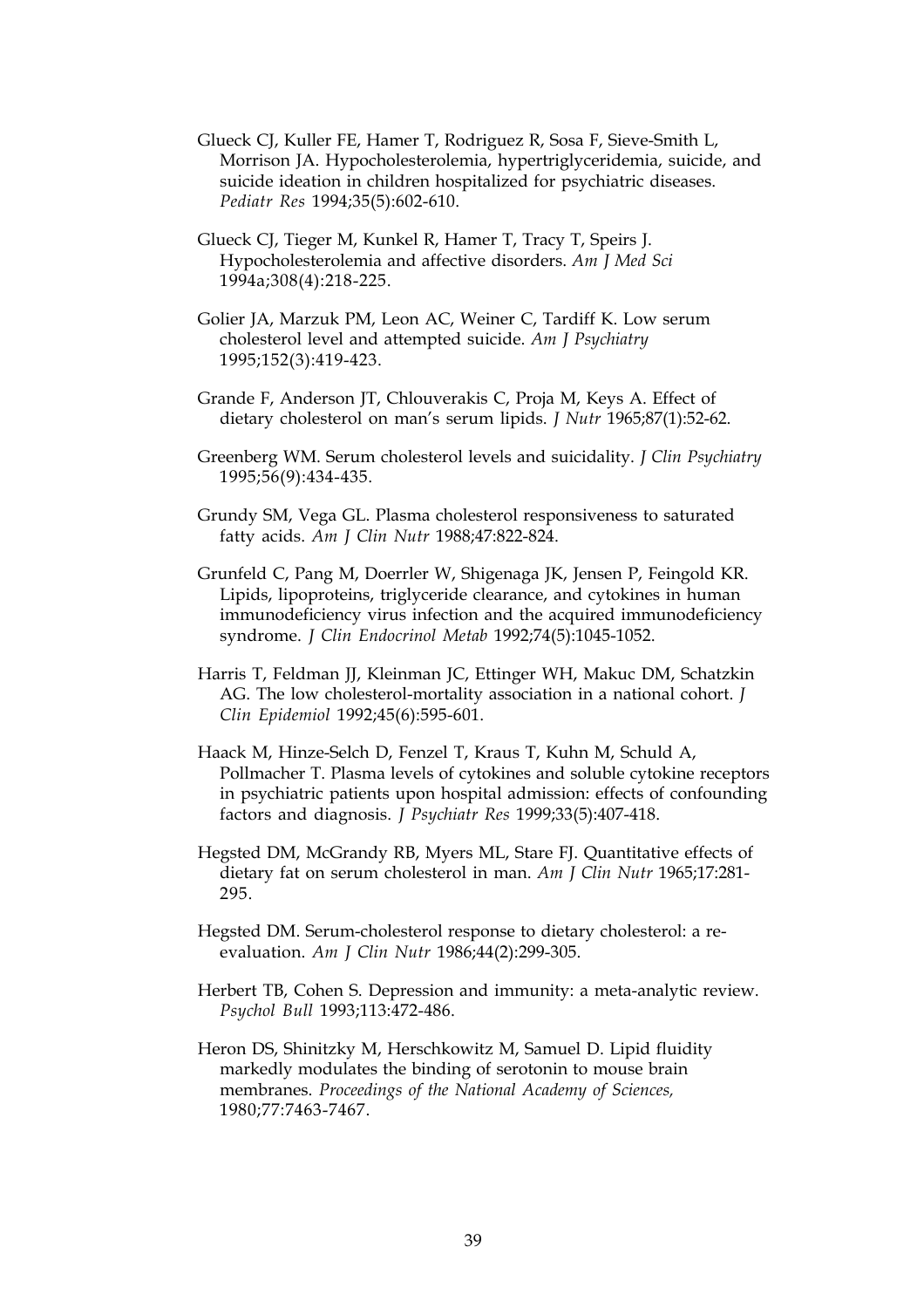Glueck CJ, Kuller FE, Hamer T, Rodriguez R, Sosa F, Sieve-Smith L, Morrison JA. Hypocholesterolemia, hypertriglyceridemia, suicide, and suicide ideation in children hospitalized for psychiatric diseases. *Pediatr Res* 1994;35(5):602-610.

Glueck CJ, Tieger M, Kunkel R, Hamer T, Tracy T, Speirs J. Hypocholesterolemia and affective disorders. *Am J Med Sci* 1994a;308(4):218-225.

Golier JA, Marzuk PM, Leon AC, Weiner C, Tardiff K. Low serum cholesterol level and attempted suicide. *Am J Psychiatry* 1995;152(3):419-423.

Grande F, Anderson JT, Chlouverakis C, Proja M, Keys A. Effect of dietary cholesterol on man's serum lipids. *J Nutr* 1965;87(1):52-62.

Greenberg WM. Serum cholesterol levels and suicidality. *J Clin Psychiatry* 1995;56(9):434-435.

Grundy SM, Vega GL. Plasma cholesterol responsiveness to saturated fatty acids. *Am J Clin Nutr* 1988;47:822-824.

Grunfeld C, Pang M, Doerrler W, Shigenaga JK, Jensen P, Feingold KR. Lipids, lipoproteins, triglyceride clearance, and cytokines in human immunodeficiency virus infection and the acquired immunodeficiency syndrome. *J Clin Endocrinol Metab* 1992;74(5):1045-1052.

Harris T, Feldman JJ, Kleinman JC, Ettinger WH, Makuc DM, Schatzkin AG. The low cholesterol-mortality association in a national cohort. *J Clin Epidemiol* 1992;45(6):595-601.

Haack M, Hinze-Selch D, Fenzel T, Kraus T, Kuhn M, Schuld A, Pollmacher T. Plasma levels of cytokines and soluble cytokine receptors in psychiatric patients upon hospital admission: effects of confounding factors and diagnosis. *J Psychiatr Res* 1999;33(5):407-418.

Hegsted DM, McGrandy RB, Myers ML, Stare FJ. Quantitative effects of dietary fat on serum cholesterol in man. *Am J Clin Nutr* 1965;17:281-295.

Hegsted DM. Serum-cholesterol response to dietary cholesterol: a re-evaluation. *Am J Clin Nutr* 1986;44(2):299-305.

Herbert TB, Cohen S. Depression and immunity: a meta-analytic review. *Psychol Bull* 1993;113:472-486.

Heron DS, Shinitzky M, Herschkowitz M, Samuel D. Lipid fluidity markedly modulates the binding of serotonin to mouse brain membranes. *Proceedings of the National Academy of Sciences,* 1980;77:7463-7467.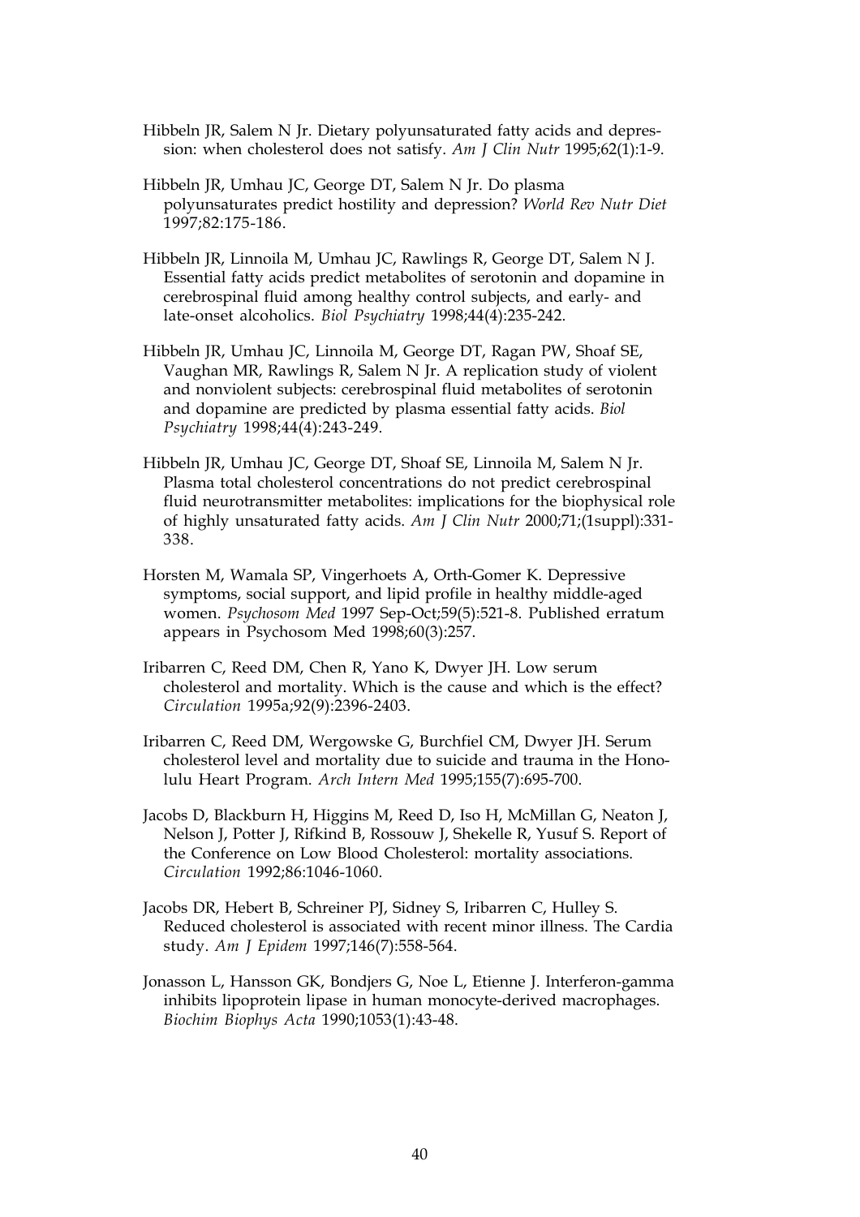Hibbeln JR, Salem N Jr. Dietary polyunsaturated fatty acids and depression: when cholesterol does not satisfy. *Am J Clin Nutr* 1995;62(1):1-9.

Hibbeln JR, Umhau JC, George DT, Salem N Jr. Do plasma polyunsaturates predict hostility and depression? *World Rev Nutr Diet* 1997;82:175-186.

Hibbeln JR, Linnoila M, Umhau JC, Rawlings R, George DT, Salem N J. Essential fatty acids predict metabolites of serotonin and dopamine in cerebrospinal fluid among healthy control subjects, and early- and late-onset alcoholics. *Biol Psychiatry* 1998;44(4):235-242.

Hibbeln JR, Umhau JC, Linnoila M, George DT, Ragan PW, Shoaf SE, Vaughan MR, Rawlings R, Salem N Jr. A replication study of violent and nonviolent subjects: cerebrospinal fluid metabolites of serotonin and dopamine are predicted by plasma essential fatty acids. *Biol Psychiatry* 1998;44(4):243-249.

Hibbeln JR, Umhau JC, George DT, Shoaf SE, Linnoila M, Salem N Jr. Plasma total cholesterol concentrations do not predict cerebrospinal fluid neurotransmitter metabolites: implications for the biophysical role of highly unsaturated fatty acids. *Am J Clin Nutr* 2000;71;(1suppl):331-338.

Horsten M, Wamala SP, Vingerhoets A, Orth-Gomer K. Depressive symptoms, social support, and lipid profile in healthy middle-aged women. *Psychosom Med* 1997 Sep-Oct;59(5):521-8. Published erratum appears in Psychosom Med 1998;60(3):257.

Iribarren C, Reed DM, Chen R, Yano K, Dwyer JH. Low serum cholesterol and mortality. Which is the cause and which is the effect? *Circulation* 1995a;92(9):2396-2403.

Iribarren C, Reed DM, Wergowske G, Burchfiel CM, Dwyer JH. Serum cholesterol level and mortality due to suicide and trauma in the Honolulu Heart Program. *Arch Intern Med* 1995;155(7):695-700.

Jacobs D, Blackburn H, Higgins M, Reed D, Iso H, McMillan G, Neaton J, Nelson J, Potter J, Rifkind B, Rossouw J, Shekelle R, Yusuf S. Report of the Conference on Low Blood Cholesterol: mortality associations. *Circulation* 1992;86:1046-1060.

Jacobs DR, Hebert B, Schreiner PJ, Sidney S, Iribarren C, Hulley S. Reduced cholesterol is associated with recent minor illness. The Cardia study. *Am J Epidem* 1997;146(7):558-564.

Jonasson L, Hansson GK, Bondjers G, Noe L, Etienne J. Interferon-gamma inhibits lipoprotein lipase in human monocyte-derived macrophages. *Biochim Biophys Acta* 1990;1053(1):43-48.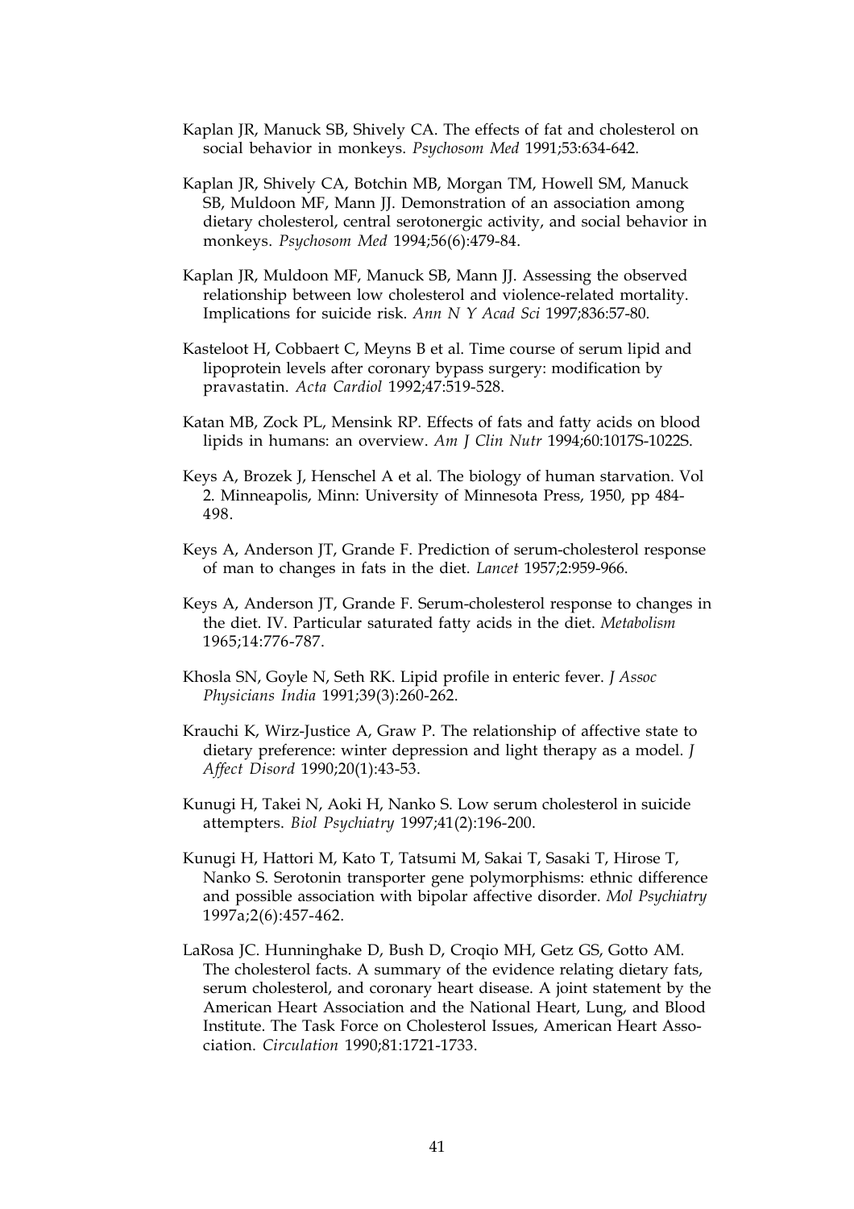Kaplan JR, Manuck SB, Shively CA. The effects of fat and cholesterol on social behavior in monkeys. *Psychosom Med* 1991;53:634-642.

Kaplan JR, Shively CA, Botchin MB, Morgan TM, Howell SM, Manuck SB, Muldoon MF, Mann JJ. Demonstration of an association among dietary cholesterol, central serotonergic activity, and social behavior in monkeys. *Psychosom Med* 1994;56(6):479-84.

Kaplan JR, Muldoon MF, Manuck SB, Mann JJ. Assessing the observed relationship between low cholesterol and violence-related mortality. Implications for suicide risk. *Ann N Y Acad Sci* 1997;836:57-80.

Kasteloot H, Cobbaert C, Meyns B et al. Time course of serum lipid and lipoprotein levels after coronary bypass surgery: modification by pravastatin. *Acta Cardiol* 1992;47:519-528.

Katan MB, Zock PL, Mensink RP. Effects of fats and fatty acids on blood lipids in humans: an overview. *Am J Clin Nutr* 1994;60:1017S-1022S.

Keys A, Brozek J, Henschel A et al. The biology of human starvation. Vol 2. Minneapolis, Minn: University of Minnesota Press, 1950, pp 484-498.

Keys A, Anderson JT, Grande F. Prediction of serum-cholesterol response of man to changes in fats in the diet. *Lancet* 1957;2:959-966.

Keys A, Anderson JT, Grande F. Serum-cholesterol response to changes in the diet. IV. Particular saturated fatty acids in the diet. *Metabolism* 1965;14:776-787.

Khosla SN, Goyle N, Seth RK. Lipid profile in enteric fever. *J Assoc Physicians India* 1991;39(3):260-262.

Krauchi K, Wirz-Justice A, Graw P. The relationship of affective state to dietary preference: winter depression and light therapy as a model. *J Affect Disord* 1990;20(1):43-53.

Kunugi H, Takei N, Aoki H, Nanko S. Low serum cholesterol in suicide attempters. *Biol Psychiatry* 1997;41(2):196-200.

Kunugi H, Hattori M, Kato T, Tatsumi M, Sakai T, Sasaki T, Hirose T, Nanko S. Serotonin transporter gene polymorphisms: ethnic difference and possible association with bipolar affective disorder. *Mol Psychiatry* 1997a;2(6):457-462.

LaRosa JC. Hunninghake D, Bush D, Croqio MH, Getz GS, Gotto AM. The cholesterol facts. A summary of the evidence relating dietary fats, serum cholesterol, and coronary heart disease. A joint statement by the American Heart Association and the National Heart, Lung, and Blood Institute. The Task Force on Cholesterol Issues, American Heart Association. *Circulation* 1990;81:1721-1733.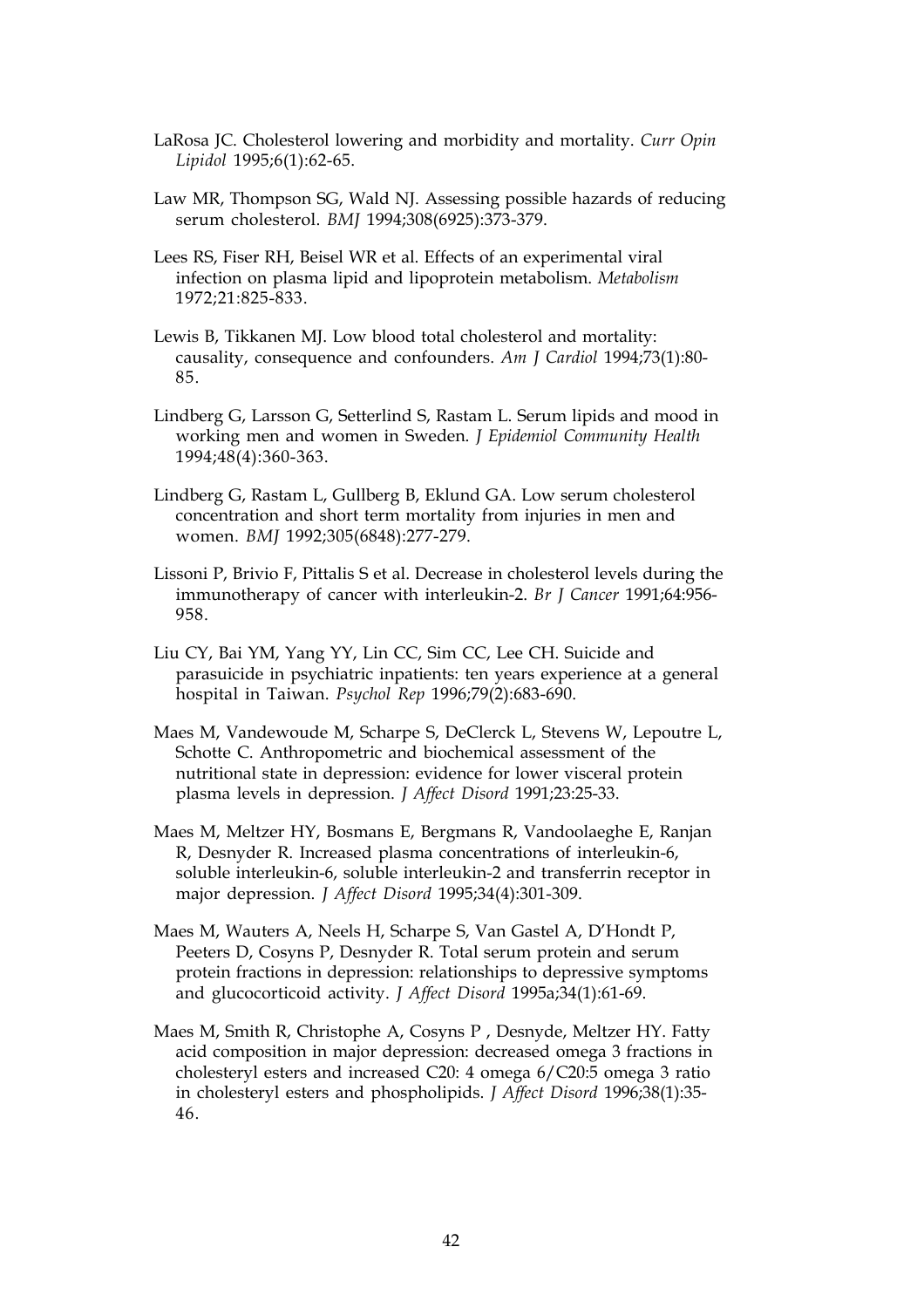LaRosa JC. Cholesterol lowering and morbidity and mortality. *Curr Opin Lipidol* 1995;6(1):62-65.

Law MR, Thompson SG, Wald NJ. Assessing possible hazards of reducing serum cholesterol. *BMJ* 1994;308(6925):373-379.

Lees RS, Fiser RH, Beisel WR et al. Effects of an experimental viral infection on plasma lipid and lipoprotein metabolism. *Metabolism* 1972;21:825-833.

Lewis B, Tikkanen MJ. Low blood total cholesterol and mortality: causality, consequence and confounders. *Am J Cardiol* 1994;73(1):80-85.

Lindberg G, Larsson G, Setterlind S, Rastam L. Serum lipids and mood in working men and women in Sweden. *J Epidemiol Community Health* 1994;48(4):360-363.

Lindberg G, Rastam L, Gullberg B, Eklund GA. Low serum cholesterol concentration and short term mortality from injuries in men and women. *BMJ* 1992;305(6848):277-279.

Lissoni P, Brivio F, Pittalis S et al. Decrease in cholesterol levels during the immunotherapy of cancer with interleukin-2. *Br J Cancer* 1991;64:956-958.

Liu CY, Bai YM, Yang YY, Lin CC, Sim CC, Lee CH. Suicide and parasuicide in psychiatric inpatients: ten years experience at a general hospital in Taiwan. *Psychol Rep* 1996;79(2):683-690.

Maes M, Vandewoude M, Scharpe S, DeClerck L, Stevens W, Lepoutre L, Schotte C. Anthropometric and biochemical assessment of the nutritional state in depression: evidence for lower visceral protein plasma levels in depression. *J Affect Disord* 1991;23:25-33.

Maes M, Meltzer HY, Bosmans E, Bergmans R, Vandoolaeghe E, Ranjan R, Desnyder R. Increased plasma concentrations of interleukin-6, soluble interleukin-6, soluble interleukin-2 and transferrin receptor in major depression. *J Affect Disord* 1995;34(4):301-309.

Maes M, Wauters A, Neels H, Scharpe S, Van Gastel A, D'Hondt P, Peeters D, Cosyns P, Desnyder R. Total serum protein and serum protein fractions in depression: relationships to depressive symptoms and glucocorticoid activity. *J Affect Disord* 1995a;34(1):61-69.

Maes M, Smith R, Christophe A, Cosyns P , Desnyde, Meltzer HY. Fatty acid composition in major depression: decreased omega 3 fractions in cholesteryl esters and increased C20: 4 omega 6/C20:5 omega 3 ratio in cholesteryl esters and phospholipids. *J Affect Disord* 1996;38(1):35-46.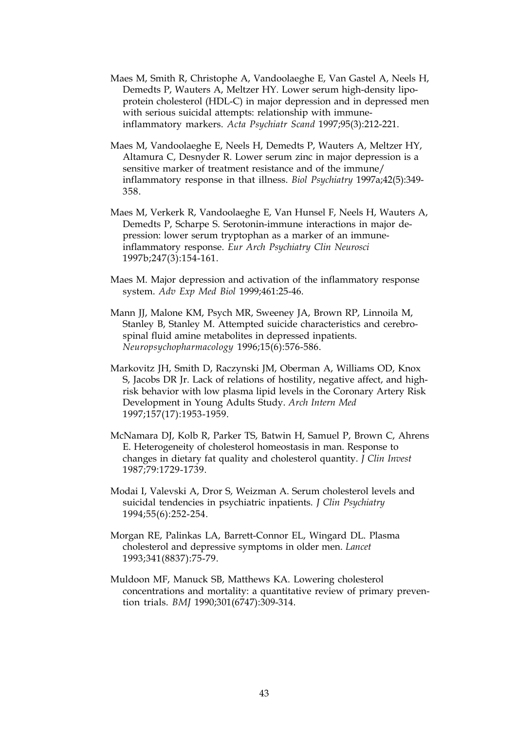Maes M, Smith R, Christophe A, Vandoolaeghe E, Van Gastel A, Neels H, Demedts P, Wauters A, Meltzer HY. Lower serum high-density lipoprotein cholesterol (HDL-C) in major depression and in depressed men with serious suicidal attempts: relationship with immune-inflammatory markers. *Acta Psychiatr Scand* 1997;95(3):212-221.

Maes M, Vandoolaeghe E, Neels H, Demedts P, Wauters A, Meltzer HY, Altamura C, Desnyder R. Lower serum zinc in major depression is a sensitive marker of treatment resistance and of the immune/inflammatory response in that illness. *Biol Psychiatry* 1997a;42(5):349-358.

Maes M, Verkerk R, Vandoolaeghe E, Van Hunsel F, Neels H, Wauters A, Demedts P, Scharpe S. Serotonin-immune interactions in major depression: lower serum tryptophan as a marker of an immune-inflammatory response. *Eur Arch Psychiatry Clin Neurosci* 1997b;247(3):154-161.

Maes M. Major depression and activation of the inflammatory response system. *Adv Exp Med Biol* 1999;461:25-46.

Mann JJ, Malone KM, Psych MR, Sweeney JA, Brown RP, Linnoila M, Stanley B, Stanley M. Attempted suicide characteristics and cerebrospinal fluid amine metabolites in depressed inpatients. *Neuropsychopharmacology* 1996;15(6):576-586.

Markovitz JH, Smith D, Raczynski JM, Oberman A, Williams OD, Knox S, Jacobs DR Jr. Lack of relations of hostility, negative affect, and high-risk behavior with low plasma lipid levels in the Coronary Artery Risk Development in Young Adults Study. *Arch Intern Med* 1997;157(17):1953-1959.

McNamara DJ, Kolb R, Parker TS, Batwin H, Samuel P, Brown C, Ahrens E. Heterogeneity of cholesterol homeostasis in man. Response to changes in dietary fat quality and cholesterol quantity. *J Clin Invest* 1987;79:1729-1739.

Modai I, Valevski A, Dror S, Weizman A. Serum cholesterol levels and suicidal tendencies in psychiatric inpatients. *J Clin Psychiatry* 1994;55(6):252-254.

Morgan RE, Palinkas LA, Barrett-Connor EL, Wingard DL. Plasma cholesterol and depressive symptoms in older men. *Lancet* 1993;341(8837):75-79.

Muldoon MF, Manuck SB, Matthews KA. Lowering cholesterol concentrations and mortality: a quantitative review of primary prevention trials. *BMJ* 1990;301(6747):309-314.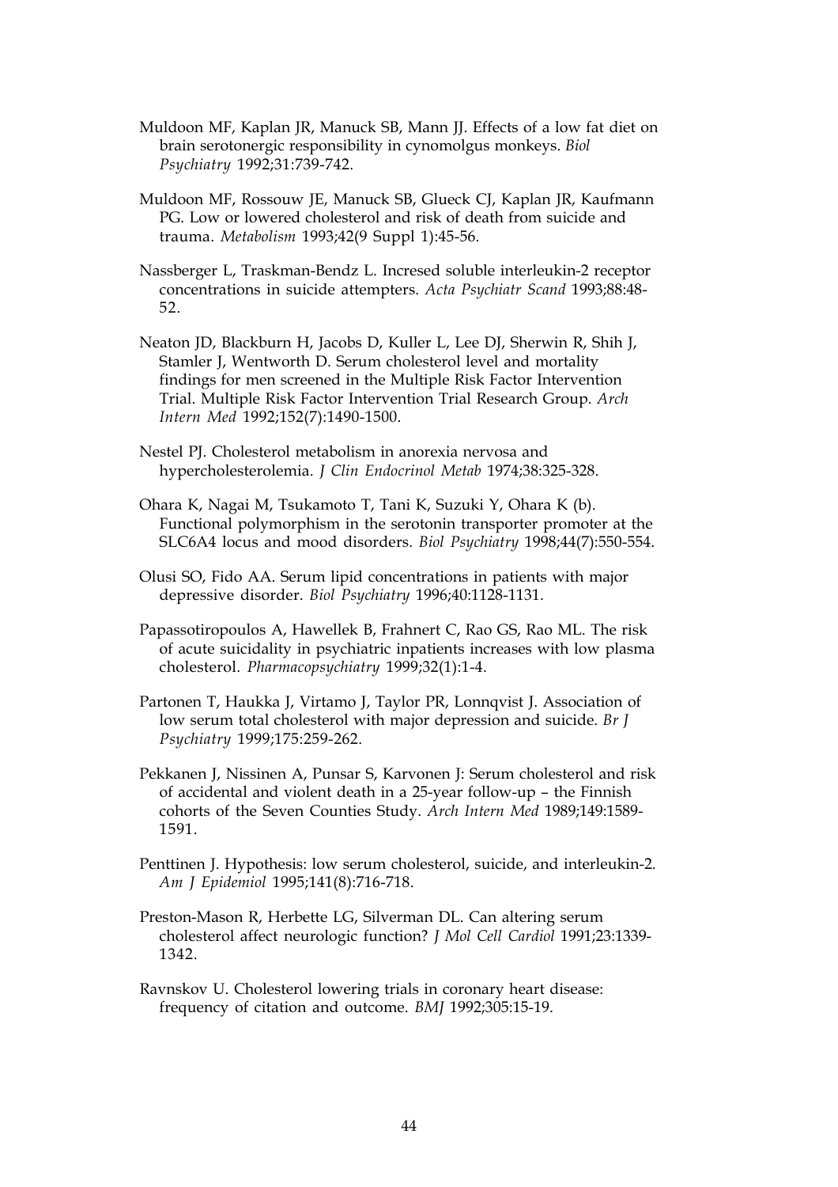Muldoon MF, Kaplan JR, Manuck SB, Mann JJ. Effects of a low fat diet on brain serotonergic responsibility in cynomolgus monkeys. *Biol Psychiatry* 1992;31:739-742.

Muldoon MF, Rossouw JE, Manuck SB, Glueck CJ, Kaplan JR, Kaufmann PG. Low or lowered cholesterol and risk of death from suicide and trauma. *Metabolism* 1993;42(9 Suppl 1):45-56.

Nassberger L, Traskman-Bendz L. Incresed soluble interleukin-2 receptor concentrations in suicide attempters. *Acta Psychiatr Scand* 1993;88:48-52.

Neaton JD, Blackburn H, Jacobs D, Kuller L, Lee DJ, Sherwin R, Shih J, Stamler J, Wentworth D. Serum cholesterol level and mortality findings for men screened in the Multiple Risk Factor Intervention Trial. Multiple Risk Factor Intervention Trial Research Group. *Arch Intern Med* 1992;152(7):1490-1500.

Nestel PJ. Cholesterol metabolism in anorexia nervosa and hypercholesterolemia. *J Clin Endocrinol Metab* 1974;38:325-328.

Ohara K, Nagai M, Tsukamoto T, Tani K, Suzuki Y, Ohara K (b). Functional polymorphism in the serotonin transporter promoter at the SLC6A4 locus and mood disorders. *Biol Psychiatry* 1998;44(7):550-554.

Olusi SO, Fido AA. Serum lipid concentrations in patients with major depressive disorder. *Biol Psychiatry* 1996;40:1128-1131.

Papassotiropoulos A, Hawellek B, Frahnert C, Rao GS, Rao ML. The risk of acute suicidality in psychiatric inpatients increases with low plasma cholesterol. *Pharmacopsychiatry* 1999;32(1):1-4.

Partonen T, Haukka J, Virtamo J, Taylor PR, Lonnqvist J. Association of low serum total cholesterol with major depression and suicide. *Br J Psychiatry* 1999;175:259-262.

Pekkanen J, Nissinen A, Punsar S, Karvonen J: Serum cholesterol and risk of accidental and violent death in a 25-year follow-up – the Finnish cohorts of the Seven Counties Study. *Arch Intern Med* 1989;149:1589-1591.

Penttinen J. Hypothesis: low serum cholesterol, suicide, and interleukin-2. *Am J Epidemiol* 1995;141(8):716-718.

Preston-Mason R, Herbette LG, Silverman DL. Can altering serum cholesterol affect neurologic function? *J Mol Cell Cardiol* 1991;23:1339-1342.

Ravnskov U. Cholesterol lowering trials in coronary heart disease: frequency of citation and outcome. *BMJ* 1992;305:15-19.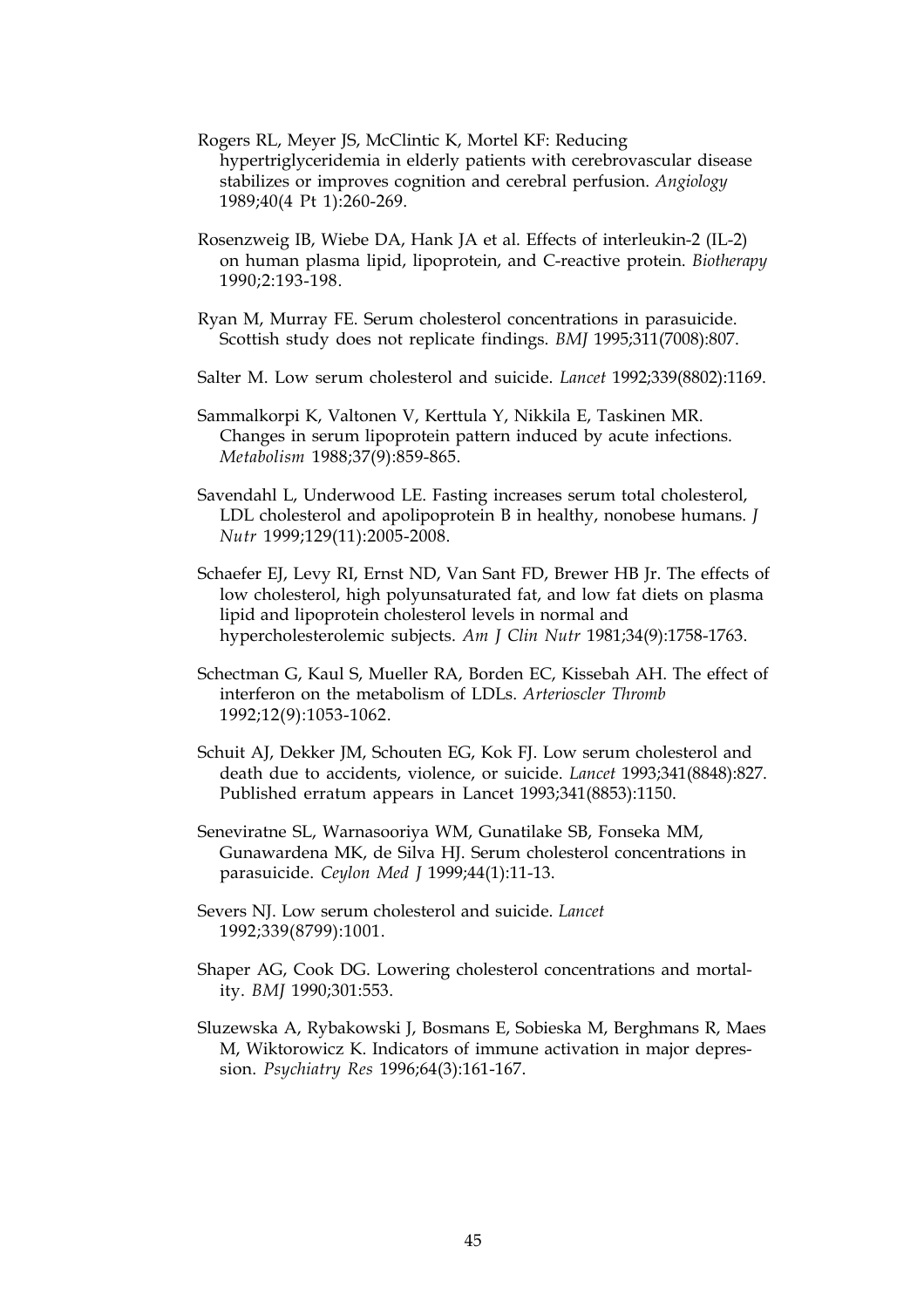Rogers RL, Meyer JS, McClintic K, Mortel KF: Reducing hypertriglyceridemia in elderly patients with cerebrovascular disease stabilizes or improves cognition and cerebral perfusion. *Angiology* 1989;40(4 Pt 1):260-269.

Rosenzweig IB, Wiebe DA, Hank JA et al. Effects of interleukin-2 (IL-2) on human plasma lipid, lipoprotein, and C-reactive protein. *Biotherapy* 1990;2:193-198.

Ryan M, Murray FE. Serum cholesterol concentrations in parasuicide. Scottish study does not replicate findings. *BMJ* 1995;311(7008):807.

Salter M. Low serum cholesterol and suicide. *Lancet* 1992;339(8802):1169.

Sammalkorpi K, Valtonen V, Kerttula Y, Nikkila E, Taskinen MR. Changes in serum lipoprotein pattern induced by acute infections. *Metabolism* 1988;37(9):859-865.

Savendahl L, Underwood LE. Fasting increases serum total cholesterol, LDL cholesterol and apolipoprotein B in healthy, nonobese humans. *J Nutr* 1999;129(11):2005-2008.

Schaefer EJ, Levy RI, Ernst ND, Van Sant FD, Brewer HB Jr. The effects of low cholesterol, high polyunsaturated fat, and low fat diets on plasma lipid and lipoprotein cholesterol levels in normal and hypercholesterolemic subjects. *Am J Clin Nutr* 1981;34(9):1758-1763.

Schectman G, Kaul S, Mueller RA, Borden EC, Kissebah AH. The effect of interferon on the metabolism of LDLs. *Arterioscler Thromb* 1992;12(9):1053-1062.

Schuit AJ, Dekker JM, Schouten EG, Kok FJ. Low serum cholesterol and death due to accidents, violence, or suicide. *Lancet* 1993;341(8848):827. Published erratum appears in Lancet 1993;341(8853):1150.

Seneviratne SL, Warnasooriya WM, Gunatilake SB, Fonseka MM, Gunawardena MK, de Silva HJ. Serum cholesterol concentrations in parasuicide. *Ceylon Med J* 1999;44(1):11-13.

Severs NJ. Low serum cholesterol and suicide. *Lancet* 1992;339(8799):1001.

Shaper AG, Cook DG. Lowering cholesterol concentrations and mortality. *BMJ* 1990;301:553.

Sluzewska A, Rybakowski J, Bosmans E, Sobieska M, Berghmans R, Maes M, Wiktorowicz K. Indicators of immune activation in major depression. *Psychiatry Res* 1996;64(3):161-167.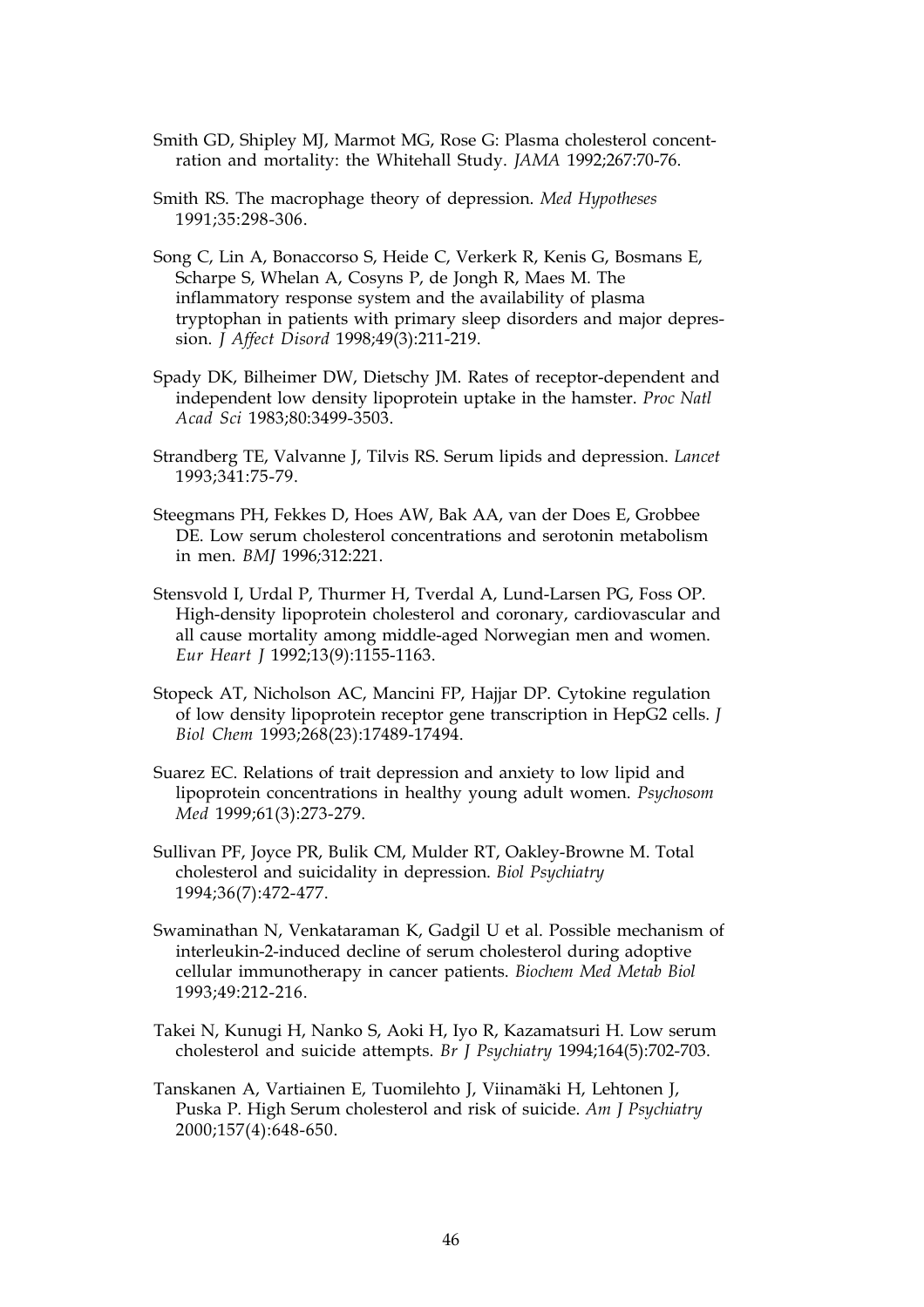Smith GD, Shipley MJ, Marmot MG, Rose G: Plasma cholesterol concentration and mortality: the Whitehall Study. *JAMA* 1992;267:70-76.

Smith RS. The macrophage theory of depression. *Med Hypotheses* 1991;35:298-306.

Song C, Lin A, Bonaccorso S, Heide C, Verkerk R, Kenis G, Bosmans E, Scharpe S, Whelan A, Cosyns P, de Jongh R, Maes M. The inflammatory response system and the availability of plasma tryptophan in patients with primary sleep disorders and major depression. *J Affect Disord* 1998;49(3):211-219.

Spady DK, Bilheimer DW, Dietschy JM. Rates of receptor-dependent and independent low density lipoprotein uptake in the hamster. *Proc Natl Acad Sci* 1983;80:3499-3503.

Strandberg TE, Valvanne J, Tilvis RS. Serum lipids and depression. *Lancet* 1993;341:75-79.

Steegmans PH, Fekkes D, Hoes AW, Bak AA, van der Does E, Grobbee DE. Low serum cholesterol concentrations and serotonin metabolism in men. *BMJ* 1996;312:221.

Stensvold I, Urdal P, Thurmer H, Tverdal A, Lund-Larsen PG, Foss OP. High-density lipoprotein cholesterol and coronary, cardiovascular and all cause mortality among middle-aged Norwegian men and women. *Eur Heart J* 1992;13(9):1155-1163.

Stopeck AT, Nicholson AC, Mancini FP, Hajjar DP. Cytokine regulation of low density lipoprotein receptor gene transcription in HepG2 cells. *J Biol Chem* 1993;268(23):17489-17494.

Suarez EC. Relations of trait depression and anxiety to low lipid and lipoprotein concentrations in healthy young adult women. *Psychosom Med* 1999;61(3):273-279.

Sullivan PF, Joyce PR, Bulik CM, Mulder RT, Oakley-Browne M. Total cholesterol and suicidality in depression. *Biol Psychiatry* 1994;36(7):472-477.

Swaminathan N, Venkataraman K, Gadgil U et al. Possible mechanism of interleukin-2-induced decline of serum cholesterol during adoptive cellular immunotherapy in cancer patients. *Biochem Med Metab Biol* 1993;49:212-216.

Takei N, Kunugi H, Nanko S, Aoki H, Iyo R, Kazamatsuri H. Low serum cholesterol and suicide attempts. *Br J Psychiatry* 1994;164(5):702-703.

Tanskanen A, Vartiainen E, Tuomilehto J, Viinamäki H, Lehtonen J, Puska P. High Serum cholesterol and risk of suicide. *Am J Psychiatry* 2000;157(4):648-650.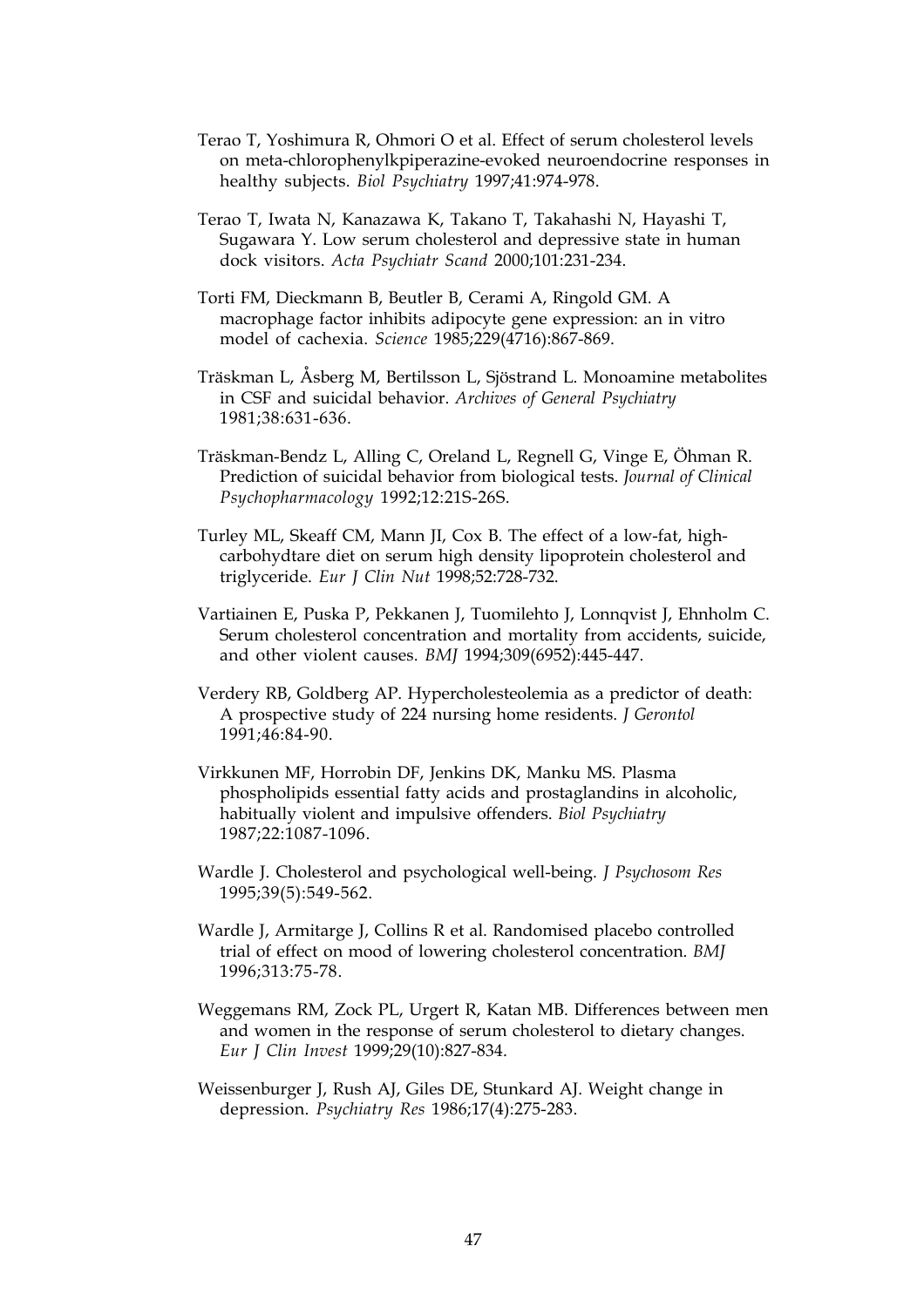Terao T, Yoshimura R, Ohmori O et al. Effect of serum cholesterol levels on meta-chlorophenylkpiperazine-evoked neuroendocrine responses in healthy subjects. *Biol Psychiatry* 1997;41:974-978.

Terao T, Iwata N, Kanazawa K, Takano T, Takahashi N, Hayashi T, Sugawara Y. Low serum cholesterol and depressive state in human dock visitors. *Acta Psychiatr Scand* 2000;101:231-234.

Torti FM, Dieckmann B, Beutler B, Cerami A, Ringold GM. A macrophage factor inhibits adipocyte gene expression: an in vitro model of cachexia. *Science* 1985;229(4716):867-869.

Träskman L, Åsberg M, Bertilsson L, Sjöstrand L. Monoamine metabolites in CSF and suicidal behavior. *Archives of General Psychiatry* 1981;38:631-636.

Träskman-Bendz L, Alling C, Oreland L, Regnell G, Vinge E, Öhman R. Prediction of suicidal behavior from biological tests. *Journal of Clinical Psychopharmacology* 1992;12:21S-26S.

Turley ML, Skeaff CM, Mann JI, Cox B. The effect of a low-fat, high-carbohydtare diet on serum high density lipoprotein cholesterol and triglyceride. *Eur J Clin Nut* 1998;52:728-732.

Vartiainen E, Puska P, Pekkanen J, Tuomilehto J, Lonnqvist J, Ehnholm C. Serum cholesterol concentration and mortality from accidents, suicide, and other violent causes. *BMJ* 1994;309(6952):445-447.

Verdery RB, Goldberg AP. Hypercholesteolemia as a predictor of death: A prospective study of 224 nursing home residents. *J Gerontol* 1991;46:84-90.

Virkkunen MF, Horrobin DF, Jenkins DK, Manku MS. Plasma phospholipids essential fatty acids and prostaglandins in alcoholic, habitually violent and impulsive offenders. *Biol Psychiatry* 1987;22:1087-1096.

Wardle J. Cholesterol and psychological well-being. *J Psychosom Res* 1995;39(5):549-562.

Wardle J, Armitarge J, Collins R et al. Randomised placebo controlled trial of effect on mood of lowering cholesterol concentration. *BMJ* 1996;313:75-78.

Weggemans RM, Zock PL, Urgert R, Katan MB. Differences between men and women in the response of serum cholesterol to dietary changes. *Eur J Clin Invest* 1999;29(10):827-834.

Weissenburger J, Rush AJ, Giles DE, Stunkard AJ. Weight change in depression. *Psychiatry Res* 1986;17(4):275-283.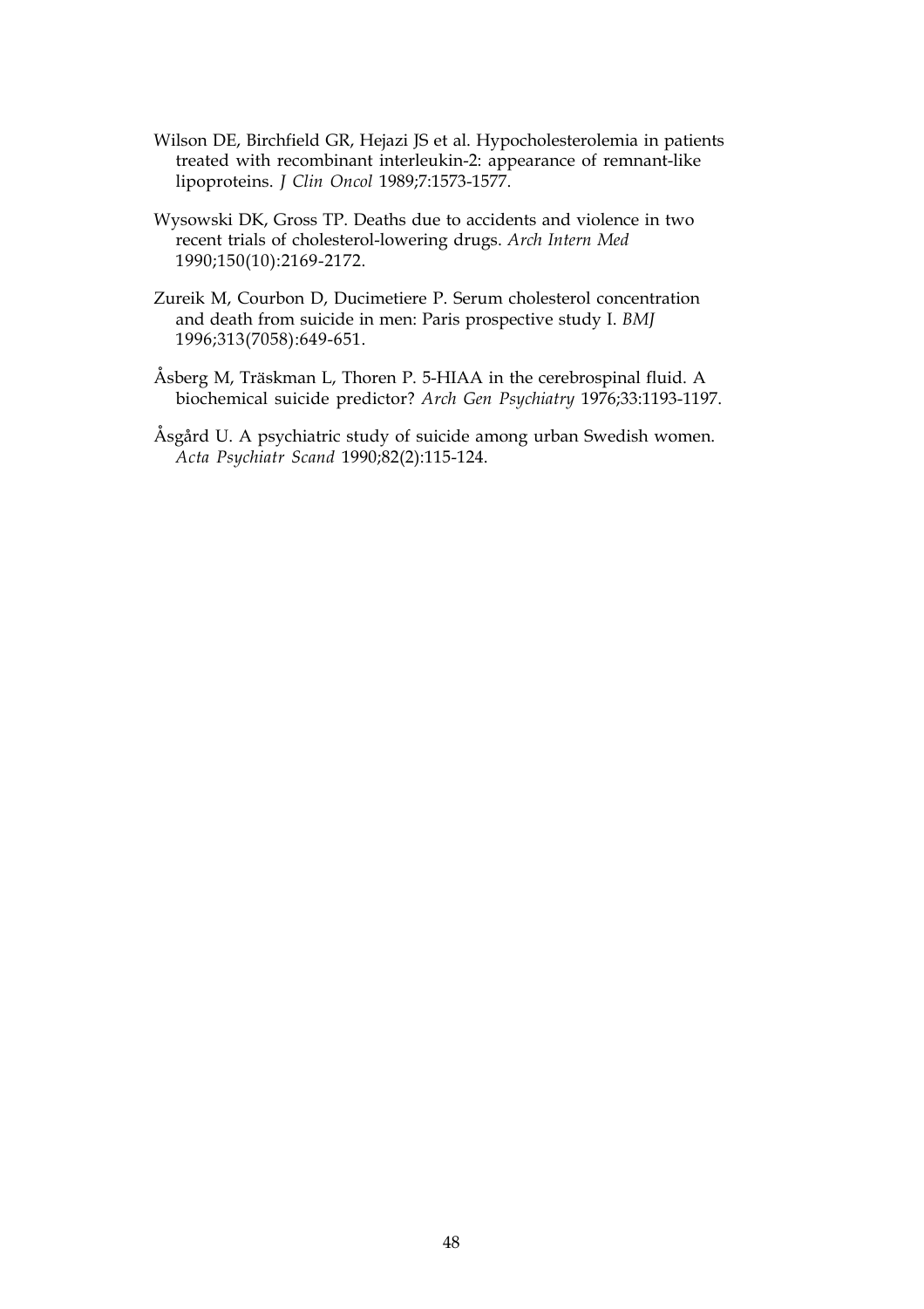Wilson DE, Birchfield GR, Hejazi JS et al. Hypocholesterolemia in patients treated with recombinant interleukin-2: appearance of remnant-like lipoproteins. *J Clin Oncol* 1989;7:1573-1577.

Wysowski DK, Gross TP. Deaths due to accidents and violence in two recent trials of cholesterol-lowering drugs. *Arch Intern Med* 1990;150(10):2169-2172.

Zureik M, Courbon D, Ducimetiere P. Serum cholesterol concentration and death from suicide in men: Paris prospective study I. *BMJ* 1996;313(7058):649-651.

Åsberg M, Träskman L, Thoren P. 5-HIAA in the cerebrospinal fluid. A biochemical suicide predictor? *Arch Gen Psychiatry* 1976;33:1193-1197.

Åsgård U. A psychiatric study of suicide among urban Swedish women. *Acta Psychiatr Scand* 1990;82(2):115-124.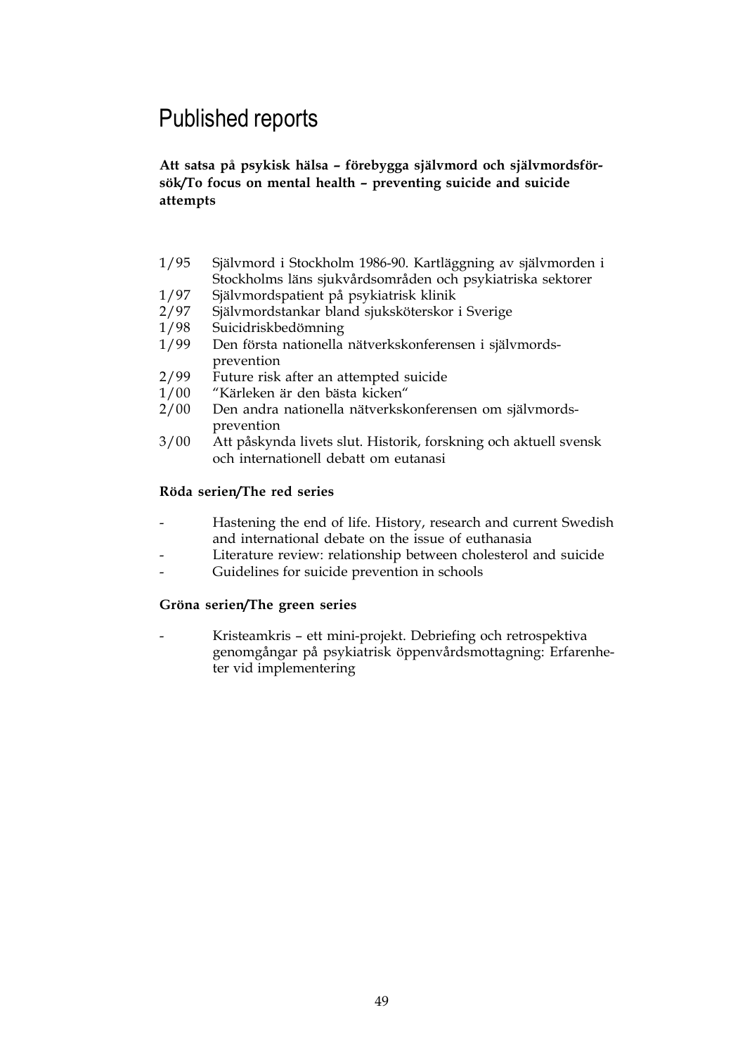# Published reports

**Att satsa på psykisk hälsa – förebygga självmord och självmordsförsök/To focus on mental health – preventing suicide and suicide attempts**

1/95 Självmord i Stockholm 1986-90. Kartläggning av självmorden i Stockholms läns sjukvårdsområden och psykiatriska sektorer
1/97 Självmordspatient på psykiatrisk klinik
2/97 Självmordstankar bland sjuksköterskor i Sverige
1/98 Suicidriskbedömning
1/99 Den första nationella nätverkskonferensen i självmordsprevention
2/99 Future risk after an attempted suicide
1/00 "Kärleken är den bästa kicken"
2/00 Den andra nationella nätverkskonferensen om självmordsprevention
3/00 Att påskynda livets slut. Historik, forskning och aktuell svensk och internationell debatt om eutanasi

**Röda serien/The red series**

- Hastening the end of life. History, research and current Swedish and international debate on the issue of euthanasia
- Literature review: relationship between cholesterol and suicide
- Guidelines for suicide prevention in schools

**Gröna serien/The green series**

- Kristeamkris – ett mini-projekt. Debriefing och retrospektiva genomgångar på psykiatrisk öppenvårdsmottagning: Erfarenheter vid implementering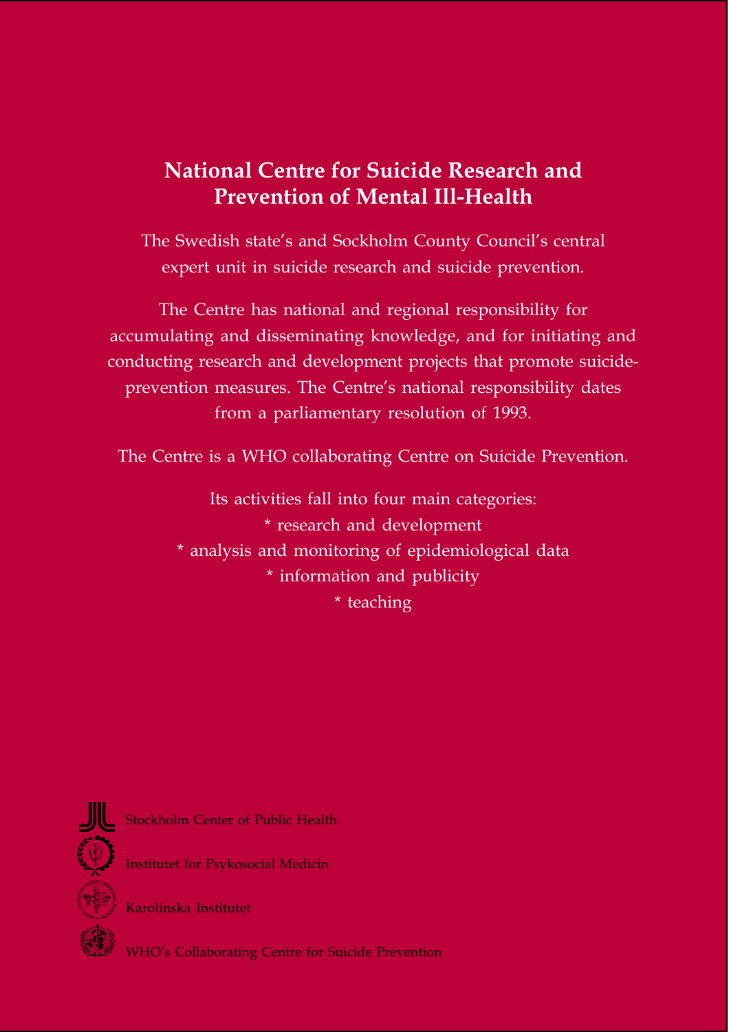## National Centre for Suicide Research and Prevention of Mental Ill-Health

The Swedish state's and Sockholm County Council's central expert unit in suicide research and suicide prevention.

The Centre has national and regional responsibility for accumulating and disseminating knowledge, and for initiating and conducting research and development projects that promote suicide-prevention measures. The Centre's national responsibility dates from a parliamentary resolution of 1993.

The Centre is a WHO collaborating Centre on Suicide Prevention.

Its activities fall into four main categories:

* research and development
* analysis and monitoring of epidemiological data
* information and publicity
* teaching

Stockholm Center of Public Health

Institutet for Psykosocial Medicin

Karolinska Institutet

WHO's Collaborating Centre for Suicide Prevention